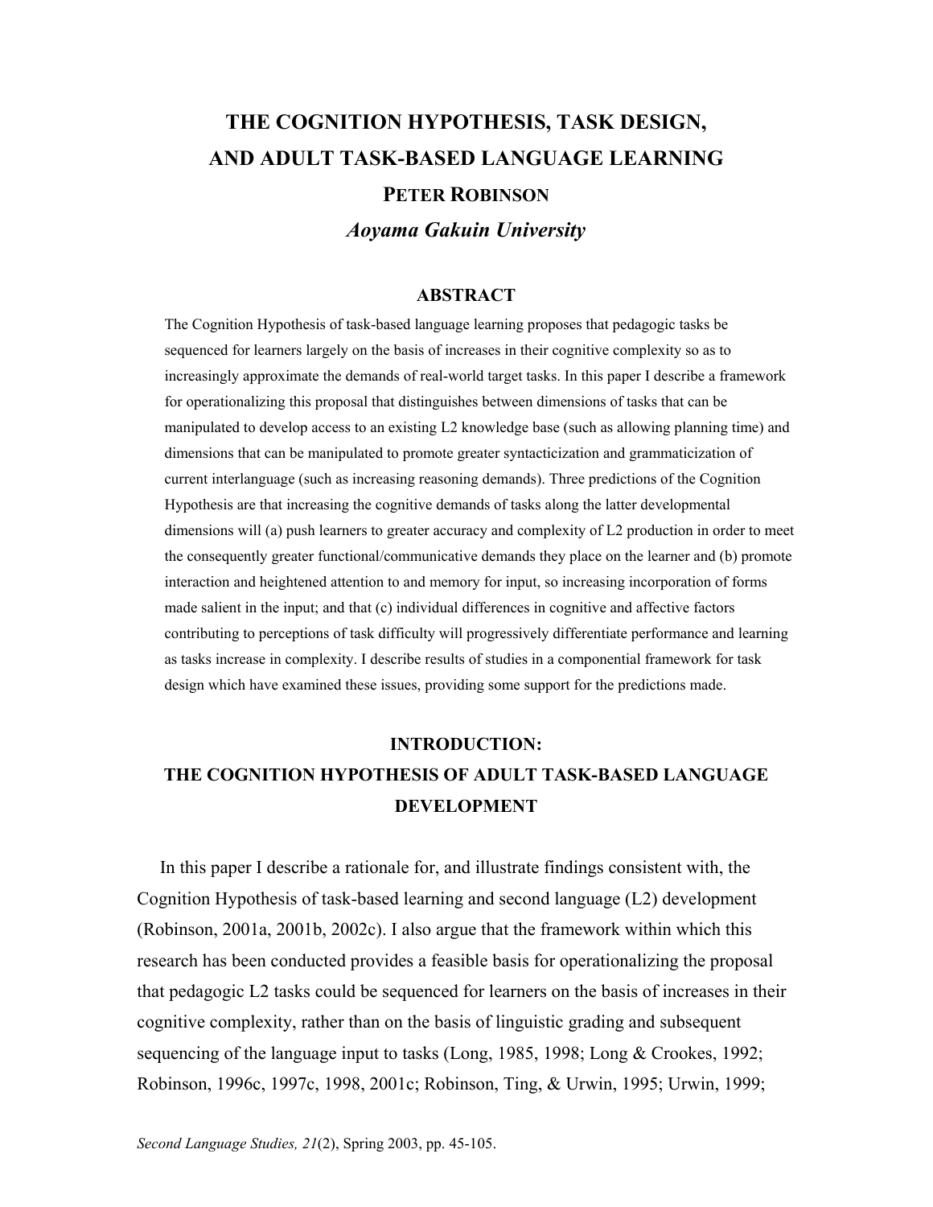# THE COGNITION HYPOTHESIS, TASK DESIGN, AND ADULT TASK-BASED LANGUAGE LEARNING

**PETER ROBINSON**

***Aoyama Gakuin University***

## ABSTRACT

The Cognition Hypothesis of task-based language learning proposes that pedagogic tasks be sequenced for learners largely on the basis of increases in their cognitive complexity so as to increasingly approximate the demands of real-world target tasks. In this paper I describe a framework for operationalizing this proposal that distinguishes between dimensions of tasks that can be manipulated to develop access to an existing L2 knowledge base (such as allowing planning time) and dimensions that can be manipulated to promote greater syntacticization and grammaticization of current interlanguage (such as increasing reasoning demands). Three predictions of the Cognition Hypothesis are that increasing the cognitive demands of tasks along the latter developmental dimensions will (a) push learners to greater accuracy and complexity of L2 production in order to meet the consequently greater functional/communicative demands they place on the learner and (b) promote interaction and heightened attention to and memory for input, so increasing incorporation of forms made salient in the input; and that (c) individual differences in cognitive and affective factors contributing to perceptions of task difficulty will progressively differentiate performance and learning as tasks increase in complexity. I describe results of studies in a componential framework for task design which have examined these issues, providing some support for the predictions made.

## INTRODUCTION: THE COGNITION HYPOTHESIS OF ADULT TASK-BASED LANGUAGE DEVELOPMENT

In this paper I describe a rationale for, and illustrate findings consistent with, the Cognition Hypothesis of task-based learning and second language (L2) development (Robinson, 2001a, 2001b, 2002c). I also argue that the framework within which this research has been conducted provides a feasible basis for operationalizing the proposal that pedagogic L2 tasks could be sequenced for learners on the basis of increases in their cognitive complexity, rather than on the basis of linguistic grading and subsequent sequencing of the language input to tasks (Long, 1985, 1998; Long & Crookes, 1992; Robinson, 1996c, 1997c, 1998, 2001c; Robinson, Ting, & Urwin, 1995; Urwin, 1999;

*Second Language Studies, 21*(2), Spring 2003, pp. 45-105.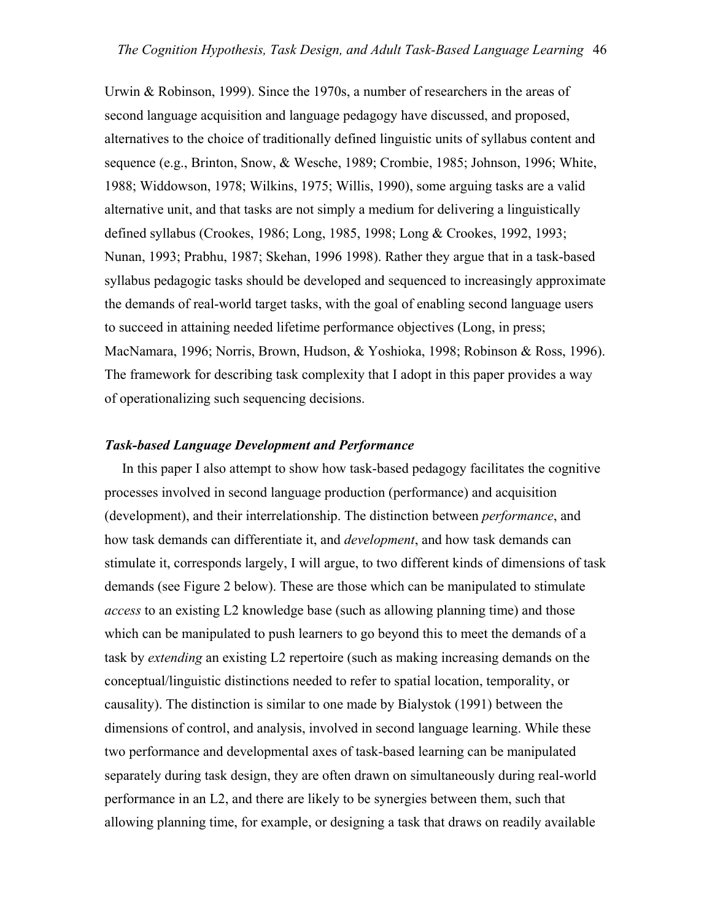Urwin & Robinson, 1999). Since the 1970s, a number of researchers in the areas of second language acquisition and language pedagogy have discussed, and proposed, alternatives to the choice of traditionally defined linguistic units of syllabus content and sequence (e.g., Brinton, Snow, & Wesche, 1989; Crombie, 1985; Johnson, 1996; White, 1988; Widdowson, 1978; Wilkins, 1975; Willis, 1990), some arguing tasks are a valid alternative unit, and that tasks are not simply a medium for delivering a linguistically defined syllabus (Crookes, 1986; Long, 1985, 1998; Long & Crookes, 1992, 1993; Nunan, 1993; Prabhu, 1987; Skehan, 1996 1998). Rather they argue that in a task-based syllabus pedagogic tasks should be developed and sequenced to increasingly approximate the demands of real-world target tasks, with the goal of enabling second language users to succeed in attaining needed lifetime performance objectives (Long, in press; MacNamara, 1996; Norris, Brown, Hudson, & Yoshioka, 1998; Robinson & Ross, 1996). The framework for describing task complexity that I adopt in this paper provides a way of operationalizing such sequencing decisions.

### *Task-based Language Development and Performance*

In this paper I also attempt to show how task-based pedagogy facilitates the cognitive processes involved in second language production (performance) and acquisition (development), and their interrelationship. The distinction between *performance*, and how task demands can differentiate it, and *development*, and how task demands can stimulate it, corresponds largely, I will argue, to two different kinds of dimensions of task demands (see Figure 2 below). These are those which can be manipulated to stimulate *access* to an existing L2 knowledge base (such as allowing planning time) and those which can be manipulated to push learners to go beyond this to meet the demands of a task by *extending* an existing L2 repertoire (such as making increasing demands on the conceptual/linguistic distinctions needed to refer to spatial location, temporality, or causality). The distinction is similar to one made by Bialystok (1991) between the dimensions of control, and analysis, involved in second language learning. While these two performance and developmental axes of task-based learning can be manipulated separately during task design, they are often drawn on simultaneously during real-world performance in an L2, and there are likely to be synergies between them, such that allowing planning time, for example, or designing a task that draws on readily available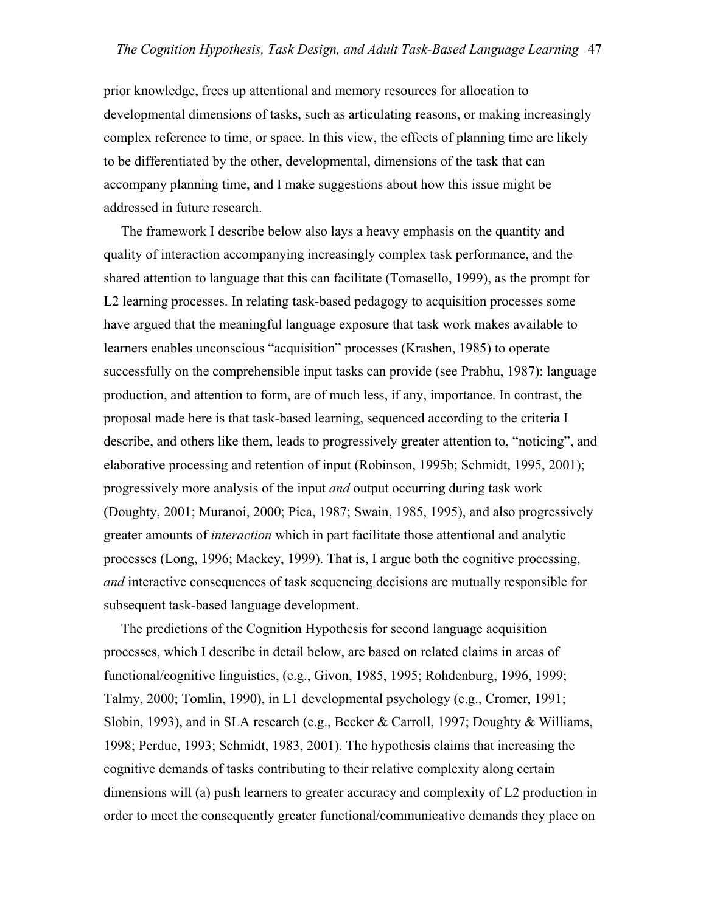prior knowledge, frees up attentional and memory resources for allocation to developmental dimensions of tasks, such as articulating reasons, or making increasingly complex reference to time, or space. In this view, the effects of planning time are likely to be differentiated by the other, developmental, dimensions of the task that can accompany planning time, and I make suggestions about how this issue might be addressed in future research.

The framework I describe below also lays a heavy emphasis on the quantity and quality of interaction accompanying increasingly complex task performance, and the shared attention to language that this can facilitate (Tomasello, 1999), as the prompt for L2 learning processes. In relating task-based pedagogy to acquisition processes some have argued that the meaningful language exposure that task work makes available to learners enables unconscious "acquisition" processes (Krashen, 1985) to operate successfully on the comprehensible input tasks can provide (see Prabhu, 1987): language production, and attention to form, are of much less, if any, importance. In contrast, the proposal made here is that task-based learning, sequenced according to the criteria I describe, and others like them, leads to progressively greater attention to, "noticing", and elaborative processing and retention of input (Robinson, 1995b; Schmidt, 1995, 2001); progressively more analysis of the input *and* output occurring during task work (Doughty, 2001; Muranoi, 2000; Pica, 1987; Swain, 1985, 1995), and also progressively greater amounts of *interaction* which in part facilitate those attentional and analytic processes (Long, 1996; Mackey, 1999). That is, I argue both the cognitive processing, *and* interactive consequences of task sequencing decisions are mutually responsible for subsequent task-based language development.

The predictions of the Cognition Hypothesis for second language acquisition processes, which I describe in detail below, are based on related claims in areas of functional/cognitive linguistics, (e.g., Givon, 1985, 1995; Rohdenburg, 1996, 1999; Talmy, 2000; Tomlin, 1990), in L1 developmental psychology (e.g., Cromer, 1991; Slobin, 1993), and in SLA research (e.g., Becker & Carroll, 1997; Doughty & Williams, 1998; Perdue, 1993; Schmidt, 1983, 2001). The hypothesis claims that increasing the cognitive demands of tasks contributing to their relative complexity along certain dimensions will (a) push learners to greater accuracy and complexity of L2 production in order to meet the consequently greater functional/communicative demands they place on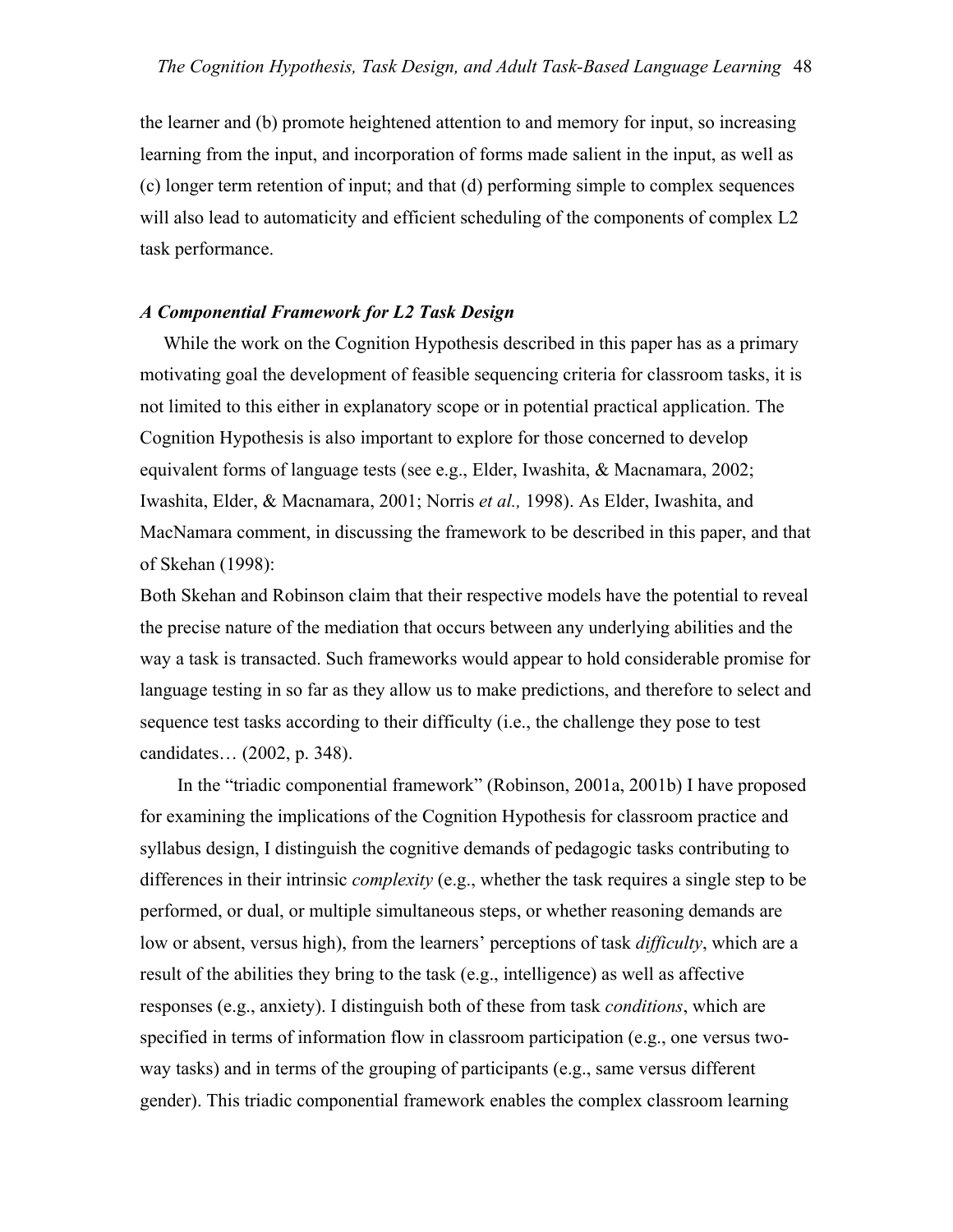the learner and (b) promote heightened attention to and memory for input, so increasing learning from the input, and incorporation of forms made salient in the input, as well as (c) longer term retention of input; and that (d) performing simple to complex sequences will also lead to automaticity and efficient scheduling of the components of complex L2 task performance.

### *A Componential Framework for L2 Task Design*

While the work on the Cognition Hypothesis described in this paper has as a primary motivating goal the development of feasible sequencing criteria for classroom tasks, it is not limited to this either in explanatory scope or in potential practical application. The Cognition Hypothesis is also important to explore for those concerned to develop equivalent forms of language tests (see e.g., Elder, Iwashita, & Macnamara, 2002; Iwashita, Elder, & Macnamara, 2001; Norris *et al.,* 1998). As Elder, Iwashita, and MacNamara comment, in discussing the framework to be described in this paper, and that of Skehan (1998):

Both Skehan and Robinson claim that their respective models have the potential to reveal the precise nature of the mediation that occurs between any underlying abilities and the way a task is transacted. Such frameworks would appear to hold considerable promise for language testing in so far as they allow us to make predictions, and therefore to select and sequence test tasks according to their difficulty (i.e., the challenge they pose to test candidates… (2002, p. 348).

In the "triadic componential framework" (Robinson, 2001a, 2001b) I have proposed for examining the implications of the Cognition Hypothesis for classroom practice and syllabus design, I distinguish the cognitive demands of pedagogic tasks contributing to differences in their intrinsic *complexity* (e.g., whether the task requires a single step to be performed, or dual, or multiple simultaneous steps, or whether reasoning demands are low or absent, versus high), from the learners' perceptions of task *difficulty*, which are a result of the abilities they bring to the task (e.g., intelligence) as well as affective responses (e.g., anxiety). I distinguish both of these from task *conditions*, which are specified in terms of information flow in classroom participation (e.g., one versus two-way tasks) and in terms of the grouping of participants (e.g., same versus different gender). This triadic componential framework enables the complex classroom learning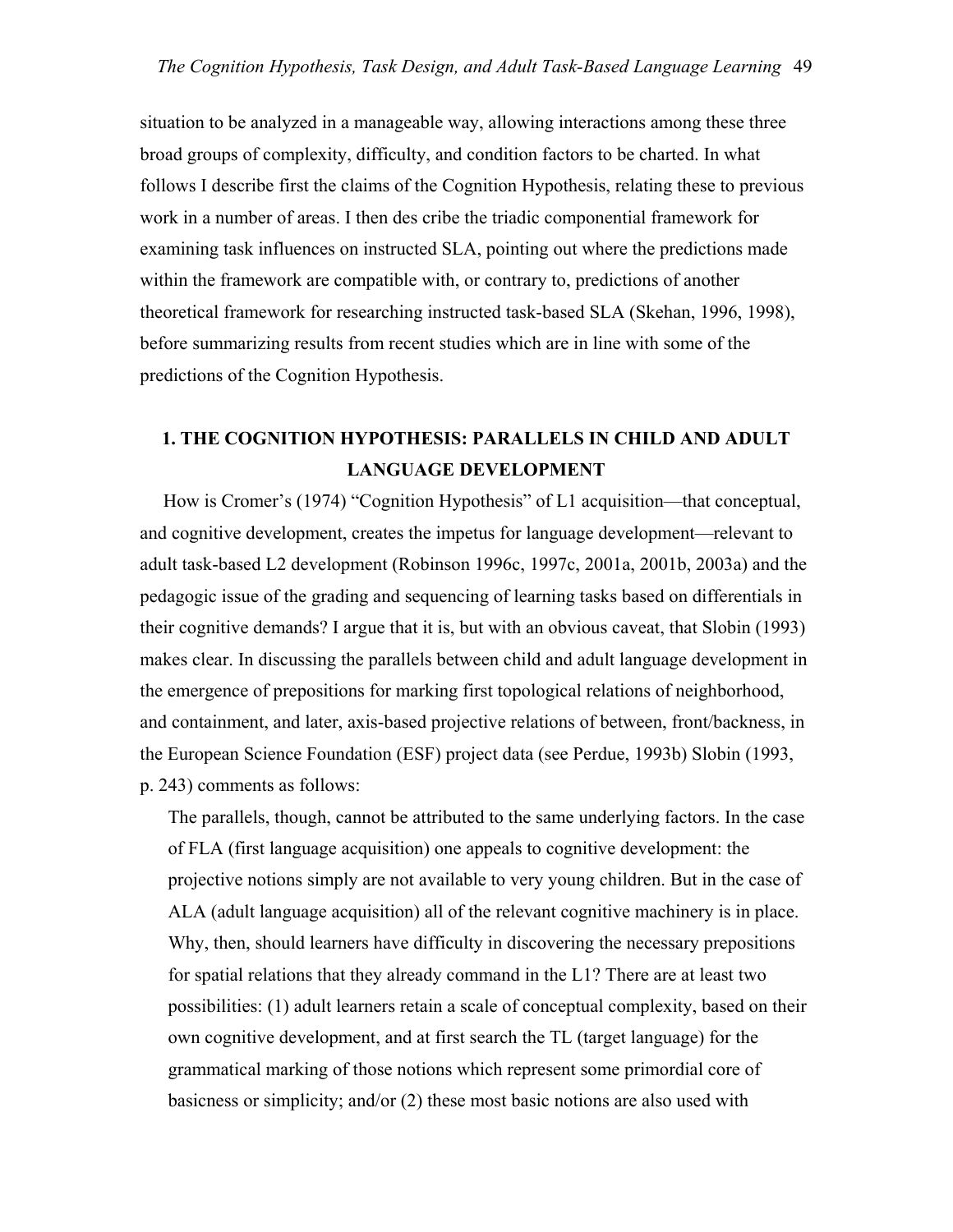situation to be analyzed in a manageable way, allowing interactions among these three broad groups of complexity, difficulty, and condition factors to be charted. In what follows I describe first the claims of the Cognition Hypothesis, relating these to previous work in a number of areas. I then des cribe the triadic componential framework for examining task influences on instructed SLA, pointing out where the predictions made within the framework are compatible with, or contrary to, predictions of another theoretical framework for researching instructed task-based SLA (Skehan, 1996, 1998), before summarizing results from recent studies which are in line with some of the predictions of the Cognition Hypothesis.

## 1. THE COGNITION HYPOTHESIS: PARALLELS IN CHILD AND ADULT LANGUAGE DEVELOPMENT

How is Cromer's (1974) "Cognition Hypothesis" of L1 acquisition—that conceptual, and cognitive development, creates the impetus for language development—relevant to adult task-based L2 development (Robinson 1996c, 1997c, 2001a, 2001b, 2003a) and the pedagogic issue of the grading and sequencing of learning tasks based on differentials in their cognitive demands? I argue that it is, but with an obvious caveat, that Slobin (1993) makes clear. In discussing the parallels between child and adult language development in the emergence of prepositions for marking first topological relations of neighborhood, and containment, and later, axis-based projective relations of between, front/backness, in the European Science Foundation (ESF) project data (see Perdue, 1993b) Slobin (1993, p. 243) comments as follows:

> The parallels, though, cannot be attributed to the same underlying factors. In the case of FLA (first language acquisition) one appeals to cognitive development: the projective notions simply are not available to very young children. But in the case of ALA (adult language acquisition) all of the relevant cognitive machinery is in place. Why, then, should learners have difficulty in discovering the necessary prepositions for spatial relations that they already command in the L1? There are at least two possibilities: (1) adult learners retain a scale of conceptual complexity, based on their own cognitive development, and at first search the TL (target language) for the grammatical marking of those notions which represent some primordial core of basicness or simplicity; and/or (2) these most basic notions are also used with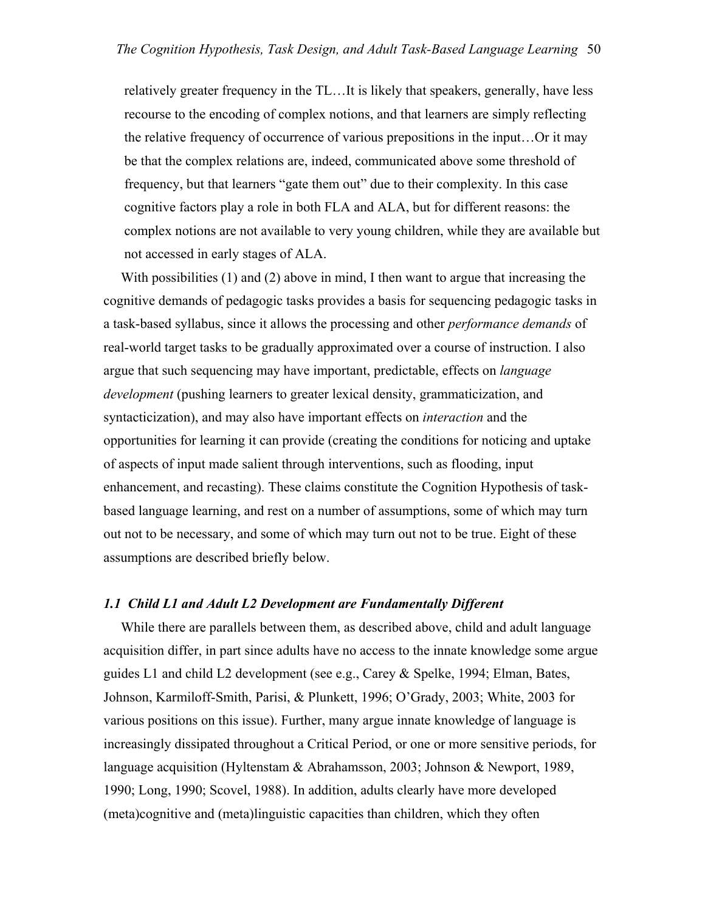> relatively greater frequency in the TL…It is likely that speakers, generally, have less recourse to the encoding of complex notions, and that learners are simply reflecting the relative frequency of occurrence of various prepositions in the input…Or it may be that the complex relations are, indeed, communicated above some threshold of frequency, but that learners "gate them out" due to their complexity. In this case cognitive factors play a role in both FLA and ALA, but for different reasons: the complex notions are not available to very young children, while they are available but not accessed in early stages of ALA.

With possibilities (1) and (2) above in mind, I then want to argue that increasing the cognitive demands of pedagogic tasks provides a basis for sequencing pedagogic tasks in a task-based syllabus, since it allows the processing and other *performance demands* of real-world target tasks to be gradually approximated over a course of instruction. I also argue that such sequencing may have important, predictable, effects on *language development* (pushing learners to greater lexical density, grammaticization, and syntacticization), and may also have important effects on *interaction* and the opportunities for learning it can provide (creating the conditions for noticing and uptake of aspects of input made salient through interventions, such as flooding, input enhancement, and recasting). These claims constitute the Cognition Hypothesis of task-based language learning, and rest on a number of assumptions, some of which may turn out not to be necessary, and some of which may turn out not to be true. Eight of these assumptions are described briefly below.

### *1.1 Child L1 and Adult L2 Development are Fundamentally Different*

While there are parallels between them, as described above, child and adult language acquisition differ, in part since adults have no access to the innate knowledge some argue guides L1 and child L2 development (see e.g., Carey & Spelke, 1994; Elman, Bates, Johnson, Karmiloff-Smith, Parisi, & Plunkett, 1996; O'Grady, 2003; White, 2003 for various positions on this issue). Further, many argue innate knowledge of language is increasingly dissipated throughout a Critical Period, or one or more sensitive periods, for language acquisition (Hyltenstam & Abrahamsson, 2003; Johnson & Newport, 1989, 1990; Long, 1990; Scovel, 1988). In addition, adults clearly have more developed (meta)cognitive and (meta)linguistic capacities than children, which they often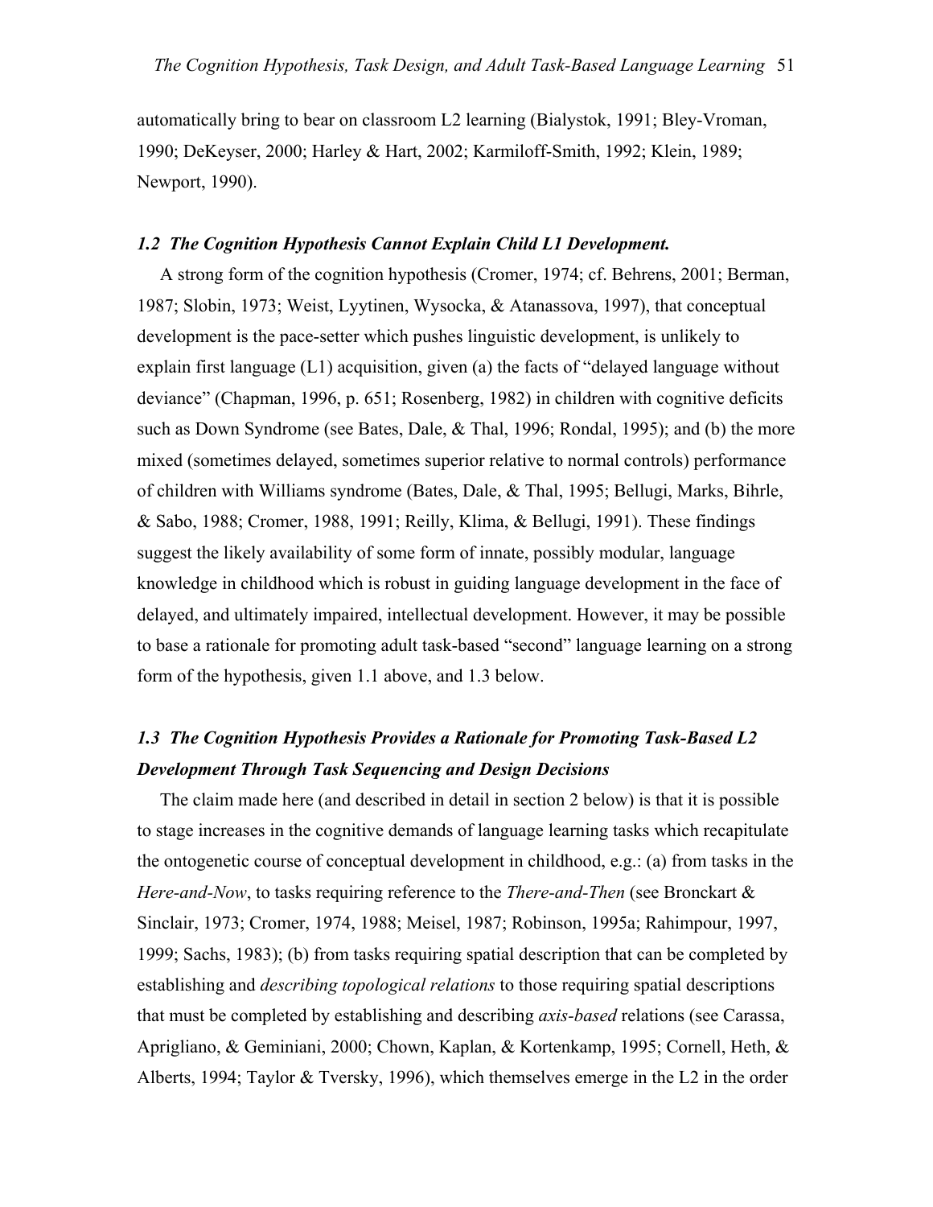automatically bring to bear on classroom L2 learning (Bialystok, 1991; Bley-Vroman, 1990; DeKeyser, 2000; Harley & Hart, 2002; Karmiloff-Smith, 1992; Klein, 1989; Newport, 1990).

### *1.2 The Cognition Hypothesis Cannot Explain Child L1 Development.*

A strong form of the cognition hypothesis (Cromer, 1974; cf. Behrens, 2001; Berman, 1987; Slobin, 1973; Weist, Lyytinen, Wysocka, & Atanassova, 1997), that conceptual development is the pace-setter which pushes linguistic development, is unlikely to explain first language (L1) acquisition, given (a) the facts of "delayed language without deviance" (Chapman, 1996, p. 651; Rosenberg, 1982) in children with cognitive deficits such as Down Syndrome (see Bates, Dale, & Thal, 1996; Rondal, 1995); and (b) the more mixed (sometimes delayed, sometimes superior relative to normal controls) performance of children with Williams syndrome (Bates, Dale, & Thal, 1995; Bellugi, Marks, Bihrle, & Sabo, 1988; Cromer, 1988, 1991; Reilly, Klima, & Bellugi, 1991). These findings suggest the likely availability of some form of innate, possibly modular, language knowledge in childhood which is robust in guiding language development in the face of delayed, and ultimately impaired, intellectual development. However, it may be possible to base a rationale for promoting adult task-based "second" language learning on a strong form of the hypothesis, given 1.1 above, and 1.3 below.

### *1.3 The Cognition Hypothesis Provides a Rationale for Promoting Task-Based L2 Development Through Task Sequencing and Design Decisions*

The claim made here (and described in detail in section 2 below) is that it is possible to stage increases in the cognitive demands of language learning tasks which recapitulate the ontogenetic course of conceptual development in childhood, e.g.: (a) from tasks in the *Here-and-Now*, to tasks requiring reference to the *There-and-Then* (see Bronckart & Sinclair, 1973; Cromer, 1974, 1988; Meisel, 1987; Robinson, 1995a; Rahimpour, 1997, 1999; Sachs, 1983); (b) from tasks requiring spatial description that can be completed by establishing and *describing topological relations* to those requiring spatial descriptions that must be completed by establishing and describing *axis-based* relations (see Carassa, Aprigliano, & Geminiani, 2000; Chown, Kaplan, & Kortenkamp, 1995; Cornell, Heth, & Alberts, 1994; Taylor & Tversky, 1996), which themselves emerge in the L2 in the order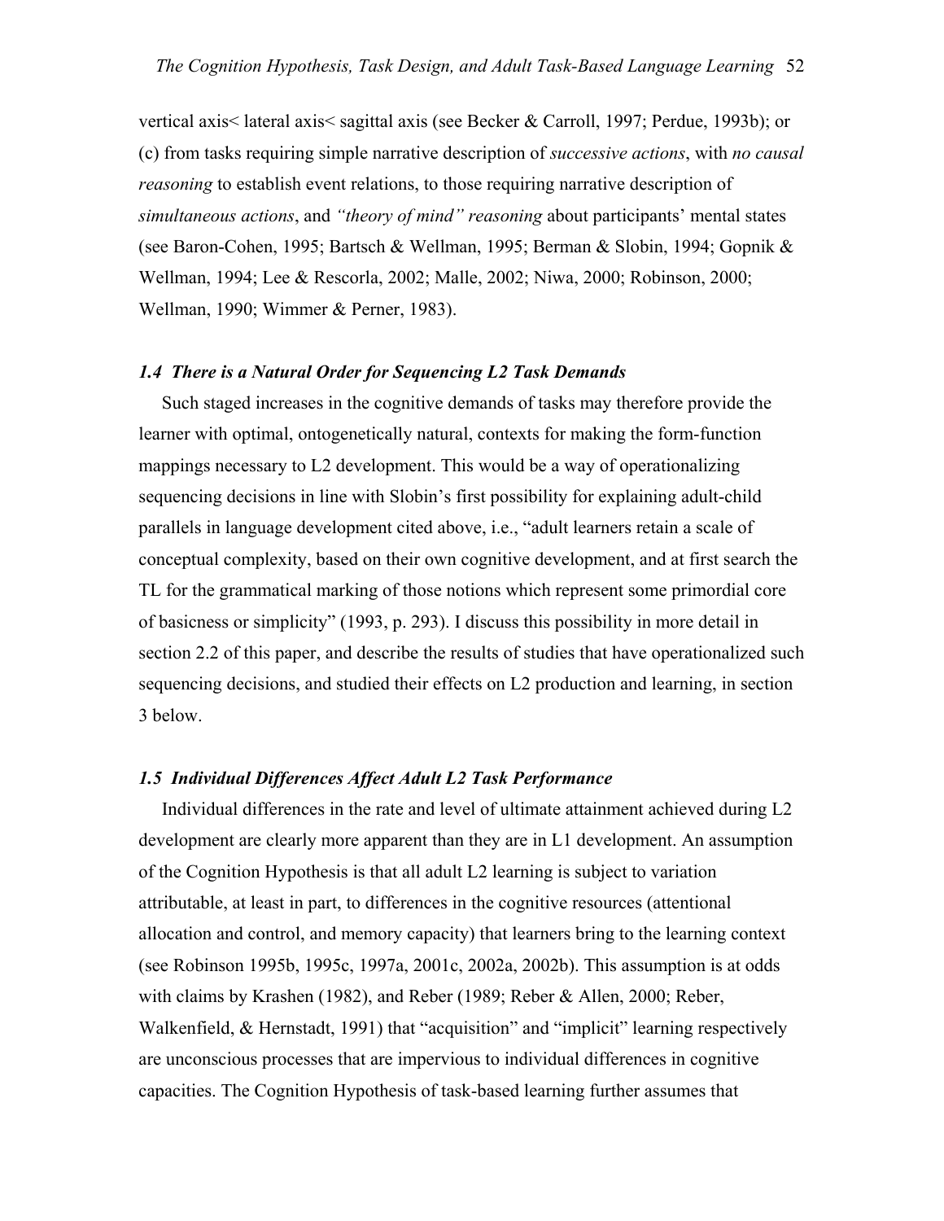vertical axis< lateral axis< sagittal axis (see Becker & Carroll, 1997; Perdue, 1993b); or (c) from tasks requiring simple narrative description of *successive actions*, with *no causal reasoning* to establish event relations, to those requiring narrative description of *simultaneous actions*, and *"theory of mind" reasoning* about participants' mental states (see Baron-Cohen, 1995; Bartsch & Wellman, 1995; Berman & Slobin, 1994; Gopnik & Wellman, 1994; Lee & Rescorla, 2002; Malle, 2002; Niwa, 2000; Robinson, 2000; Wellman, 1990; Wimmer & Perner, 1983).

### *1.4 There is a Natural Order for Sequencing L2 Task Demands*

Such staged increases in the cognitive demands of tasks may therefore provide the learner with optimal, ontogenetically natural, contexts for making the form-function mappings necessary to L2 development. This would be a way of operationalizing sequencing decisions in line with Slobin's first possibility for explaining adult-child parallels in language development cited above, i.e., "adult learners retain a scale of conceptual complexity, based on their own cognitive development, and at first search the TL for the grammatical marking of those notions which represent some primordial core of basicness or simplicity" (1993, p. 293). I discuss this possibility in more detail in section 2.2 of this paper, and describe the results of studies that have operationalized such sequencing decisions, and studied their effects on L2 production and learning, in section 3 below.

### *1.5 Individual Differences Affect Adult L2 Task Performance*

Individual differences in the rate and level of ultimate attainment achieved during L2 development are clearly more apparent than they are in L1 development. An assumption of the Cognition Hypothesis is that all adult L2 learning is subject to variation attributable, at least in part, to differences in the cognitive resources (attentional allocation and control, and memory capacity) that learners bring to the learning context (see Robinson 1995b, 1995c, 1997a, 2001c, 2002a, 2002b). This assumption is at odds with claims by Krashen (1982), and Reber (1989; Reber & Allen, 2000; Reber, Walkenfield, & Hernstadt, 1991) that "acquisition" and "implicit" learning respectively are unconscious processes that are impervious to individual differences in cognitive capacities. The Cognition Hypothesis of task-based learning further assumes that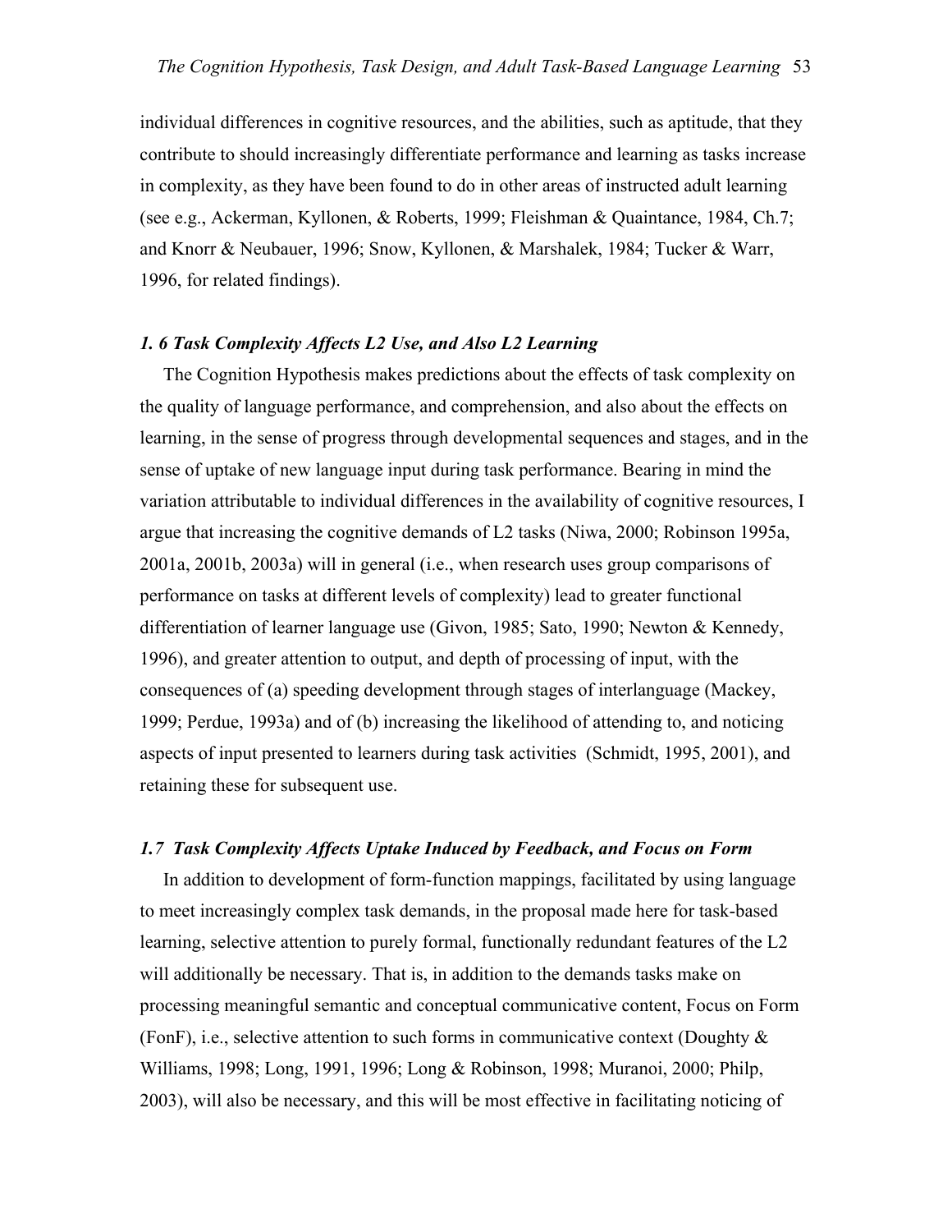individual differences in cognitive resources, and the abilities, such as aptitude, that they contribute to should increasingly differentiate performance and learning as tasks increase in complexity, as they have been found to do in other areas of instructed adult learning (see e.g., Ackerman, Kyllonen, & Roberts, 1999; Fleishman & Quaintance, 1984, Ch.7; and Knorr & Neubauer, 1996; Snow, Kyllonen, & Marshalek, 1984; Tucker & Warr, 1996, for related findings).

### *1. 6 Task Complexity Affects L2 Use, and Also L2 Learning*

The Cognition Hypothesis makes predictions about the effects of task complexity on the quality of language performance, and comprehension, and also about the effects on learning, in the sense of progress through developmental sequences and stages, and in the sense of uptake of new language input during task performance. Bearing in mind the variation attributable to individual differences in the availability of cognitive resources, I argue that increasing the cognitive demands of L2 tasks (Niwa, 2000; Robinson 1995a, 2001a, 2001b, 2003a) will in general (i.e., when research uses group comparisons of performance on tasks at different levels of complexity) lead to greater functional differentiation of learner language use (Givon, 1985; Sato, 1990; Newton & Kennedy, 1996), and greater attention to output, and depth of processing of input, with the consequences of (a) speeding development through stages of interlanguage (Mackey, 1999; Perdue, 1993a) and of (b) increasing the likelihood of attending to, and noticing aspects of input presented to learners during task activities (Schmidt, 1995, 2001), and retaining these for subsequent use.

### *1.7 Task Complexity Affects Uptake Induced by Feedback, and Focus on Form*

In addition to development of form-function mappings, facilitated by using language to meet increasingly complex task demands, in the proposal made here for task-based learning, selective attention to purely formal, functionally redundant features of the L2 will additionally be necessary. That is, in addition to the demands tasks make on processing meaningful semantic and conceptual communicative content, Focus on Form (FonF), i.e., selective attention to such forms in communicative context (Doughty & Williams, 1998; Long, 1991, 1996; Long & Robinson, 1998; Muranoi, 2000; Philp, 2003), will also be necessary, and this will be most effective in facilitating noticing of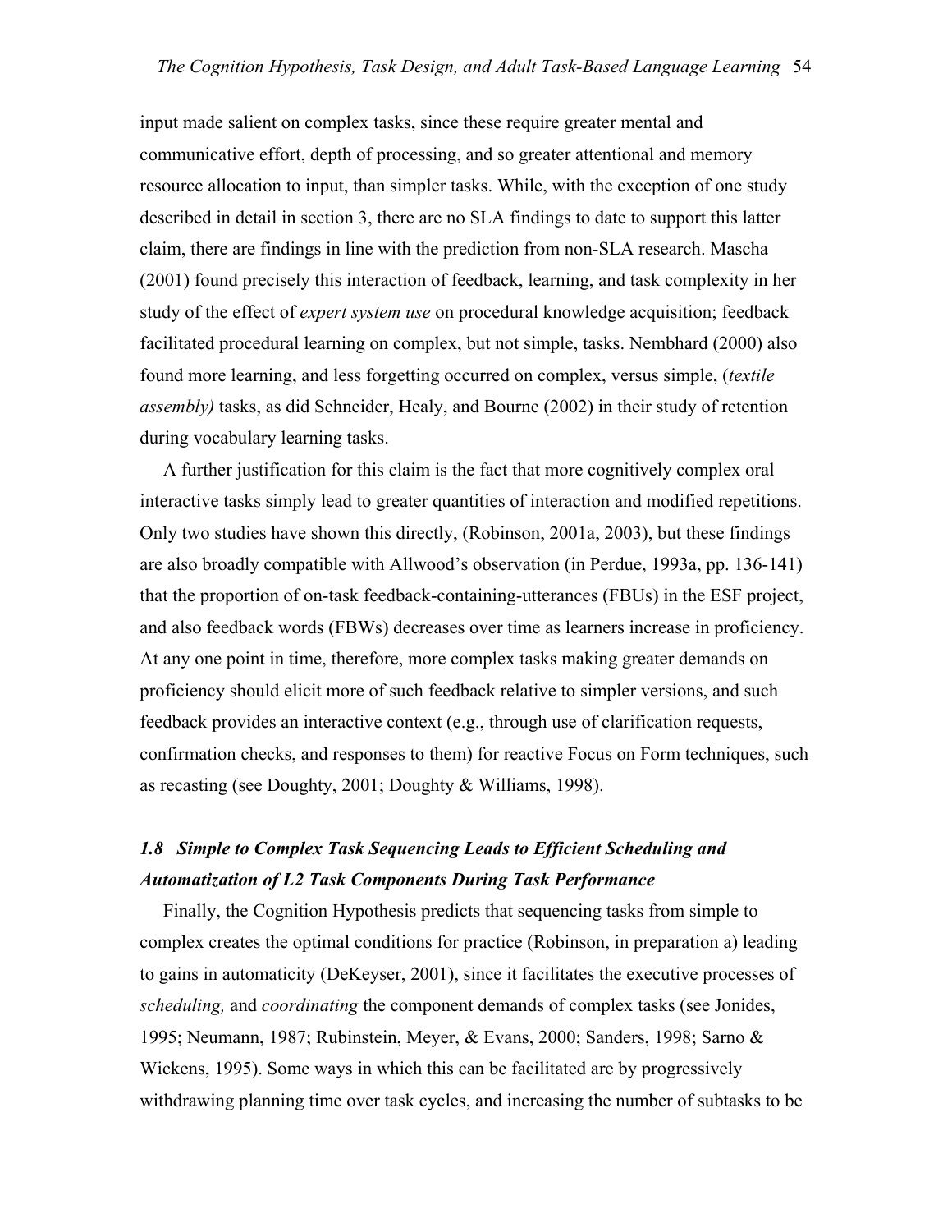input made salient on complex tasks, since these require greater mental and communicative effort, depth of processing, and so greater attentional and memory resource allocation to input, than simpler tasks. While, with the exception of one study described in detail in section 3, there are no SLA findings to date to support this latter claim, there are findings in line with the prediction from non-SLA research. Mascha (2001) found precisely this interaction of feedback, learning, and task complexity in her study of the effect of *expert system use* on procedural knowledge acquisition; feedback facilitated procedural learning on complex, but not simple, tasks. Nembhard (2000) also found more learning, and less forgetting occurred on complex, versus simple, (*textile assembly)* tasks, as did Schneider, Healy, and Bourne (2002) in their study of retention during vocabulary learning tasks.

A further justification for this claim is the fact that more cognitively complex oral interactive tasks simply lead to greater quantities of interaction and modified repetitions. Only two studies have shown this directly, (Robinson, 2001a, 2003), but these findings are also broadly compatible with Allwood's observation (in Perdue, 1993a, pp. 136-141) that the proportion of on-task feedback-containing-utterances (FBUs) in the ESF project, and also feedback words (FBWs) decreases over time as learners increase in proficiency. At any one point in time, therefore, more complex tasks making greater demands on proficiency should elicit more of such feedback relative to simpler versions, and such feedback provides an interactive context (e.g., through use of clarification requests, confirmation checks, and responses to them) for reactive Focus on Form techniques, such as recasting (see Doughty, 2001; Doughty & Williams, 1998).

### *1.8 Simple to Complex Task Sequencing Leads to Efficient Scheduling and Automatization of L2 Task Components During Task Performance*

Finally, the Cognition Hypothesis predicts that sequencing tasks from simple to complex creates the optimal conditions for practice (Robinson, in preparation a) leading to gains in automaticity (DeKeyser, 2001), since it facilitates the executive processes of *scheduling,* and *coordinating* the component demands of complex tasks (see Jonides, 1995; Neumann, 1987; Rubinstein, Meyer, & Evans, 2000; Sanders, 1998; Sarno & Wickens, 1995). Some ways in which this can be facilitated are by progressively withdrawing planning time over task cycles, and increasing the number of subtasks to be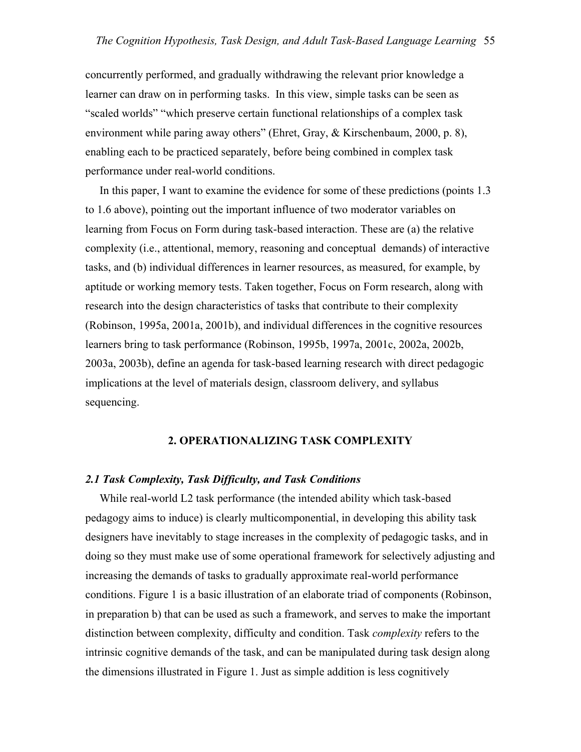concurrently performed, and gradually withdrawing the relevant prior knowledge a learner can draw on in performing tasks. In this view, simple tasks can be seen as "scaled worlds" "which preserve certain functional relationships of a complex task environment while paring away others" (Ehret, Gray, & Kirschenbaum, 2000, p. 8), enabling each to be practiced separately, before being combined in complex task performance under real-world conditions.

In this paper, I want to examine the evidence for some of these predictions (points 1.3 to 1.6 above), pointing out the important influence of two moderator variables on learning from Focus on Form during task-based interaction. These are (a) the relative complexity (i.e., attentional, memory, reasoning and conceptual demands) of interactive tasks, and (b) individual differences in learner resources, as measured, for example, by aptitude or working memory tests. Taken together, Focus on Form research, along with research into the design characteristics of tasks that contribute to their complexity (Robinson, 1995a, 2001a, 2001b), and individual differences in the cognitive resources learners bring to task performance (Robinson, 1995b, 1997a, 2001c, 2002a, 2002b, 2003a, 2003b), define an agenda for task-based learning research with direct pedagogic implications at the level of materials design, classroom delivery, and syllabus sequencing.

## 2. OPERATIONALIZING TASK COMPLEXITY

### *2.1 Task Complexity, Task Difficulty, and Task Conditions*

While real-world L2 task performance (the intended ability which task-based pedagogy aims to induce) is clearly multicomponential, in developing this ability task designers have inevitably to stage increases in the complexity of pedagogic tasks, and in doing so they must make use of some operational framework for selectively adjusting and increasing the demands of tasks to gradually approximate real-world performance conditions. Figure 1 is a basic illustration of an elaborate triad of components (Robinson, in preparation b) that can be used as such a framework, and serves to make the important distinction between complexity, difficulty and condition. Task *complexity* refers to the intrinsic cognitive demands of the task, and can be manipulated during task design along the dimensions illustrated in Figure 1. Just as simple addition is less cognitively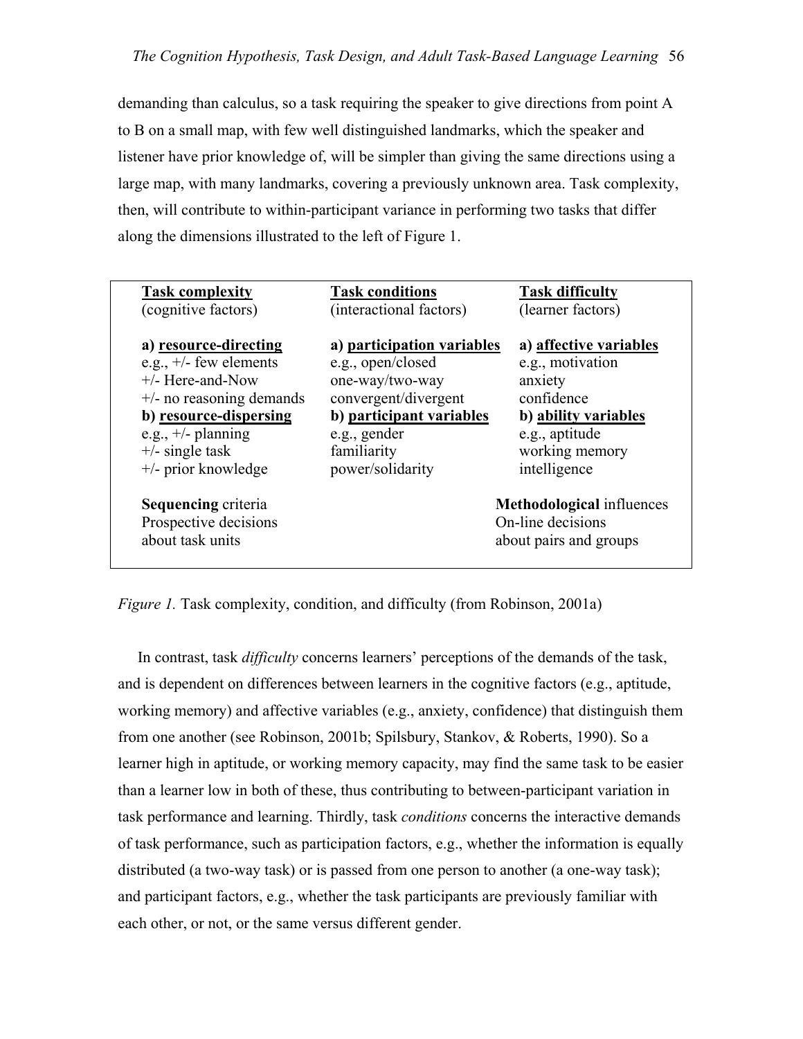demanding than calculus, so a task requiring the speaker to give directions from point A to B on a small map, with few well distinguished landmarks, which the speaker and listener have prior knowledge of, will be simpler than giving the same directions using a large map, with many landmarks, covering a previously unknown area. Task complexity, then, will contribute to within-participant variance in performing two tasks that differ along the dimensions illustrated to the left of Figure 1.

| **Task complexity** (cognitive factors) | **Task conditions** (interactional factors) | **Task difficulty** (learner factors) |
|---|---|---|
| **a) resource-directing** | **a) participation variables** | **a) affective variables** |
| e.g., +/- few elements | e.g., open/closed | e.g., motivation |
| +/- Here-and-Now | one-way/two-way | anxiety |
| +/- no reasoning demands | convergent/divergent | confidence |
| **b) resource-dispersing** | **b) participant variables** | **b) ability variables** |
| e.g., +/- planning | e.g., gender | e.g., aptitude |
| +/- single task | familiarity | working memory |
| +/- prior knowledge | power/solidarity | intelligence |
| **Sequencing** criteria Prospective decisions about task units | | **Methodological** influences On-line decisions about pairs and groups |

*Figure 1.* Task complexity, condition, and difficulty (from Robinson, 2001a)

In contrast, task *difficulty* concerns learners' perceptions of the demands of the task, and is dependent on differences between learners in the cognitive factors (e.g., aptitude, working memory) and affective variables (e.g., anxiety, confidence) that distinguish them from one another (see Robinson, 2001b; Spilsbury, Stankov, & Roberts, 1990). So a learner high in aptitude, or working memory capacity, may find the same task to be easier than a learner low in both of these, thus contributing to between-participant variation in task performance and learning. Thirdly, task *conditions* concerns the interactive demands of task performance, such as participation factors, e.g., whether the information is equally distributed (a two-way task) or is passed from one person to another (a one-way task); and participant factors, e.g., whether the task participants are previously familiar with each other, or not, or the same versus different gender.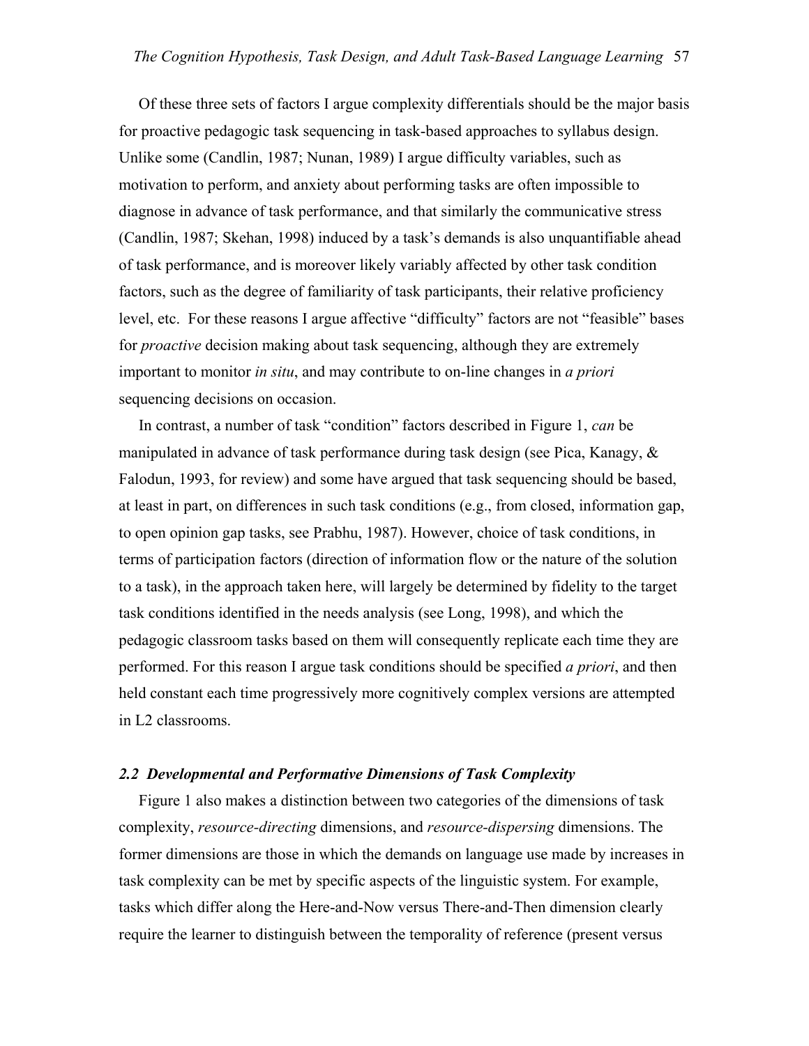Of these three sets of factors I argue complexity differentials should be the major basis for proactive pedagogic task sequencing in task-based approaches to syllabus design. Unlike some (Candlin, 1987; Nunan, 1989) I argue difficulty variables, such as motivation to perform, and anxiety about performing tasks are often impossible to diagnose in advance of task performance, and that similarly the communicative stress (Candlin, 1987; Skehan, 1998) induced by a task's demands is also unquantifiable ahead of task performance, and is moreover likely variably affected by other task condition factors, such as the degree of familiarity of task participants, their relative proficiency level, etc. For these reasons I argue affective "difficulty" factors are not "feasible" bases for *proactive* decision making about task sequencing, although they are extremely important to monitor *in situ*, and may contribute to on-line changes in *a priori* sequencing decisions on occasion.

In contrast, a number of task "condition" factors described in Figure 1, *can* be manipulated in advance of task performance during task design (see Pica, Kanagy, & Falodun, 1993, for review) and some have argued that task sequencing should be based, at least in part, on differences in such task conditions (e.g., from closed, information gap, to open opinion gap tasks, see Prabhu, 1987). However, choice of task conditions, in terms of participation factors (direction of information flow or the nature of the solution to a task), in the approach taken here, will largely be determined by fidelity to the target task conditions identified in the needs analysis (see Long, 1998), and which the pedagogic classroom tasks based on them will consequently replicate each time they are performed. For this reason I argue task conditions should be specified *a priori*, and then held constant each time progressively more cognitively complex versions are attempted in L2 classrooms.

### *2.2 Developmental and Performative Dimensions of Task Complexity*

Figure 1 also makes a distinction between two categories of the dimensions of task complexity, *resource-directing* dimensions, and *resource-dispersing* dimensions. The former dimensions are those in which the demands on language use made by increases in task complexity can be met by specific aspects of the linguistic system. For example, tasks which differ along the Here-and-Now versus There-and-Then dimension clearly require the learner to distinguish between the temporality of reference (present versus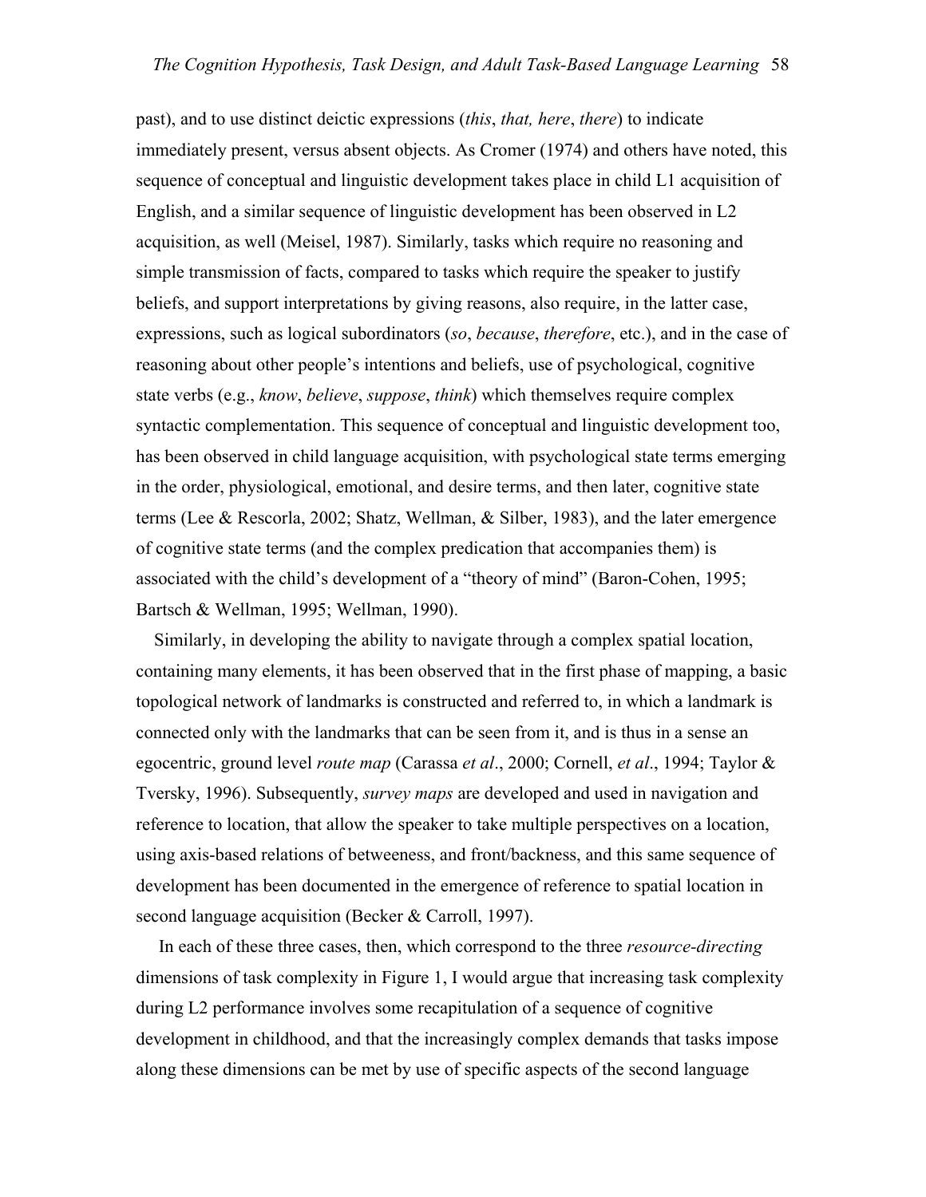past), and to use distinct deictic expressions (*this*, *that, here*, *there*) to indicate immediately present, versus absent objects. As Cromer (1974) and others have noted, this sequence of conceptual and linguistic development takes place in child L1 acquisition of English, and a similar sequence of linguistic development has been observed in L2 acquisition, as well (Meisel, 1987). Similarly, tasks which require no reasoning and simple transmission of facts, compared to tasks which require the speaker to justify beliefs, and support interpretations by giving reasons, also require, in the latter case, expressions, such as logical subordinators (*so*, *because*, *therefore*, etc.), and in the case of reasoning about other people's intentions and beliefs, use of psychological, cognitive state verbs (e.g., *know*, *believe*, *suppose*, *think*) which themselves require complex syntactic complementation. This sequence of conceptual and linguistic development too, has been observed in child language acquisition, with psychological state terms emerging in the order, physiological, emotional, and desire terms, and then later, cognitive state terms (Lee & Rescorla, 2002; Shatz, Wellman, & Silber, 1983), and the later emergence of cognitive state terms (and the complex predication that accompanies them) is associated with the child's development of a "theory of mind" (Baron-Cohen, 1995; Bartsch & Wellman, 1995; Wellman, 1990).

Similarly, in developing the ability to navigate through a complex spatial location, containing many elements, it has been observed that in the first phase of mapping, a basic topological network of landmarks is constructed and referred to, in which a landmark is connected only with the landmarks that can be seen from it, and is thus in a sense an egocentric, ground level *route map* (Carassa *et al*., 2000; Cornell, *et al*., 1994; Taylor & Tversky, 1996). Subsequently, *survey maps* are developed and used in navigation and reference to location, that allow the speaker to take multiple perspectives on a location, using axis-based relations of betweeness, and front/backness, and this same sequence of development has been documented in the emergence of reference to spatial location in second language acquisition (Becker & Carroll, 1997).

In each of these three cases, then, which correspond to the three *resource-directing* dimensions of task complexity in Figure 1, I would argue that increasing task complexity during L2 performance involves some recapitulation of a sequence of cognitive development in childhood, and that the increasingly complex demands that tasks impose along these dimensions can be met by use of specific aspects of the second language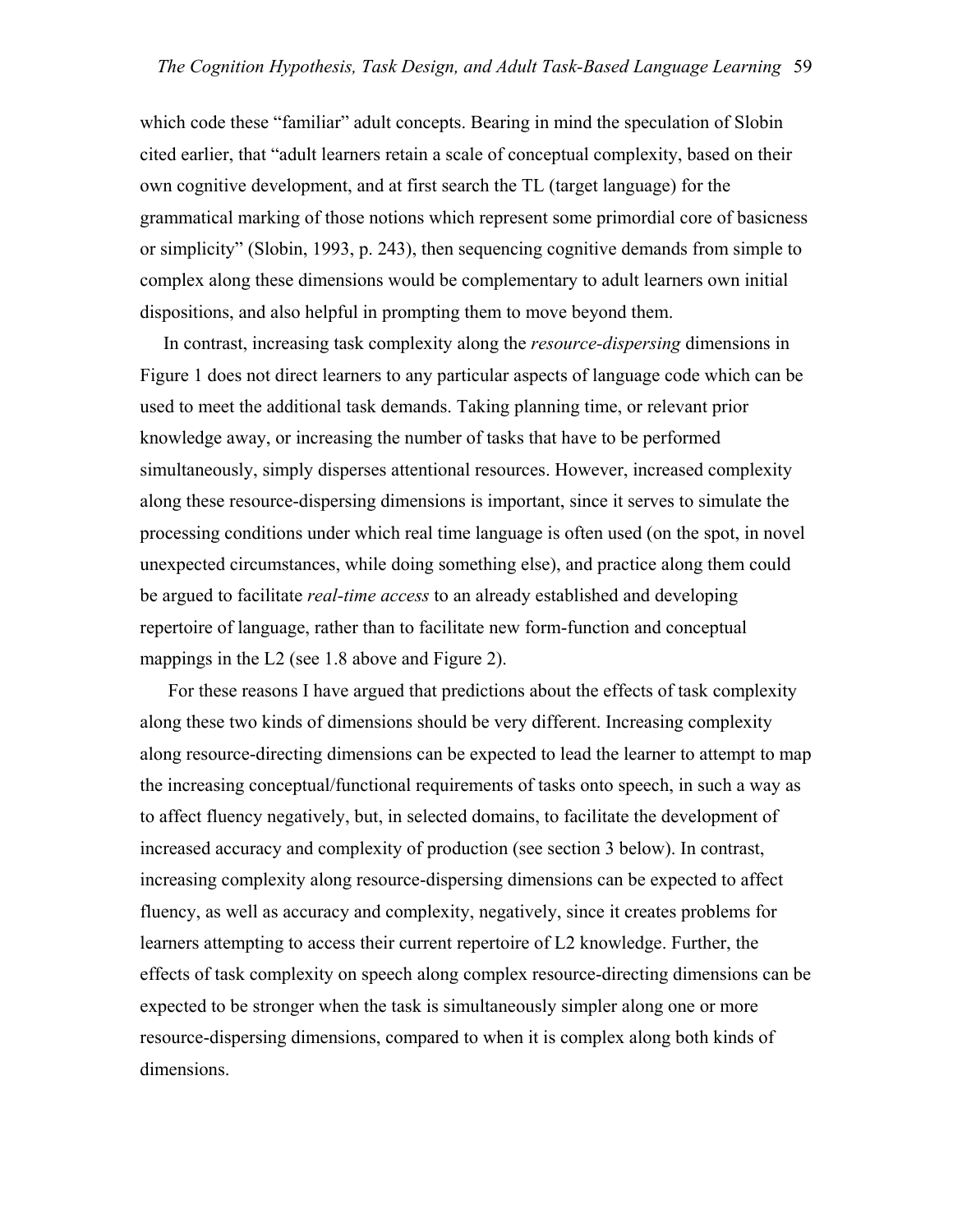which code these "familiar" adult concepts. Bearing in mind the speculation of Slobin cited earlier, that "adult learners retain a scale of conceptual complexity, based on their own cognitive development, and at first search the TL (target language) for the grammatical marking of those notions which represent some primordial core of basicness or simplicity" (Slobin, 1993, p. 243), then sequencing cognitive demands from simple to complex along these dimensions would be complementary to adult learners own initial dispositions, and also helpful in prompting them to move beyond them.

In contrast, increasing task complexity along the *resource-dispersing* dimensions in Figure 1 does not direct learners to any particular aspects of language code which can be used to meet the additional task demands. Taking planning time, or relevant prior knowledge away, or increasing the number of tasks that have to be performed simultaneously, simply disperses attentional resources. However, increased complexity along these resource-dispersing dimensions is important, since it serves to simulate the processing conditions under which real time language is often used (on the spot, in novel unexpected circumstances, while doing something else), and practice along them could be argued to facilitate *real-time access* to an already established and developing repertoire of language, rather than to facilitate new form-function and conceptual mappings in the L2 (see 1.8 above and Figure 2).

For these reasons I have argued that predictions about the effects of task complexity along these two kinds of dimensions should be very different. Increasing complexity along resource-directing dimensions can be expected to lead the learner to attempt to map the increasing conceptual/functional requirements of tasks onto speech, in such a way as to affect fluency negatively, but, in selected domains, to facilitate the development of increased accuracy and complexity of production (see section 3 below). In contrast, increasing complexity along resource-dispersing dimensions can be expected to affect fluency, as well as accuracy and complexity, negatively, since it creates problems for learners attempting to access their current repertoire of L2 knowledge. Further, the effects of task complexity on speech along complex resource-directing dimensions can be expected to be stronger when the task is simultaneously simpler along one or more resource-dispersing dimensions, compared to when it is complex along both kinds of dimensions.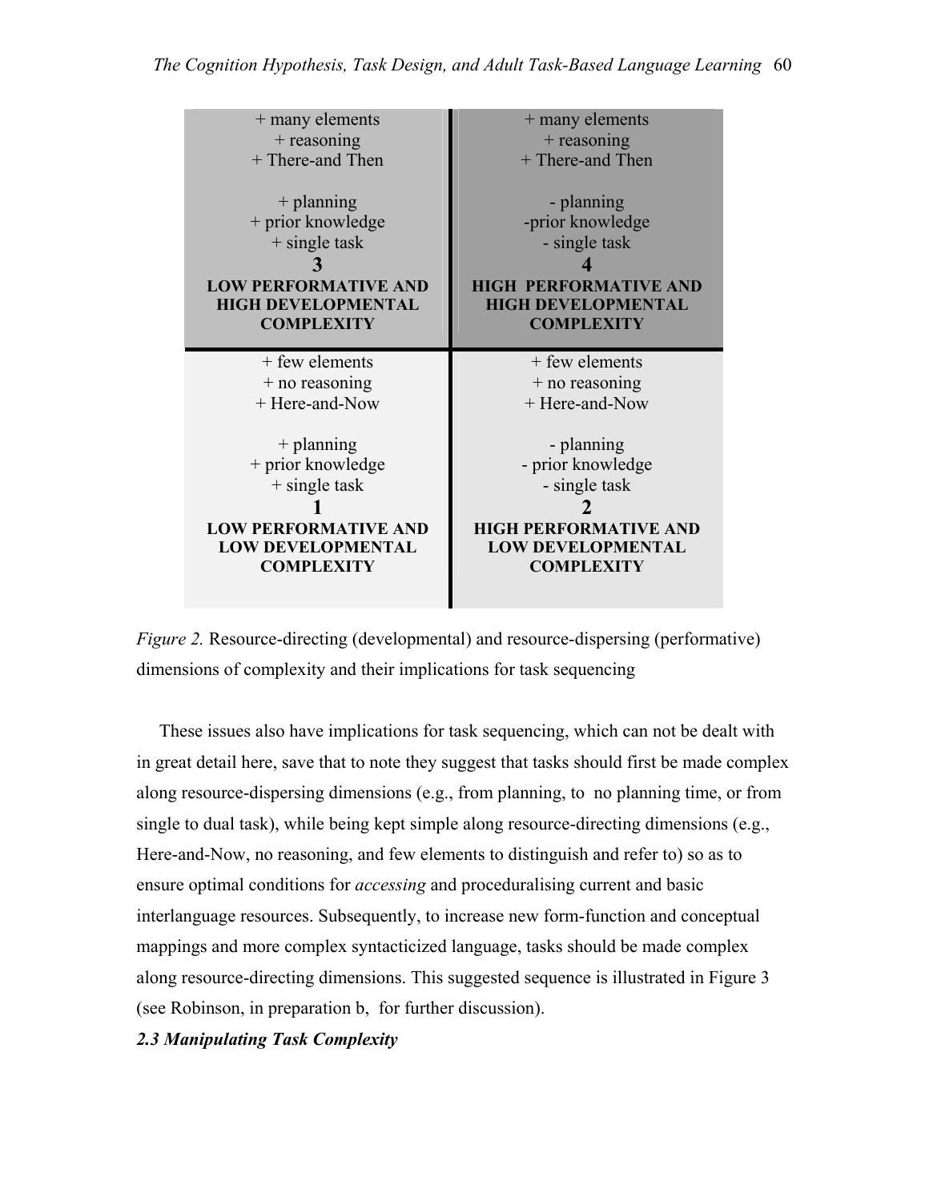| | |
|---|---|
| + many elements<br>+ reasoning<br>+ There-and Then<br><br>+ planning<br>+ prior knowledge<br>+ single task<br>**3**<br>**LOW PERFORMATIVE AND HIGH DEVELOPMENTAL COMPLEXITY** | + many elements<br>+ reasoning<br>+ There-and Then<br><br>- planning<br>-prior knowledge<br>- single task<br>**4**<br>**HIGH PERFORMATIVE AND HIGH DEVELOPMENTAL COMPLEXITY** |
| + few elements<br>+ no reasoning<br>+ Here-and-Now<br><br>+ planning<br>+ prior knowledge<br>+ single task<br>**1**<br>**LOW PERFORMATIVE AND LOW DEVELOPMENTAL COMPLEXITY** | + few elements<br>+ no reasoning<br>+ Here-and-Now<br><br>- planning<br>- prior knowledge<br>- single task<br>**2**<br>**HIGH PERFORMATIVE AND LOW DEVELOPMENTAL COMPLEXITY** |

*Figure 2.* Resource-directing (developmental) and resource-dispersing (performative) dimensions of complexity and their implications for task sequencing

These issues also have implications for task sequencing, which can not be dealt with in great detail here, save that to note they suggest that tasks should first be made complex along resource-dispersing dimensions (e.g., from planning, to no planning time, or from single to dual task), while being kept simple along resource-directing dimensions (e.g., Here-and-Now, no reasoning, and few elements to distinguish and refer to) so as to ensure optimal conditions for *accessing* and proceduralising current and basic interlanguage resources. Subsequently, to increase new form-function and conceptual mappings and more complex syntacticized language, tasks should be made complex along resource-directing dimensions. This suggested sequence is illustrated in Figure 3 (see Robinson, in preparation b, for further discussion).

### *2.3 Manipulating Task Complexity*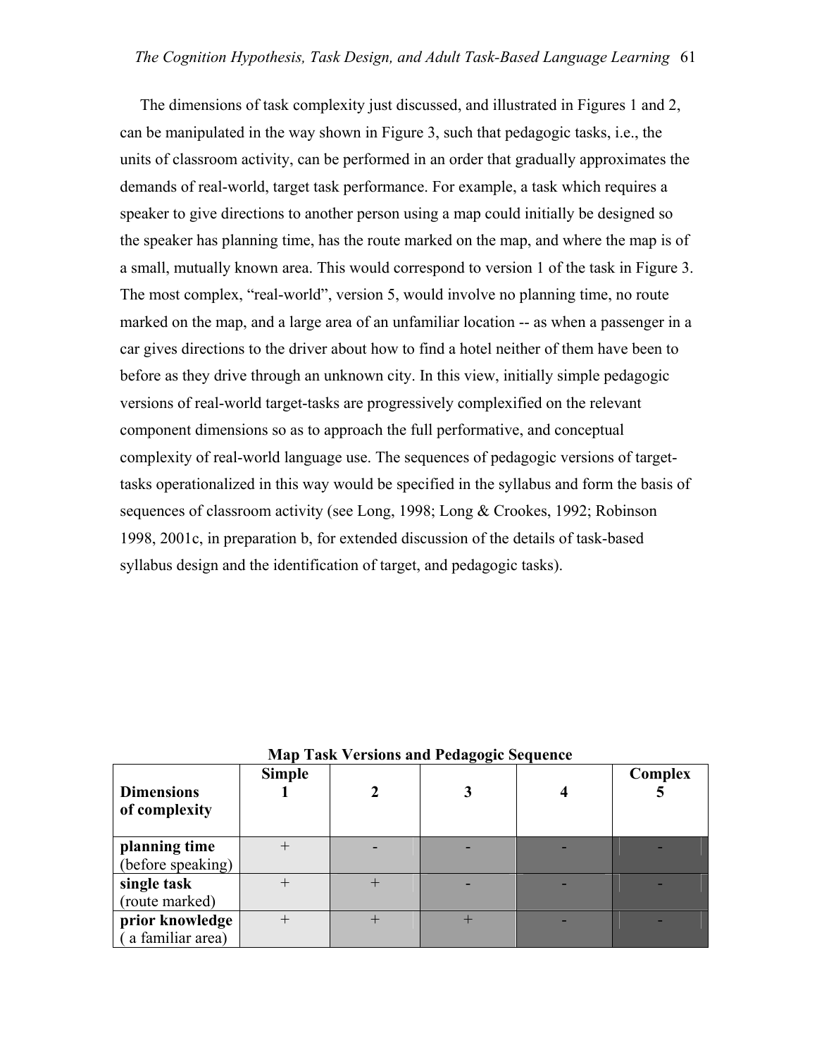The dimensions of task complexity just discussed, and illustrated in Figures 1 and 2, can be manipulated in the way shown in Figure 3, such that pedagogic tasks, i.e., the units of classroom activity, can be performed in an order that gradually approximates the demands of real-world, target task performance. For example, a task which requires a speaker to give directions to another person using a map could initially be designed so the speaker has planning time, has the route marked on the map, and where the map is of a small, mutually known area. This would correspond to version 1 of the task in Figure 3. The most complex, "real-world", version 5, would involve no planning time, no route marked on the map, and a large area of an unfamiliar location -- as when a passenger in a car gives directions to the driver about how to find a hotel neither of them have been to before as they drive through an unknown city. In this view, initially simple pedagogic versions of real-world target-tasks are progressively complexified on the relevant component dimensions so as to approach the full performative, and conceptual complexity of real-world language use. The sequences of pedagogic versions of target-tasks operationalized in this way would be specified in the syllabus and form the basis of sequences of classroom activity (see Long, 1998; Long & Crookes, 1992; Robinson 1998, 2001c, in preparation b, for extended discussion of the details of task-based syllabus design and the identification of target, and pedagogic tasks).

**Map Task Versions and Pedagogic Sequence**

| **Dimensions of complexity** | **Simple 1** | **2** | **3** | **4** | **Complex 5** |
|---|---|---|---|---|---|
| **planning time** (before speaking) | + | - | - | - | - |
| **single task** (route marked) | + | + | - | - | - |
| **prior knowledge** ( a familiar area) | + | + | + | - | - |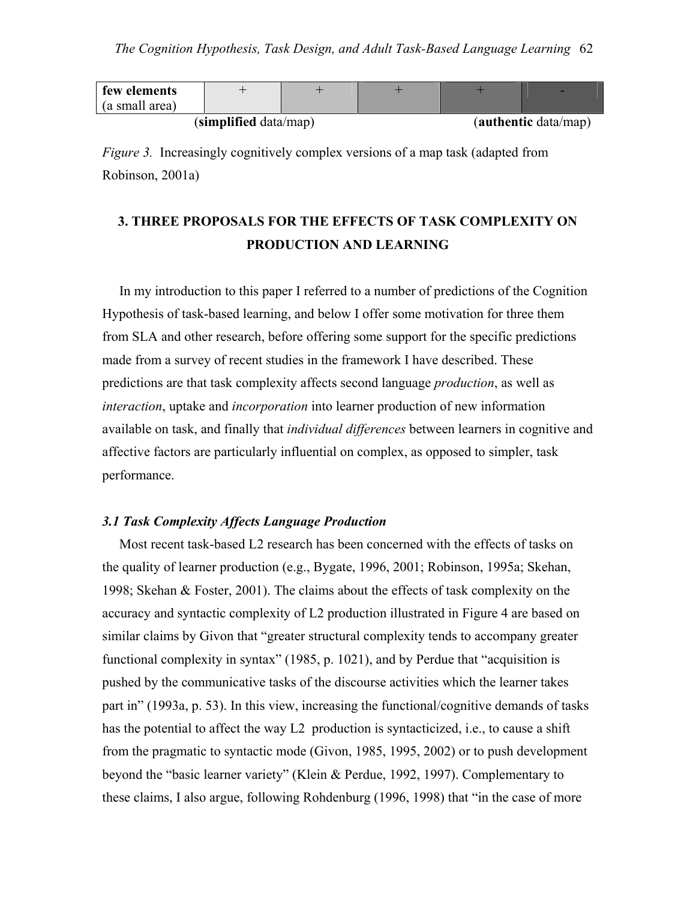| few elements (a small area) | + | + | + | + | - |
|---|---|---|---|---|---|

(**simplified** data/map) (**authentic** data/map)

*Figure 3.* Increasingly cognitively complex versions of a map task (adapted from Robinson, 2001a)

## 3. THREE PROPOSALS FOR THE EFFECTS OF TASK COMPLEXITY ON PRODUCTION AND LEARNING

In my introduction to this paper I referred to a number of predictions of the Cognition Hypothesis of task-based learning, and below I offer some motivation for three them from SLA and other research, before offering some support for the specific predictions made from a survey of recent studies in the framework I have described. These predictions are that task complexity affects second language *production*, as well as *interaction*, uptake and *incorporation* into learner production of new information available on task, and finally that *individual differences* between learners in cognitive and affective factors are particularly influential on complex, as opposed to simpler, task performance.

### *3.1 Task Complexity Affects Language Production*

Most recent task-based L2 research has been concerned with the effects of tasks on the quality of learner production (e.g., Bygate, 1996, 2001; Robinson, 1995a; Skehan, 1998; Skehan & Foster, 2001). The claims about the effects of task complexity on the accuracy and syntactic complexity of L2 production illustrated in Figure 4 are based on similar claims by Givon that "greater structural complexity tends to accompany greater functional complexity in syntax" (1985, p. 1021), and by Perdue that "acquisition is pushed by the communicative tasks of the discourse activities which the learner takes part in" (1993a, p. 53). In this view, increasing the functional/cognitive demands of tasks has the potential to affect the way L2 production is syntacticized, i.e., to cause a shift from the pragmatic to syntactic mode (Givon, 1985, 1995, 2002) or to push development beyond the "basic learner variety" (Klein & Perdue, 1992, 1997). Complementary to these claims, I also argue, following Rohdenburg (1996, 1998) that "in the case of more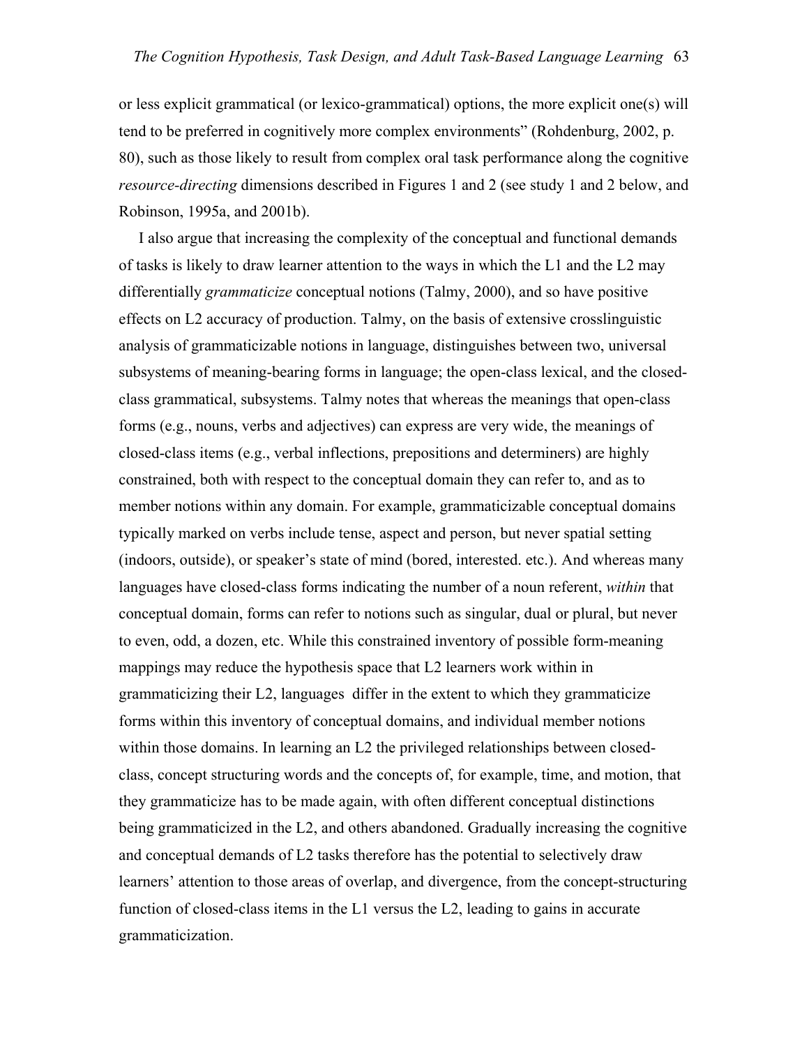or less explicit grammatical (or lexico-grammatical) options, the more explicit one(s) will tend to be preferred in cognitively more complex environments" (Rohdenburg, 2002, p. 80), such as those likely to result from complex oral task performance along the cognitive *resource-directing* dimensions described in Figures 1 and 2 (see study 1 and 2 below, and Robinson, 1995a, and 2001b).

I also argue that increasing the complexity of the conceptual and functional demands of tasks is likely to draw learner attention to the ways in which the L1 and the L2 may differentially *grammaticize* conceptual notions (Talmy, 2000), and so have positive effects on L2 accuracy of production. Talmy, on the basis of extensive crosslinguistic analysis of grammaticizable notions in language, distinguishes between two, universal subsystems of meaning-bearing forms in language; the open-class lexical, and the closed-class grammatical, subsystems. Talmy notes that whereas the meanings that open-class forms (e.g., nouns, verbs and adjectives) can express are very wide, the meanings of closed-class items (e.g., verbal inflections, prepositions and determiners) are highly constrained, both with respect to the conceptual domain they can refer to, and as to member notions within any domain. For example, grammaticizable conceptual domains typically marked on verbs include tense, aspect and person, but never spatial setting (indoors, outside), or speaker's state of mind (bored, interested. etc.). And whereas many languages have closed-class forms indicating the number of a noun referent, *within* that conceptual domain, forms can refer to notions such as singular, dual or plural, but never to even, odd, a dozen, etc. While this constrained inventory of possible form-meaning mappings may reduce the hypothesis space that L2 learners work within in grammaticizing their L2, languages differ in the extent to which they grammaticize forms within this inventory of conceptual domains, and individual member notions within those domains. In learning an L2 the privileged relationships between closed-class, concept structuring words and the concepts of, for example, time, and motion, that they grammaticize has to be made again, with often different conceptual distinctions being grammaticized in the L2, and others abandoned. Gradually increasing the cognitive and conceptual demands of L2 tasks therefore has the potential to selectively draw learners' attention to those areas of overlap, and divergence, from the concept-structuring function of closed-class items in the L1 versus the L2, leading to gains in accurate grammaticization.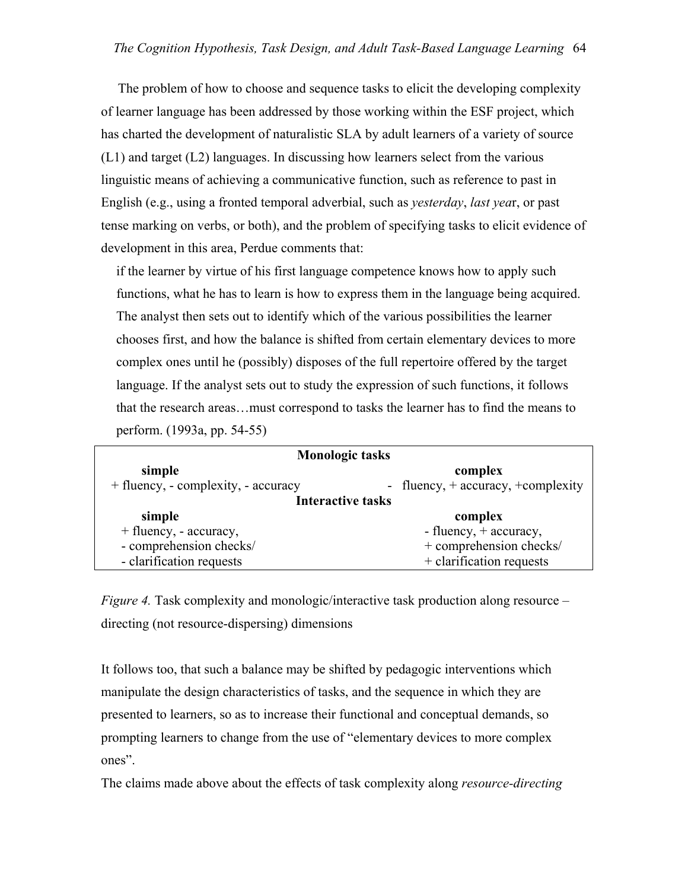The problem of how to choose and sequence tasks to elicit the developing complexity of learner language has been addressed by those working within the ESF project, which has charted the development of naturalistic SLA by adult learners of a variety of source (L1) and target (L2) languages. In discussing how learners select from the various linguistic means of achieving a communicative function, such as reference to past in English (e.g., using a fronted temporal adverbial, such as *yesterday*, *last year*, or past tense marking on verbs, or both), and the problem of specifying tasks to elicit evidence of development in this area, Perdue comments that:

> if the learner by virtue of his first language competence knows how to apply such functions, what he has to learn is how to express them in the language being acquired. The analyst then sets out to identify which of the various possibilities the learner chooses first, and how the balance is shifted from certain elementary devices to more complex ones until he (possibly) disposes of the full repertoire offered by the target language. If the analyst sets out to study the expression of such functions, it follows that the research areas…must correspond to tasks the learner has to find the means to perform. (1993a, pp. 54-55)

| **Monologic tasks** | |
|---|---|
| **simple** | **complex** |
| + fluency, - complexity, - accuracy | - fluency, + accuracy, +complexity |
| **Interactive tasks** | |
| **simple** | **complex** |
| + fluency, - accuracy, | - fluency, + accuracy, |
| - comprehension checks/ | + comprehension checks/ |
| - clarification requests | + clarification requests |

*Figure 4.* Task complexity and monologic/interactive task production along resource – directing (not resource-dispersing) dimensions

It follows too, that such a balance may be shifted by pedagogic interventions which manipulate the design characteristics of tasks, and the sequence in which they are presented to learners, so as to increase their functional and conceptual demands, so prompting learners to change from the use of "elementary devices to more complex ones".

The claims made above about the effects of task complexity along *resource-directing*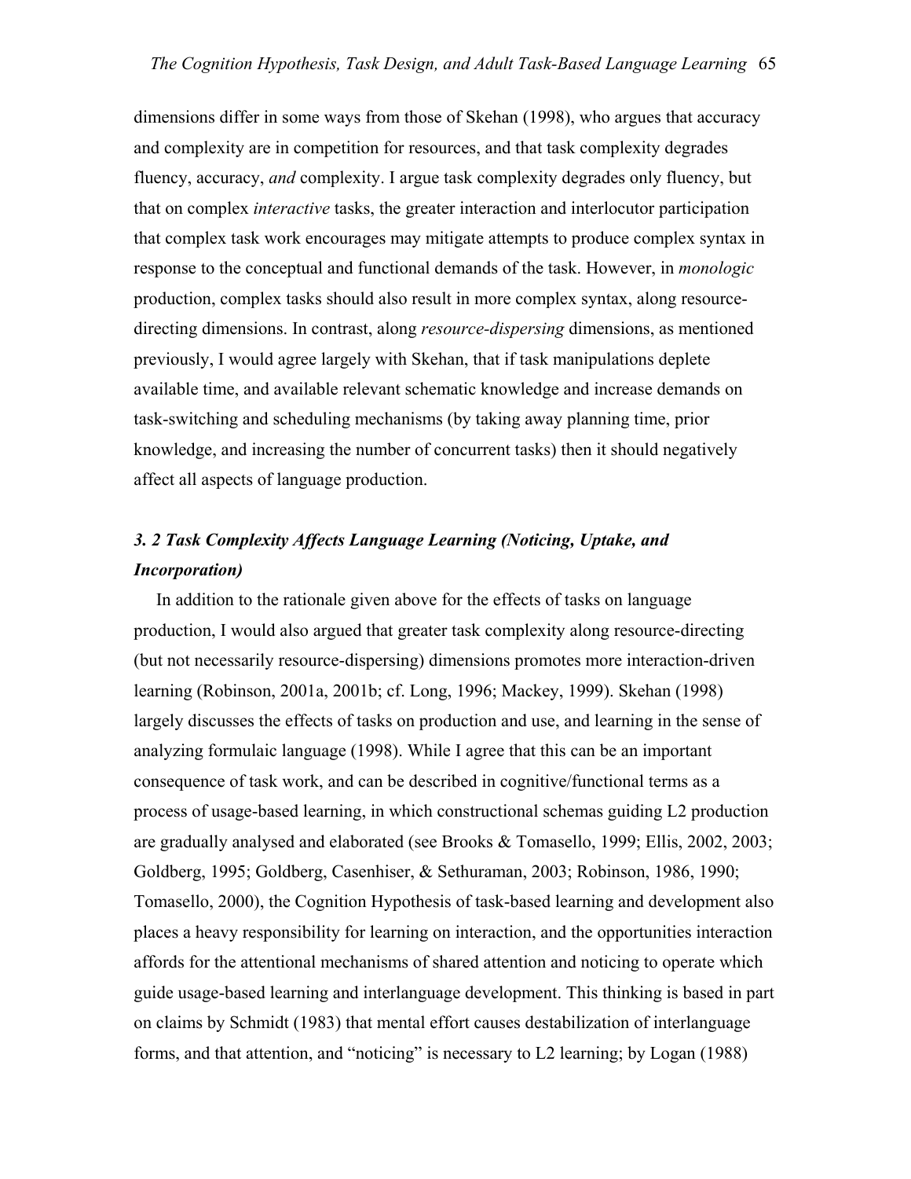dimensions differ in some ways from those of Skehan (1998), who argues that accuracy and complexity are in competition for resources, and that task complexity degrades fluency, accuracy, *and* complexity. I argue task complexity degrades only fluency, but that on complex *interactive* tasks, the greater interaction and interlocutor participation that complex task work encourages may mitigate attempts to produce complex syntax in response to the conceptual and functional demands of the task. However, in *monologic* production, complex tasks should also result in more complex syntax, along resource-directing dimensions. In contrast, along *resource-dispersing* dimensions, as mentioned previously, I would agree largely with Skehan, that if task manipulations deplete available time, and available relevant schematic knowledge and increase demands on task-switching and scheduling mechanisms (by taking away planning time, prior knowledge, and increasing the number of concurrent tasks) then it should negatively affect all aspects of language production.

### *3. 2 Task Complexity Affects Language Learning (Noticing, Uptake, and Incorporation)*

In addition to the rationale given above for the effects of tasks on language production, I would also argued that greater task complexity along resource-directing (but not necessarily resource-dispersing) dimensions promotes more interaction-driven learning (Robinson, 2001a, 2001b; cf. Long, 1996; Mackey, 1999). Skehan (1998) largely discusses the effects of tasks on production and use, and learning in the sense of analyzing formulaic language (1998). While I agree that this can be an important consequence of task work, and can be described in cognitive/functional terms as a process of usage-based learning, in which constructional schemas guiding L2 production are gradually analysed and elaborated (see Brooks & Tomasello, 1999; Ellis, 2002, 2003; Goldberg, 1995; Goldberg, Casenhiser, & Sethuraman, 2003; Robinson, 1986, 1990; Tomasello, 2000), the Cognition Hypothesis of task-based learning and development also places a heavy responsibility for learning on interaction, and the opportunities interaction affords for the attentional mechanisms of shared attention and noticing to operate which guide usage-based learning and interlanguage development. This thinking is based in part on claims by Schmidt (1983) that mental effort causes destabilization of interlanguage forms, and that attention, and "noticing" is necessary to L2 learning; by Logan (1988)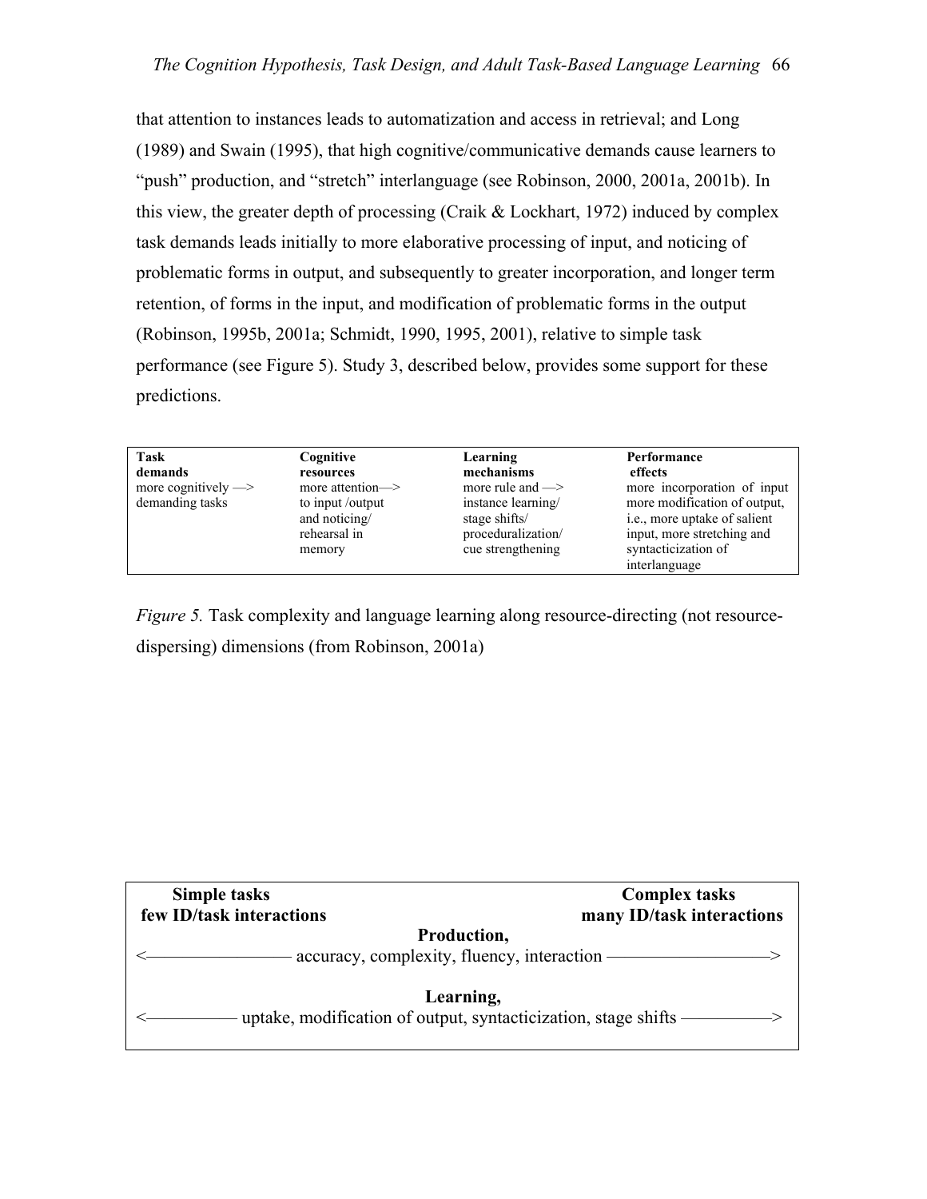that attention to instances leads to automatization and access in retrieval; and Long (1989) and Swain (1995), that high cognitive/communicative demands cause learners to "push" production, and "stretch" interlanguage (see Robinson, 2000, 2001a, 2001b). In this view, the greater depth of processing (Craik & Lockhart, 1972) induced by complex task demands leads initially to more elaborative processing of input, and noticing of problematic forms in output, and subsequently to greater incorporation, and longer term retention, of forms in the input, and modification of problematic forms in the output (Robinson, 1995b, 2001a; Schmidt, 1990, 1995, 2001), relative to simple task performance (see Figure 5). Study 3, described below, provides some support for these predictions.

| **Task demands** | **Cognitive resources** | **Learning mechanisms** | **Performance effects** |
|---|---|---|---|
| more cognitively —> demanding tasks | more attention—> to input /output and noticing/ rehearsal in memory | more rule and —> instance learning/ stage shifts/ proceduralization/ cue strengthening | more incorporation of input more modification of output, i.e., more uptake of salient input, more stretching and syntacticization of interlanguage |

*Figure 5.* Task complexity and language learning along resource-directing (not resource-dispersing) dimensions (from Robinson, 2001a)

| **Simple tasks few ID/task interactions** | **Complex tasks many ID/task interactions** |
|---|---|
| **Production,** <————— accuracy, complexity, fluency, interaction —————> | |
| **Learning,** <————— uptake, modification of output, syntacticization, stage shifts —————> | |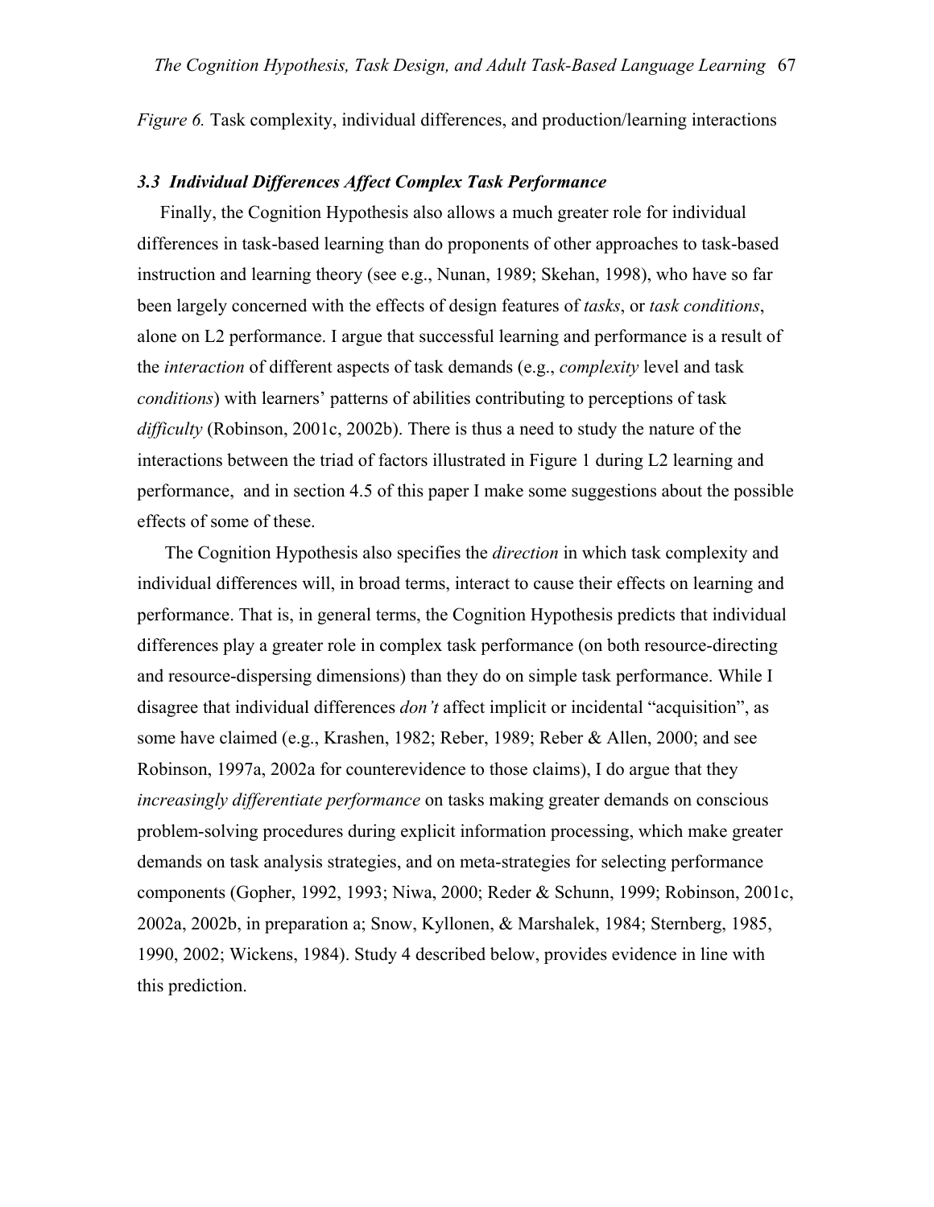*Figure 6.* Task complexity, individual differences, and production/learning interactions

### *3.3 Individual Differences Affect Complex Task Performance*

Finally, the Cognition Hypothesis also allows a much greater role for individual differences in task-based learning than do proponents of other approaches to task-based instruction and learning theory (see e.g., Nunan, 1989; Skehan, 1998), who have so far been largely concerned with the effects of design features of *tasks*, or *task conditions*, alone on L2 performance. I argue that successful learning and performance is a result of the *interaction* of different aspects of task demands (e.g., *complexity* level and task *conditions*) with learners' patterns of abilities contributing to perceptions of task *difficulty* (Robinson, 2001c, 2002b). There is thus a need to study the nature of the interactions between the triad of factors illustrated in Figure 1 during L2 learning and performance, and in section 4.5 of this paper I make some suggestions about the possible effects of some of these.

The Cognition Hypothesis also specifies the *direction* in which task complexity and individual differences will, in broad terms, interact to cause their effects on learning and performance. That is, in general terms, the Cognition Hypothesis predicts that individual differences play a greater role in complex task performance (on both resource-directing and resource-dispersing dimensions) than they do on simple task performance. While I disagree that individual differences *don't* affect implicit or incidental "acquisition", as some have claimed (e.g., Krashen, 1982; Reber, 1989; Reber & Allen, 2000; and see Robinson, 1997a, 2002a for counterevidence to those claims), I do argue that they *increasingly differentiate performance* on tasks making greater demands on conscious problem-solving procedures during explicit information processing, which make greater demands on task analysis strategies, and on meta-strategies for selecting performance components (Gopher, 1992, 1993; Niwa, 2000; Reder & Schunn, 1999; Robinson, 2001c, 2002a, 2002b, in preparation a; Snow, Kyllonen, & Marshalek, 1984; Sternberg, 1985, 1990, 2002; Wickens, 1984). Study 4 described below, provides evidence in line with this prediction.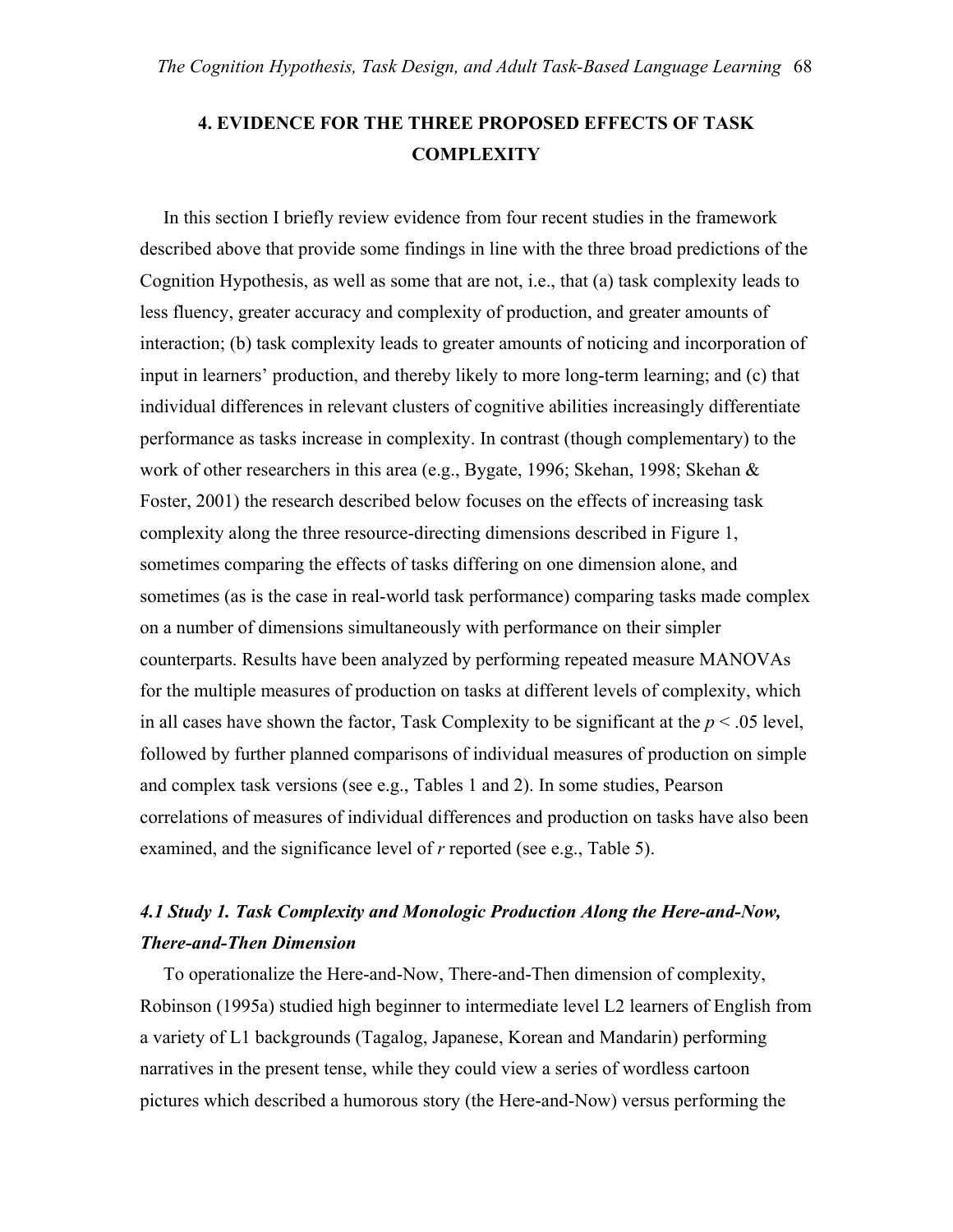## 4. EVIDENCE FOR THE THREE PROPOSED EFFECTS OF TASK COMPLEXITY

In this section I briefly review evidence from four recent studies in the framework described above that provide some findings in line with the three broad predictions of the Cognition Hypothesis, as well as some that are not, i.e., that (a) task complexity leads to less fluency, greater accuracy and complexity of production, and greater amounts of interaction; (b) task complexity leads to greater amounts of noticing and incorporation of input in learners' production, and thereby likely to more long-term learning; and (c) that individual differences in relevant clusters of cognitive abilities increasingly differentiate performance as tasks increase in complexity. In contrast (though complementary) to the work of other researchers in this area (e.g., Bygate, 1996; Skehan, 1998; Skehan & Foster, 2001) the research described below focuses on the effects of increasing task complexity along the three resource-directing dimensions described in Figure 1, sometimes comparing the effects of tasks differing on one dimension alone, and sometimes (as is the case in real-world task performance) comparing tasks made complex on a number of dimensions simultaneously with performance on their simpler counterparts. Results have been analyzed by performing repeated measure MANOVAs for the multiple measures of production on tasks at different levels of complexity, which in all cases have shown the factor, Task Complexity to be significant at the $p < .05$ level, followed by further planned comparisons of individual measures of production on simple and complex task versions (see e.g., Tables 1 and 2). In some studies, Pearson correlations of measures of individual differences and production on tasks have also been examined, and the significance level of $r$ reported (see e.g., Table 5).

### *4.1 Study 1. Task Complexity and Monologic Production Along the Here-and-Now, There-and-Then Dimension*

To operationalize the Here-and-Now, There-and-Then dimension of complexity, Robinson (1995a) studied high beginner to intermediate level L2 learners of English from a variety of L1 backgrounds (Tagalog, Japanese, Korean and Mandarin) performing narratives in the present tense, while they could view a series of wordless cartoon pictures which described a humorous story (the Here-and-Now) versus performing the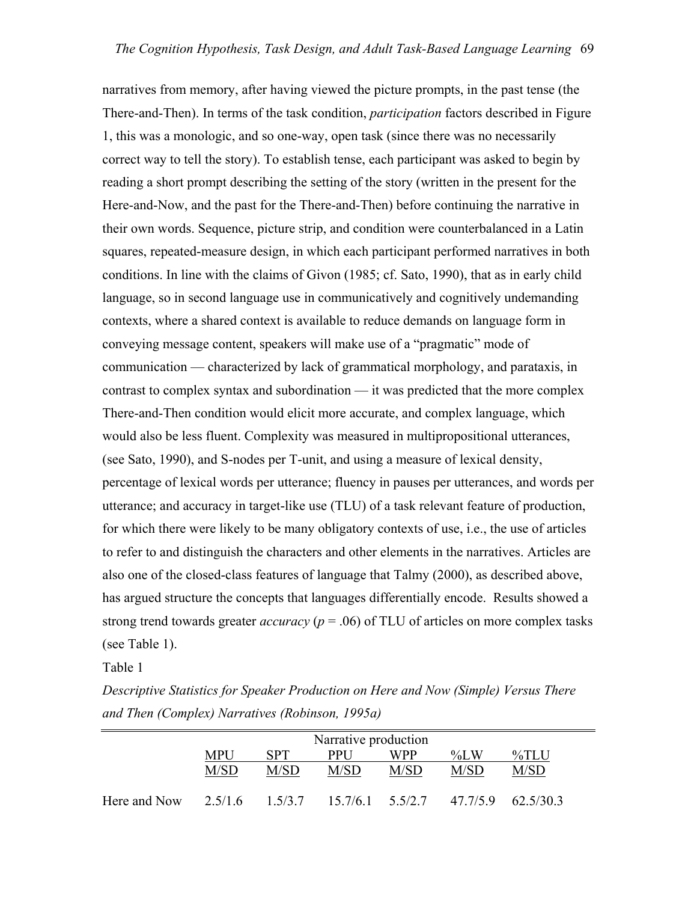narratives from memory, after having viewed the picture prompts, in the past tense (the There-and-Then). In terms of the task condition, *participation* factors described in Figure 1, this was a monologic, and so one-way, open task (since there was no necessarily correct way to tell the story). To establish tense, each participant was asked to begin by reading a short prompt describing the setting of the story (written in the present for the Here-and-Now, and the past for the There-and-Then) before continuing the narrative in their own words. Sequence, picture strip, and condition were counterbalanced in a Latin squares, repeated-measure design, in which each participant performed narratives in both conditions. In line with the claims of Givon (1985; cf. Sato, 1990), that as in early child language, so in second language use in communicatively and cognitively undemanding contexts, where a shared context is available to reduce demands on language form in conveying message content, speakers will make use of a "pragmatic" mode of communication — characterized by lack of grammatical morphology, and parataxis, in contrast to complex syntax and subordination — it was predicted that the more complex There-and-Then condition would elicit more accurate, and complex language, which would also be less fluent. Complexity was measured in multipropositional utterances, (see Sato, 1990), and S-nodes per T-unit, and using a measure of lexical density, percentage of lexical words per utterance; fluency in pauses per utterances, and words per utterance; and accuracy in target-like use (TLU) of a task relevant feature of production, for which there were likely to be many obligatory contexts of use, i.e., the use of articles to refer to and distinguish the characters and other elements in the narratives. Articles are also one of the closed-class features of language that Talmy (2000), as described above, has argued structure the concepts that languages differentially encode. Results showed a strong trend towards greater *accuracy* ($p = .06$) of TLU of articles on more complex tasks (see Table 1).

Table 1

*Descriptive Statistics for Speaker Production on Here and Now (Simple) Versus There and Then (Complex) Narratives (Robinson, 1995a)*

| | Narrative production | | | | | |
|---|---|---|---|---|---|---|
| | MPU | SPT | PPU | WPP | %LW | %TLU |
| | M/SD | M/SD | M/SD | M/SD | M/SD | M/SD |
| Here and Now | 2.5/1.6 | 1.5/3.7 | 15.7/6.1 | 5.5/2.7 | 47.7/5.9 | 62.5/30.3 |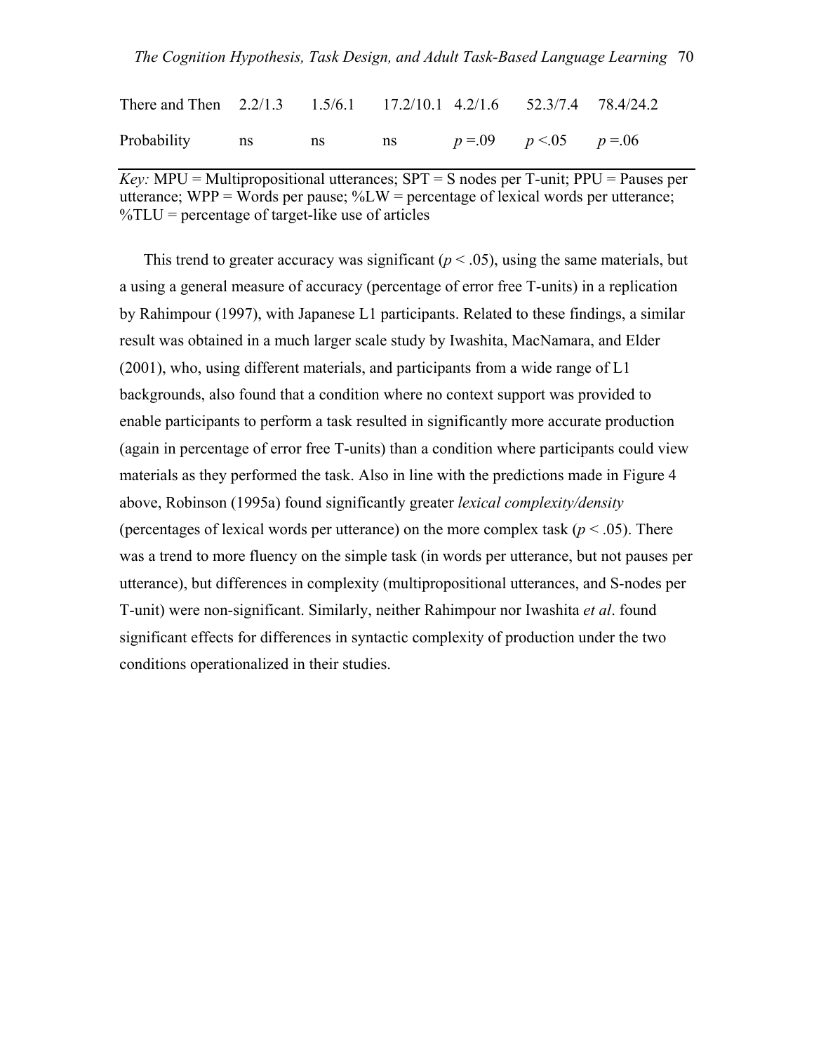| | | | | | | |
|---|---|---|---|---|---|---|
| There and Then | 2.2/1.3 | 1.5/6.1 | 17.2/10.1 | 4.2/1.6 | 52.3/7.4 | 78.4/24.2 |
| Probability | ns | ns | ns | $p = .09$ | $p < .05$ | $p = .06$ |

*Key:* MPU = Multipropositional utterances; SPT = S nodes per T-unit; PPU = Pauses per utterance; WPP = Words per pause; %LW = percentage of lexical words per utterance; %TLU = percentage of target-like use of articles

This trend to greater accuracy was significant ($p < .05$), using the same materials, but a using a general measure of accuracy (percentage of error free T-units) in a replication by Rahimpour (1997), with Japanese L1 participants. Related to these findings, a similar result was obtained in a much larger scale study by Iwashita, MacNamara, and Elder (2001), who, using different materials, and participants from a wide range of L1 backgrounds, also found that a condition where no context support was provided to enable participants to perform a task resulted in significantly more accurate production (again in percentage of error free T-units) than a condition where participants could view materials as they performed the task. Also in line with the predictions made in Figure 4 above, Robinson (1995a) found significantly greater *lexical complexity/density* (percentages of lexical words per utterance) on the more complex task ($p < .05$). There was a trend to more fluency on the simple task (in words per utterance, but not pauses per utterance), but differences in complexity (multipropositional utterances, and S-nodes per T-unit) were non-significant. Similarly, neither Rahimpour nor Iwashita *et al*. found significant effects for differences in syntactic complexity of production under the two conditions operationalized in their studies.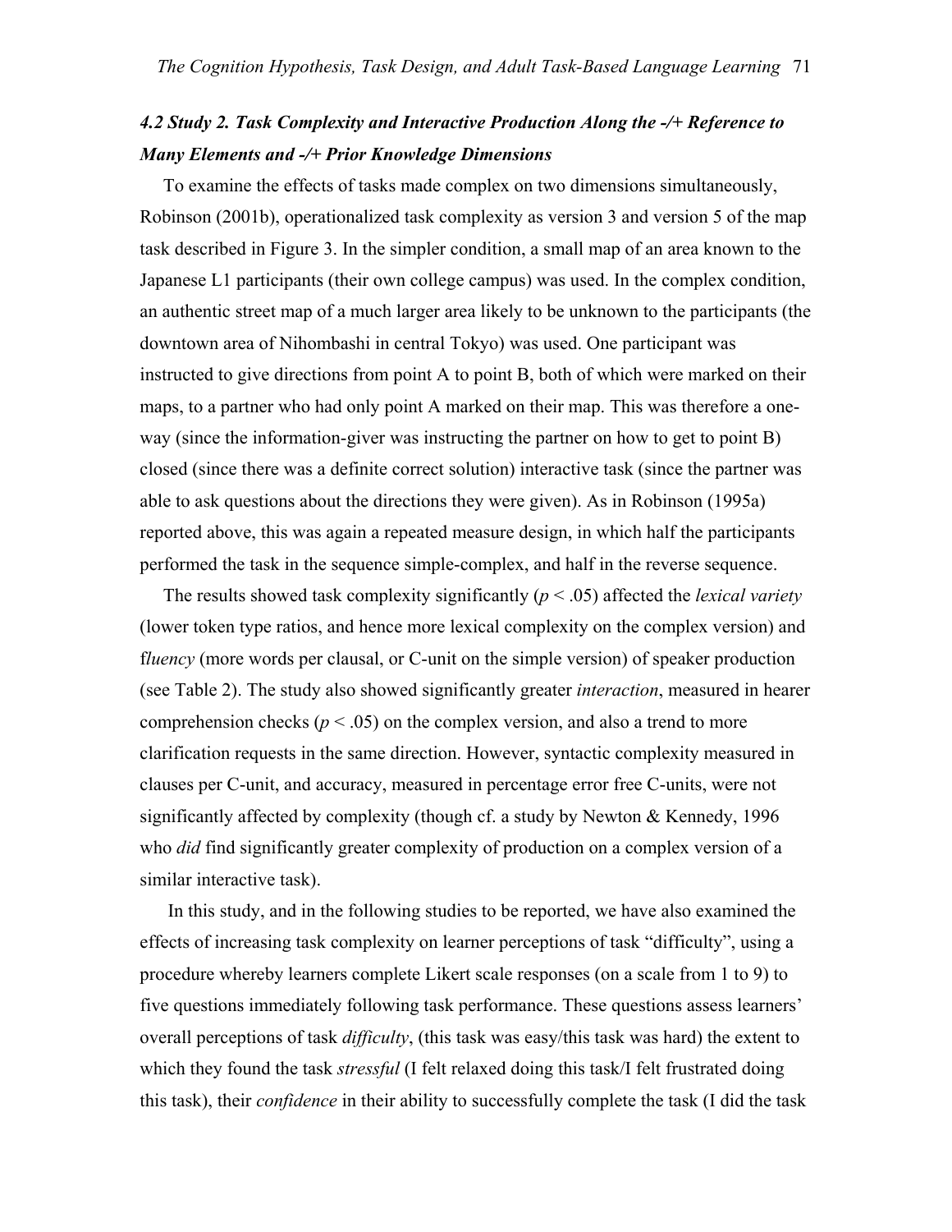### *4.2 Study 2. Task Complexity and Interactive Production Along the -/+ Reference to Many Elements and -/+ Prior Knowledge Dimensions*

To examine the effects of tasks made complex on two dimensions simultaneously, Robinson (2001b), operationalized task complexity as version 3 and version 5 of the map task described in Figure 3. In the simpler condition, a small map of an area known to the Japanese L1 participants (their own college campus) was used. In the complex condition, an authentic street map of a much larger area likely to be unknown to the participants (the downtown area of Nihombashi in central Tokyo) was used. One participant was instructed to give directions from point A to point B, both of which were marked on their maps, to a partner who had only point A marked on their map. This was therefore a one-way (since the information-giver was instructing the partner on how to get to point B) closed (since there was a definite correct solution) interactive task (since the partner was able to ask questions about the directions they were given). As in Robinson (1995a) reported above, this was again a repeated measure design, in which half the participants performed the task in the sequence simple-complex, and half in the reverse sequence.

The results showed task complexity significantly ($p < .05$) affected the *lexical variety* (lower token type ratios, and hence more lexical complexity on the complex version) and f*luency* (more words per clausal, or C-unit on the simple version) of speaker production (see Table 2). The study also showed significantly greater *interaction*, measured in hearer comprehension checks ($p < .05$) on the complex version, and also a trend to more clarification requests in the same direction. However, syntactic complexity measured in clauses per C-unit, and accuracy, measured in percentage error free C-units, were not significantly affected by complexity (though cf. a study by Newton & Kennedy, 1996 who *did* find significantly greater complexity of production on a complex version of a similar interactive task).

In this study, and in the following studies to be reported, we have also examined the effects of increasing task complexity on learner perceptions of task "difficulty", using a procedure whereby learners complete Likert scale responses (on a scale from 1 to 9) to five questions immediately following task performance. These questions assess learners' overall perceptions of task *difficulty*, (this task was easy/this task was hard) the extent to which they found the task *stressful* (I felt relaxed doing this task/I felt frustrated doing this task), their *confidence* in their ability to successfully complete the task (I did the task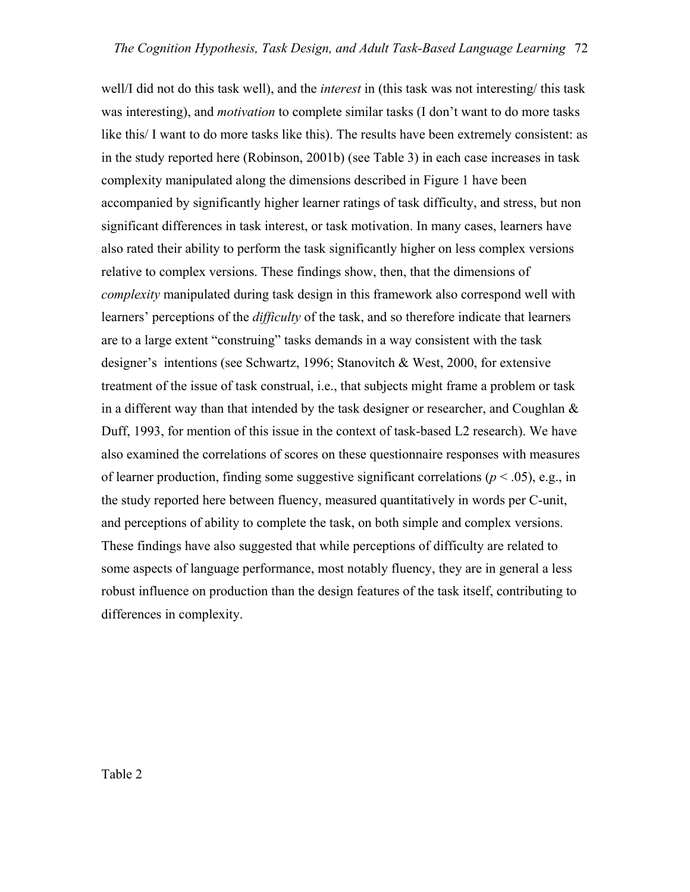well/I did not do this task well), and the *interest* in (this task was not interesting/ this task was interesting), and *motivation* to complete similar tasks (I don't want to do more tasks like this/ I want to do more tasks like this). The results have been extremely consistent: as in the study reported here (Robinson, 2001b) (see Table 3) in each case increases in task complexity manipulated along the dimensions described in Figure 1 have been accompanied by significantly higher learner ratings of task difficulty, and stress, but non significant differences in task interest, or task motivation. In many cases, learners have also rated their ability to perform the task significantly higher on less complex versions relative to complex versions. These findings show, then, that the dimensions of *complexity* manipulated during task design in this framework also correspond well with learners' perceptions of the *difficulty* of the task, and so therefore indicate that learners are to a large extent "construing" tasks demands in a way consistent with the task designer's intentions (see Schwartz, 1996; Stanovitch & West, 2000, for extensive treatment of the issue of task construal, i.e., that subjects might frame a problem or task in a different way than that intended by the task designer or researcher, and Coughlan & Duff, 1993, for mention of this issue in the context of task-based L2 research). We have also examined the correlations of scores on these questionnaire responses with measures of learner production, finding some suggestive significant correlations ($p < .05$), e.g., in the study reported here between fluency, measured quantitatively in words per C-unit, and perceptions of ability to complete the task, on both simple and complex versions. These findings have also suggested that while perceptions of difficulty are related to some aspects of language performance, most notably fluency, they are in general a less robust influence on production than the design features of the task itself, contributing to differences in complexity.

Table 2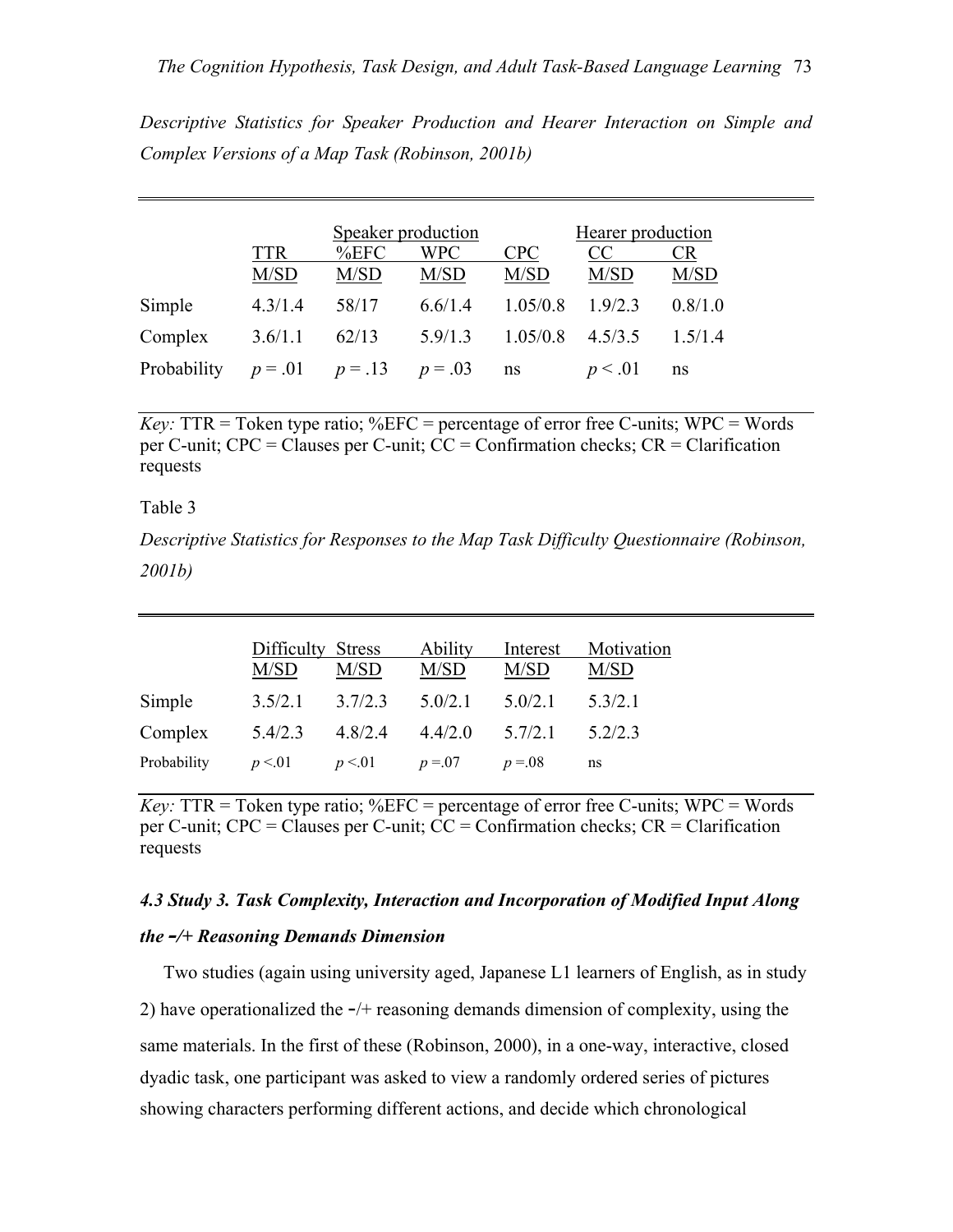*Descriptive Statistics for Speaker Production and Hearer Interaction on Simple and Complex Versions of a Map Task (Robinson, 2001b)*

| | Speaker production | | | | Hearer production | |
|---|---|---|---|---|---|---|
| | TTR | %EFC | WPC | CPC | CC | CR |
| | M/SD | M/SD | M/SD | M/SD | M/SD | M/SD |
| Simple | 4.3/1.4 | 58/17 | 6.6/1.4 | 1.05/0.8 | 1.9/2.3 | 0.8/1.0 |
| Complex | 3.6/1.1 | 62/13 | 5.9/1.3 | 1.05/0.8 | 4.5/3.5 | 1.5/1.4 |
| Probability | $p = .01$ | $p = .13$ | $p = .03$ | ns | $p < .01$ | ns |

*Key:* TTR = Token type ratio; %EFC = percentage of error free C-units; WPC = Words per C-unit; CPC = Clauses per C-unit; CC = Confirmation checks; CR = Clarification requests

Table 3

*Descriptive Statistics for Responses to the Map Task Difficulty Questionnaire (Robinson, 2001b)*

| | Difficulty | Stress | Ability | Interest | Motivation |
|---|---|---|---|---|---|
| | M/SD | M/SD | M/SD | M/SD | M/SD |
| Simple | 3.5/2.1 | 3.7/2.3 | 5.0/2.1 | 5.0/2.1 | 5.3/2.1 |
| Complex | 5.4/2.3 | 4.8/2.4 | 4.4/2.0 | 5.7/2.1 | 5.2/2.3 |
| Probability | $p < .01$ | $p < .01$ | $p = .07$ | $p = .08$ | ns |

*Key:* TTR = Token type ratio; %EFC = percentage of error free C-units; WPC = Words per C-unit; CPC = Clauses per C-unit; CC = Confirmation checks; CR = Clarification requests

### *4.3 Study 3. Task Complexity, Interaction and Incorporation of Modified Input Along the -/+ Reasoning Demands Dimension*

Two studies (again using university aged, Japanese L1 learners of English, as in study 2) have operationalized the -/+ reasoning demands dimension of complexity, using the same materials. In the first of these (Robinson, 2000), in a one-way, interactive, closed dyadic task, one participant was asked to view a randomly ordered series of pictures showing characters performing different actions, and decide which chronological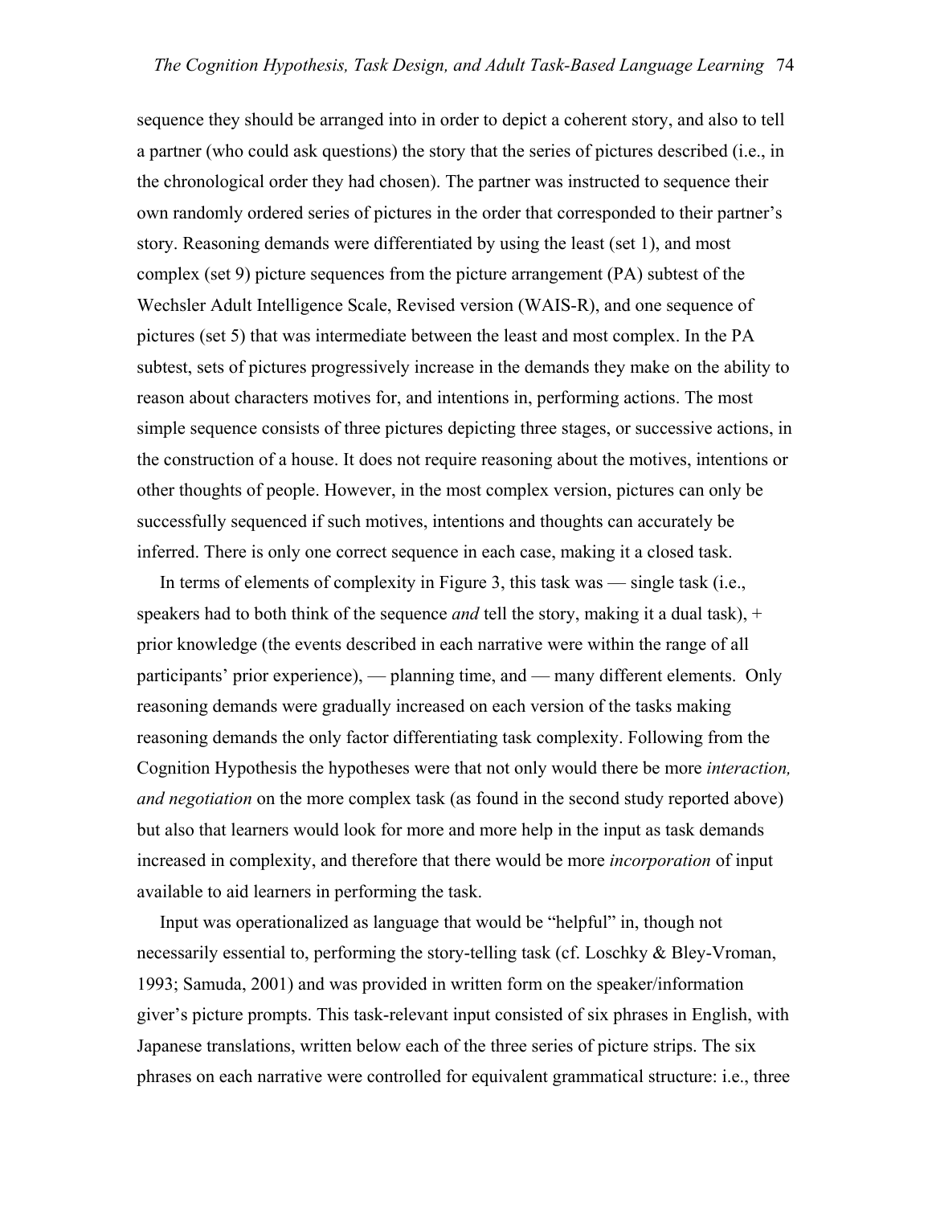sequence they should be arranged into in order to depict a coherent story, and also to tell a partner (who could ask questions) the story that the series of pictures described (i.e., in the chronological order they had chosen). The partner was instructed to sequence their own randomly ordered series of pictures in the order that corresponded to their partner's story. Reasoning demands were differentiated by using the least (set 1), and most complex (set 9) picture sequences from the picture arrangement (PA) subtest of the Wechsler Adult Intelligence Scale, Revised version (WAIS-R), and one sequence of pictures (set 5) that was intermediate between the least and most complex. In the PA subtest, sets of pictures progressively increase in the demands they make on the ability to reason about characters motives for, and intentions in, performing actions. The most simple sequence consists of three pictures depicting three stages, or successive actions, in the construction of a house. It does not require reasoning about the motives, intentions or other thoughts of people. However, in the most complex version, pictures can only be successfully sequenced if such motives, intentions and thoughts can accurately be inferred. There is only one correct sequence in each case, making it a closed task.

In terms of elements of complexity in Figure 3, this task was — single task (i.e., speakers had to both think of the sequence *and* tell the story, making it a dual task), + prior knowledge (the events described in each narrative were within the range of all participants' prior experience), — planning time, and — many different elements. Only reasoning demands were gradually increased on each version of the tasks making reasoning demands the only factor differentiating task complexity. Following from the Cognition Hypothesis the hypotheses were that not only would there be more *interaction, and negotiation* on the more complex task (as found in the second study reported above) but also that learners would look for more and more help in the input as task demands increased in complexity, and therefore that there would be more *incorporation* of input available to aid learners in performing the task.

Input was operationalized as language that would be "helpful" in, though not necessarily essential to, performing the story-telling task (cf. Loschky & Bley-Vroman, 1993; Samuda, 2001) and was provided in written form on the speaker/information giver's picture prompts. This task-relevant input consisted of six phrases in English, with Japanese translations, written below each of the three series of picture strips. The six phrases on each narrative were controlled for equivalent grammatical structure: i.e., three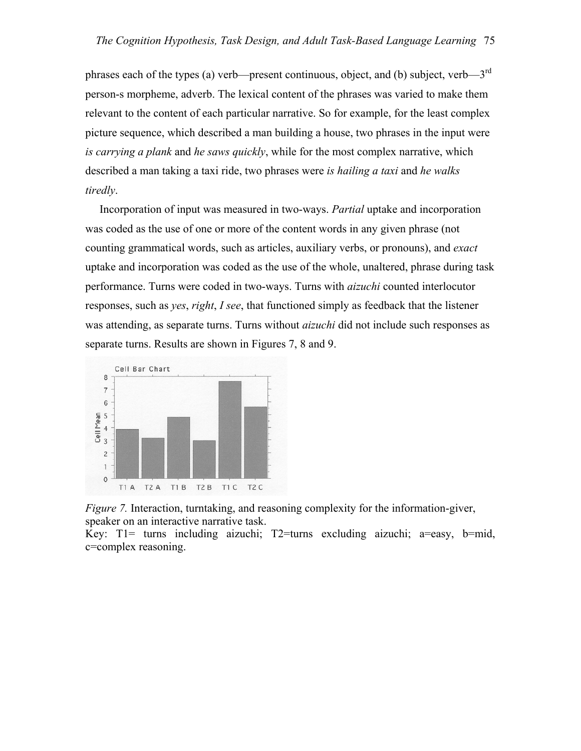phrases each of the types (a) verb—present continuous, object, and (b) subject, verb—3rd person-s morpheme, adverb. The lexical content of the phrases was varied to make them relevant to the content of each particular narrative. So for example, for the least complex picture sequence, which described a man building a house, two phrases in the input were *is carrying a plank* and *he saws quickly*, while for the most complex narrative, which described a man taking a taxi ride, two phrases were *is hailing a taxi* and *he walks tiredly*.

Incorporation of input was measured in two-ways. *Partial* uptake and incorporation was coded as the use of one or more of the content words in any given phrase (not counting grammatical words, such as articles, auxiliary verbs, or pronouns), and *exact* uptake and incorporation was coded as the use of the whole, unaltered, phrase during task performance. Turns were coded in two-ways. Turns with *aizuchi* counted interlocutor responses, such as *yes*, *right*, *I see*, that functioned simply as feedback that the listener was attending, as separate turns. Turns without *aizuchi* did not include such responses as separate turns. Results are shown in Figures 7, 8 and 9.

*Figure 7.* Interaction, turntaking, and reasoning complexity for the information-giver, speaker on an interactive narrative task.
Key: T1= turns including aizuchi; T2=turns excluding aizuchi; a=easy, b=mid, c=complex reasoning.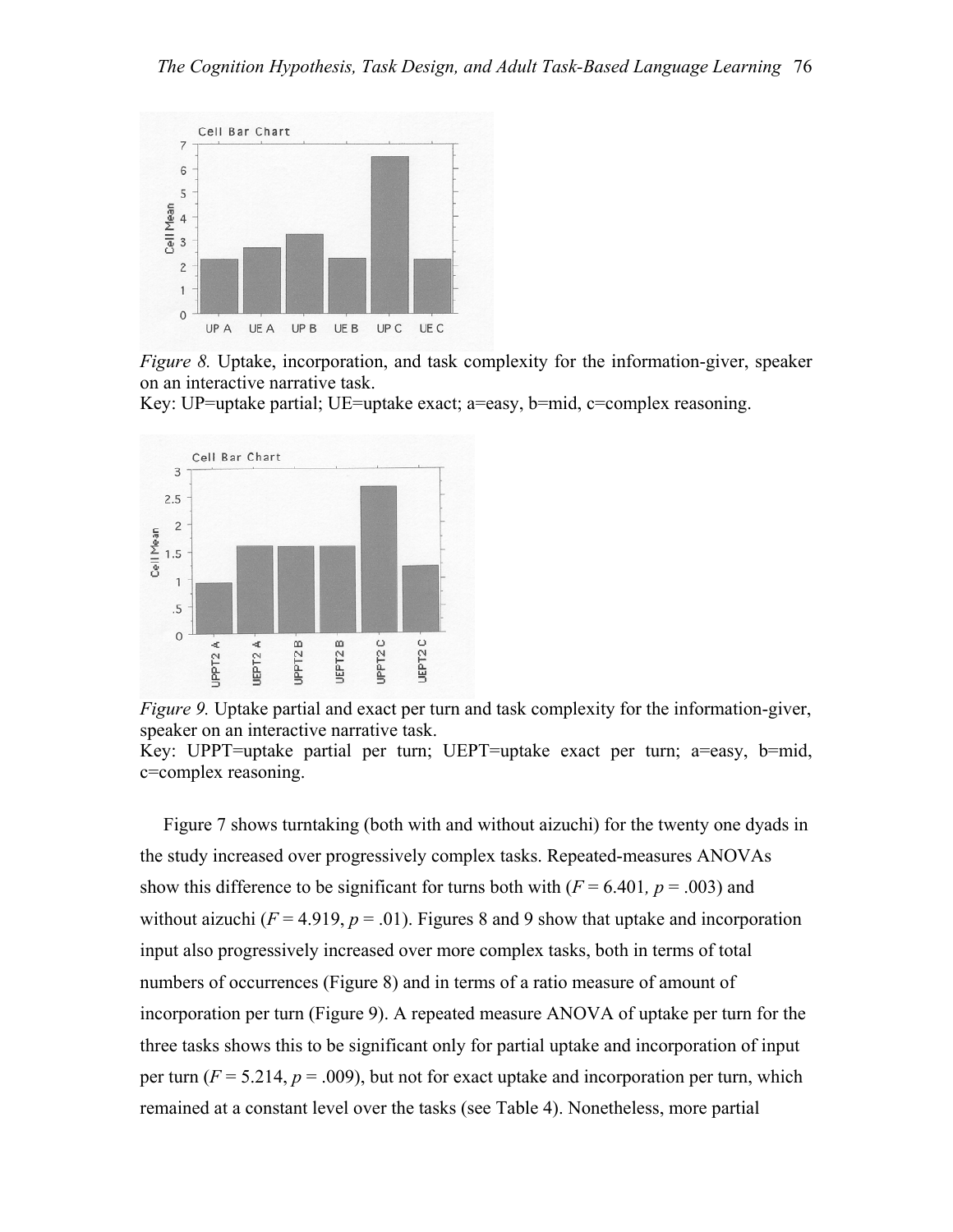*Figure 8.* Uptake, incorporation, and task complexity for the information-giver, speaker on an interactive narrative task.
Key: UP=uptake partial; UE=uptake exact; a=easy, b=mid, c=complex reasoning.

*Figure 9.* Uptake partial and exact per turn and task complexity for the information-giver, speaker on an interactive narrative task.
Key: UPPT=uptake partial per turn; UEPT=uptake exact per turn; a=easy, b=mid, c=complex reasoning.

Figure 7 shows turntaking (both with and without aizuchi) for the twenty one dyads in the study increased over progressively complex tasks. Repeated-measures ANOVAs show this difference to be significant for turns both with ($F = 6.401$, $p = .003$) and without aizuchi ($F = 4.919$, $p = .01$). Figures 8 and 9 show that uptake and incorporation input also progressively increased over more complex tasks, both in terms of total numbers of occurrences (Figure 8) and in terms of a ratio measure of amount of incorporation per turn (Figure 9). A repeated measure ANOVA of uptake per turn for the three tasks shows this to be significant only for partial uptake and incorporation of input per turn ($F = 5.214$, $p = .009$), but not for exact uptake and incorporation per turn, which remained at a constant level over the tasks (see Table 4). Nonetheless, more partial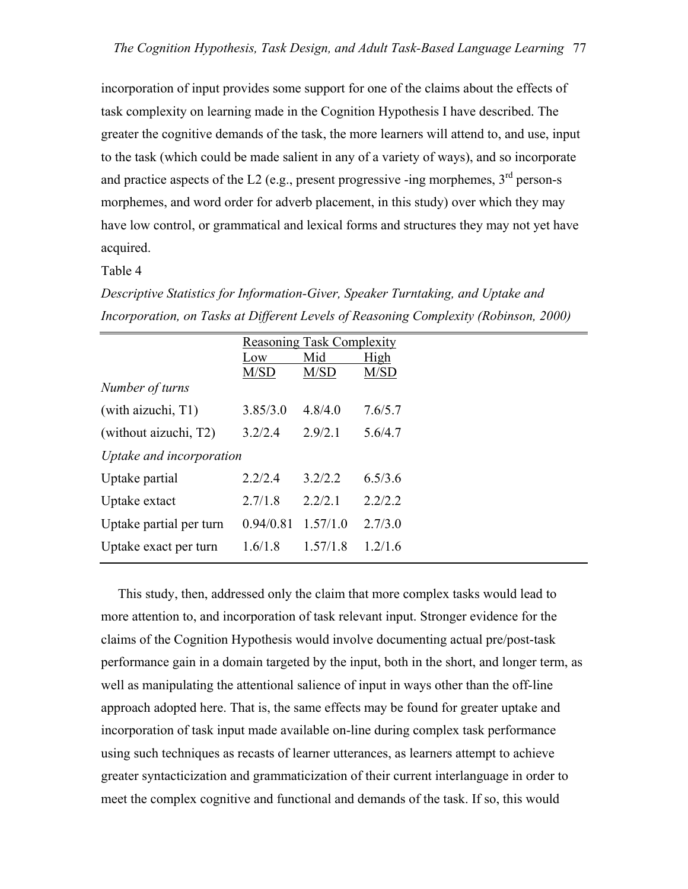incorporation of input provides some support for one of the claims about the effects of task complexity on learning made in the Cognition Hypothesis I have described. The greater the cognitive demands of the task, the more learners will attend to, and use, input to the task (which could be made salient in any of a variety of ways), and so incorporate and practice aspects of the L2 (e.g., present progressive -ing morphemes, 3rd person-s morphemes, and word order for adverb placement, in this study) over which they may have low control, or grammatical and lexical forms and structures they may not yet have acquired.

Table 4

*Descriptive Statistics for Information-Giver, Speaker Turntaking, and Uptake and Incorporation, on Tasks at Different Levels of Reasoning Complexity (Robinson, 2000)*

| | Reasoning Task Complexity | | |
|---|---|---|---|
| | Low | Mid | High |
| | M/SD | M/SD | M/SD |
| *Number of turns* | | | |
| (with aizuchi, T1) | 3.85/3.0 | 4.8/4.0 | 7.6/5.7 |
| (without aizuchi, T2) | 3.2/2.4 | 2.9/2.1 | 5.6/4.7 |
| *Uptake and incorporation* | | | |
| Uptake partial | 2.2/2.4 | 3.2/2.2 | 6.5/3.6 |
| Uptake extact | 2.7/1.8 | 2.2/2.1 | 2.2/2.2 |
| Uptake partial per turn | 0.94/0.81 | 1.57/1.0 | 2.7/3.0 |
| Uptake exact per turn | 1.6/1.8 | 1.57/1.8 | 1.2/1.6 |

This study, then, addressed only the claim that more complex tasks would lead to more attention to, and incorporation of task relevant input. Stronger evidence for the claims of the Cognition Hypothesis would involve documenting actual pre/post-task performance gain in a domain targeted by the input, both in the short, and longer term, as well as manipulating the attentional salience of input in ways other than the off-line approach adopted here. That is, the same effects may be found for greater uptake and incorporation of task input made available on-line during complex task performance using such techniques as recasts of learner utterances, as learners attempt to achieve greater syntacticization and grammaticization of their current interlanguage in order to meet the complex cognitive and functional and demands of the task. If so, this would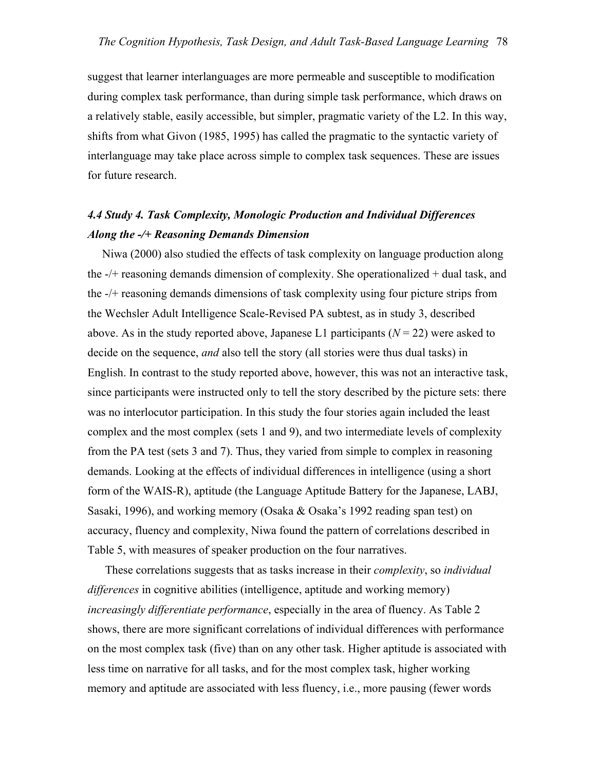suggest that learner interlanguages are more permeable and susceptible to modification during complex task performance, than during simple task performance, which draws on a relatively stable, easily accessible, but simpler, pragmatic variety of the L2. In this way, shifts from what Givon (1985, 1995) has called the pragmatic to the syntactic variety of interlanguage may take place across simple to complex task sequences. These are issues for future research.

### *4.4 Study 4. Task Complexity, Monologic Production and Individual Differences Along the -/+ Reasoning Demands Dimension*

Niwa (2000) also studied the effects of task complexity on language production along the -/+ reasoning demands dimension of complexity. She operationalized + dual task, and the -/+ reasoning demands dimensions of task complexity using four picture strips from the Wechsler Adult Intelligence Scale-Revised PA subtest, as in study 3, described above. As in the study reported above, Japanese L1 participants ($N = 22$) were asked to decide on the sequence, *and* also tell the story (all stories were thus dual tasks) in English. In contrast to the study reported above, however, this was not an interactive task, since participants were instructed only to tell the story described by the picture sets: there was no interlocutor participation. In this study the four stories again included the least complex and the most complex (sets 1 and 9), and two intermediate levels of complexity from the PA test (sets 3 and 7). Thus, they varied from simple to complex in reasoning demands. Looking at the effects of individual differences in intelligence (using a short form of the WAIS-R), aptitude (the Language Aptitude Battery for the Japanese, LABJ, Sasaki, 1996), and working memory (Osaka & Osaka's 1992 reading span test) on accuracy, fluency and complexity, Niwa found the pattern of correlations described in Table 5, with measures of speaker production on the four narratives.

These correlations suggests that as tasks increase in their *complexity*, so *individual differences* in cognitive abilities (intelligence, aptitude and working memory) *increasingly differentiate performance*, especially in the area of fluency. As Table 2 shows, there are more significant correlations of individual differences with performance on the most complex task (five) than on any other task. Higher aptitude is associated with less time on narrative for all tasks, and for the most complex task, higher working memory and aptitude are associated with less fluency, i.e., more pausing (fewer words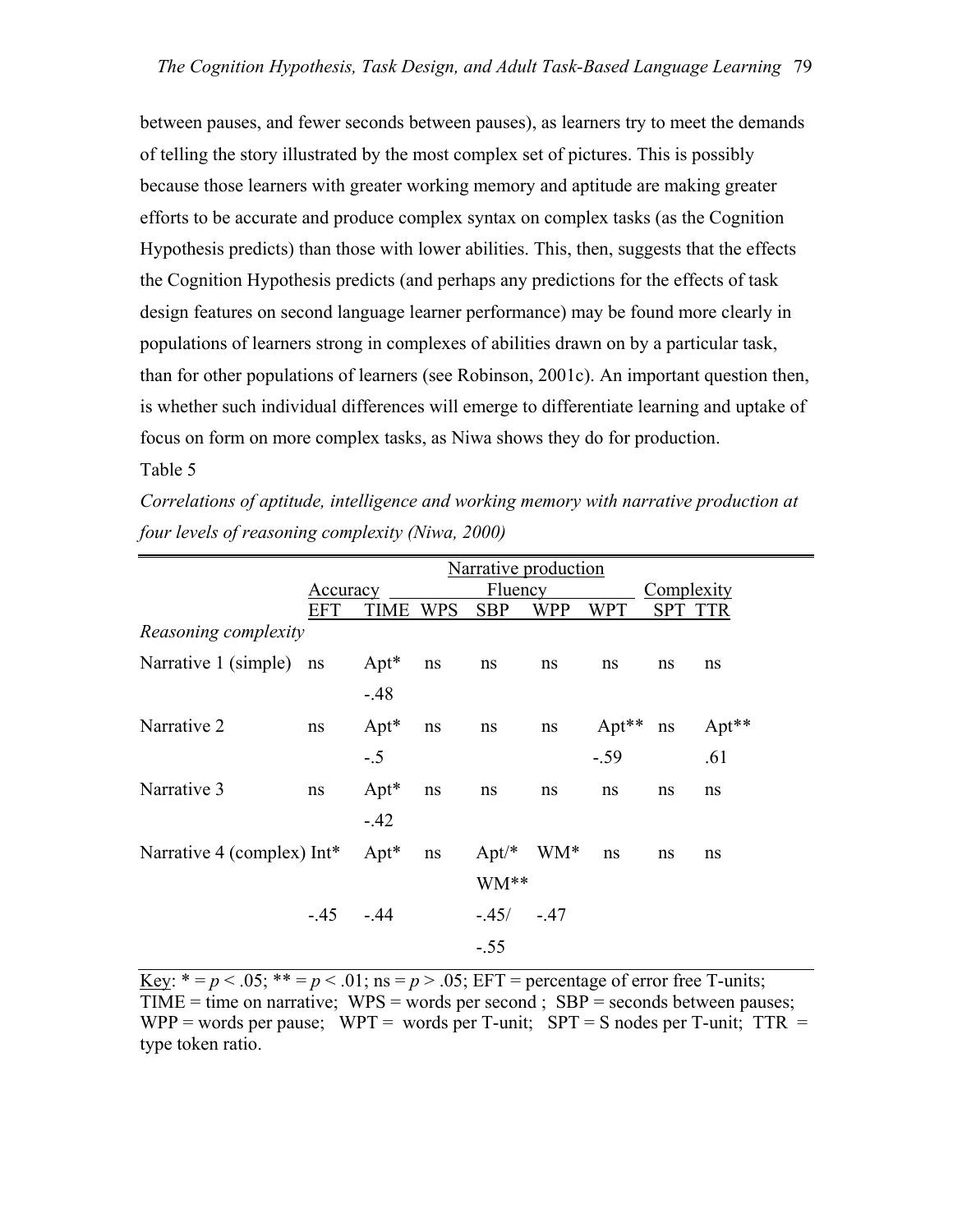between pauses, and fewer seconds between pauses), as learners try to meet the demands of telling the story illustrated by the most complex set of pictures. This is possibly because those learners with greater working memory and aptitude are making greater efforts to be accurate and produce complex syntax on complex tasks (as the Cognition Hypothesis predicts) than those with lower abilities. This, then, suggests that the effects the Cognition Hypothesis predicts (and perhaps any predictions for the effects of task design features on second language learner performance) may be found more clearly in populations of learners strong in complexes of abilities drawn on by a particular task, than for other populations of learners (see Robinson, 2001c). An important question then, is whether such individual differences will emerge to differentiate learning and uptake of focus on form on more complex tasks, as Niwa shows they do for production.

Table 5

*Correlations of aptitude, intelligence and working memory with narrative production at four levels of reasoning complexity (Niwa, 2000)*

| | Narrative production | | | | | | | |
|---|---|---|---|---|---|---|---|---|
| | Accuracy | | Fluency | | | | Complexity | |
| | EFT | TIME | WPS | SBP | WPP | WPT | SPT | TTR |
| *Reasoning complexity* | | | | | | | | |
| Narrative 1 (simple) | ns | Apt* -.48 | ns | ns | ns | ns | ns | ns |
| Narrative 2 | ns | Apt* -.5 | ns | ns | ns | Apt** -.59 | ns | Apt** .61 |
| Narrative 3 | ns | Apt* -.42 | ns | ns | ns | ns | ns | ns |
| Narrative 4 (complex) | Int* -.45 | Apt* -.44 | ns | Apt/* WM** -.45/ -.55 | WM* -.47 | ns | ns | ns |

Key: * = $p < .05$; ** = $p < .01$; ns = $p > .05$; EFT = percentage of error free T-units; TIME = time on narrative; WPS = words per second ; SBP = seconds between pauses; WPP = words per pause; WPT = words per T-unit; SPT = S nodes per T-unit; TTR = type token ratio.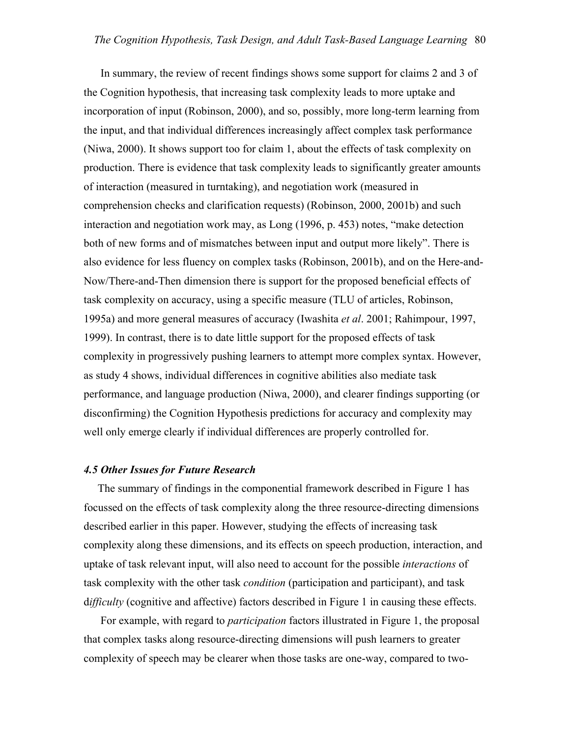In summary, the review of recent findings shows some support for claims 2 and 3 of the Cognition hypothesis, that increasing task complexity leads to more uptake and incorporation of input (Robinson, 2000), and so, possibly, more long-term learning from the input, and that individual differences increasingly affect complex task performance (Niwa, 2000). It shows support too for claim 1, about the effects of task complexity on production. There is evidence that task complexity leads to significantly greater amounts of interaction (measured in turntaking), and negotiation work (measured in comprehension checks and clarification requests) (Robinson, 2000, 2001b) and such interaction and negotiation work may, as Long (1996, p. 453) notes, "make detection both of new forms and of mismatches between input and output more likely". There is also evidence for less fluency on complex tasks (Robinson, 2001b), and on the Here-and-Now/There-and-Then dimension there is support for the proposed beneficial effects of task complexity on accuracy, using a specific measure (TLU of articles, Robinson, 1995a) and more general measures of accuracy (Iwashita *et al*. 2001; Rahimpour, 1997, 1999). In contrast, there is to date little support for the proposed effects of task complexity in progressively pushing learners to attempt more complex syntax. However, as study 4 shows, individual differences in cognitive abilities also mediate task performance, and language production (Niwa, 2000), and clearer findings supporting (or disconfirming) the Cognition Hypothesis predictions for accuracy and complexity may well only emerge clearly if individual differences are properly controlled for.

### *4.5 Other Issues for Future Research*

The summary of findings in the componential framework described in Figure 1 has focussed on the effects of task complexity along the three resource-directing dimensions described earlier in this paper. However, studying the effects of increasing task complexity along these dimensions, and its effects on speech production, interaction, and uptake of task relevant input, will also need to account for the possible *interactions* of task complexity with the other task *condition* (participation and participant), and task d*ifficulty* (cognitive and affective) factors described in Figure 1 in causing these effects.

For example, with regard to *participation* factors illustrated in Figure 1, the proposal that complex tasks along resource-directing dimensions will push learners to greater complexity of speech may be clearer when those tasks are one-way, compared to two-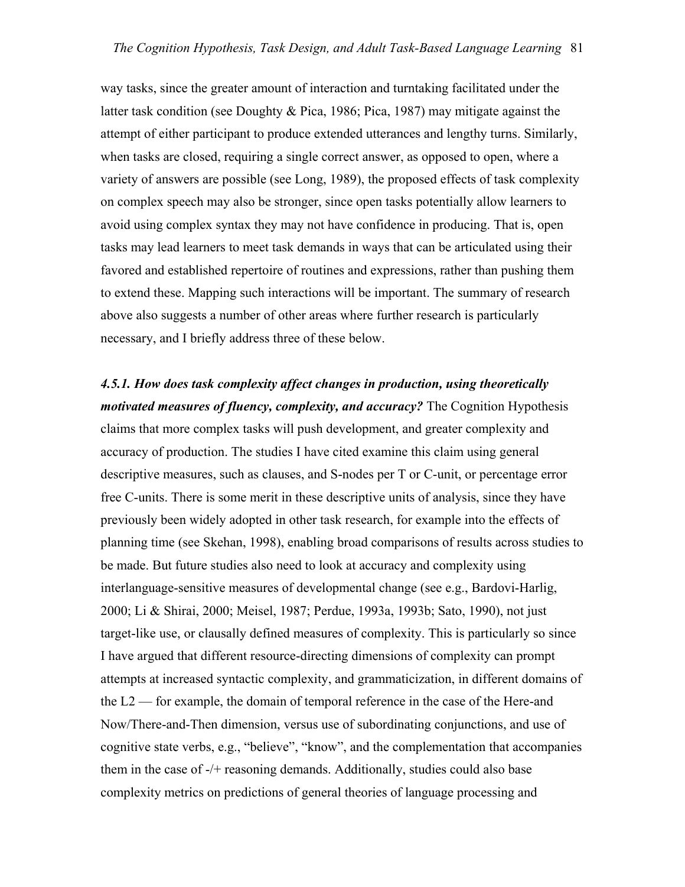way tasks, since the greater amount of interaction and turntaking facilitated under the latter task condition (see Doughty & Pica, 1986; Pica, 1987) may mitigate against the attempt of either participant to produce extended utterances and lengthy turns. Similarly, when tasks are closed, requiring a single correct answer, as opposed to open, where a variety of answers are possible (see Long, 1989), the proposed effects of task complexity on complex speech may also be stronger, since open tasks potentially allow learners to avoid using complex syntax they may not have confidence in producing. That is, open tasks may lead learners to meet task demands in ways that can be articulated using their favored and established repertoire of routines and expressions, rather than pushing them to extend these. Mapping such interactions will be important. The summary of research above also suggests a number of other areas where further research is particularly necessary, and I briefly address three of these below.

***4.5.1. How does task complexity affect changes in production, using theoretically motivated measures of fluency, complexity, and accuracy?*** The Cognition Hypothesis claims that more complex tasks will push development, and greater complexity and accuracy of production. The studies I have cited examine this claim using general descriptive measures, such as clauses, and S-nodes per T or C-unit, or percentage error free C-units. There is some merit in these descriptive units of analysis, since they have previously been widely adopted in other task research, for example into the effects of planning time (see Skehan, 1998), enabling broad comparisons of results across studies to be made. But future studies also need to look at accuracy and complexity using interlanguage-sensitive measures of developmental change (see e.g., Bardovi-Harlig, 2000; Li & Shirai, 2000; Meisel, 1987; Perdue, 1993a, 1993b; Sato, 1990), not just target-like use, or clausally defined measures of complexity. This is particularly so since I have argued that different resource-directing dimensions of complexity can prompt attempts at increased syntactic complexity, and grammaticization, in different domains of the L2 — for example, the domain of temporal reference in the case of the Here-and Now/There-and-Then dimension, versus use of subordinating conjunctions, and use of cognitive state verbs, e.g., "believe", "know", and the complementation that accompanies them in the case of -/+ reasoning demands. Additionally, studies could also base complexity metrics on predictions of general theories of language processing and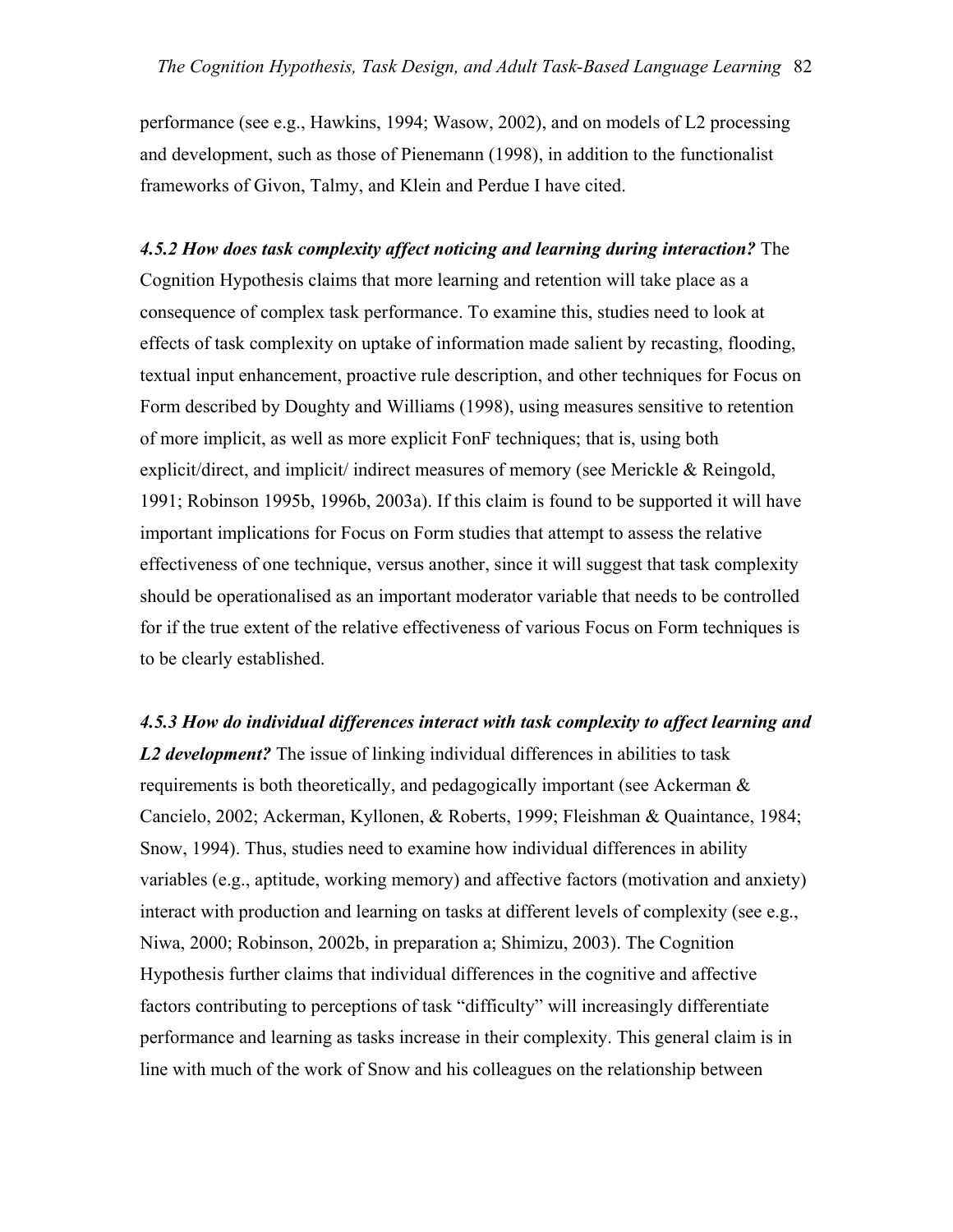performance (see e.g., Hawkins, 1994; Wasow, 2002), and on models of L2 processing and development, such as those of Pienemann (1998), in addition to the functionalist frameworks of Givon, Talmy, and Klein and Perdue I have cited.

***4.5.2 How does task complexity affect noticing and learning during interaction?*** The Cognition Hypothesis claims that more learning and retention will take place as a consequence of complex task performance. To examine this, studies need to look at effects of task complexity on uptake of information made salient by recasting, flooding, textual input enhancement, proactive rule description, and other techniques for Focus on Form described by Doughty and Williams (1998), using measures sensitive to retention of more implicit, as well as more explicit FonF techniques; that is, using both explicit/direct, and implicit/ indirect measures of memory (see Merickle & Reingold, 1991; Robinson 1995b, 1996b, 2003a). If this claim is found to be supported it will have important implications for Focus on Form studies that attempt to assess the relative effectiveness of one technique, versus another, since it will suggest that task complexity should be operationalised as an important moderator variable that needs to be controlled for if the true extent of the relative effectiveness of various Focus on Form techniques is to be clearly established.

***4.5.3 How do individual differences interact with task complexity to affect learning and L2 development?*** The issue of linking individual differences in abilities to task requirements is both theoretically, and pedagogically important (see Ackerman & Cancielo, 2002; Ackerman, Kyllonen, & Roberts, 1999; Fleishman & Quaintance, 1984; Snow, 1994). Thus, studies need to examine how individual differences in ability variables (e.g., aptitude, working memory) and affective factors (motivation and anxiety) interact with production and learning on tasks at different levels of complexity (see e.g., Niwa, 2000; Robinson, 2002b, in preparation a; Shimizu, 2003). The Cognition Hypothesis further claims that individual differences in the cognitive and affective factors contributing to perceptions of task "difficulty" will increasingly differentiate performance and learning as tasks increase in their complexity. This general claim is in line with much of the work of Snow and his colleagues on the relationship between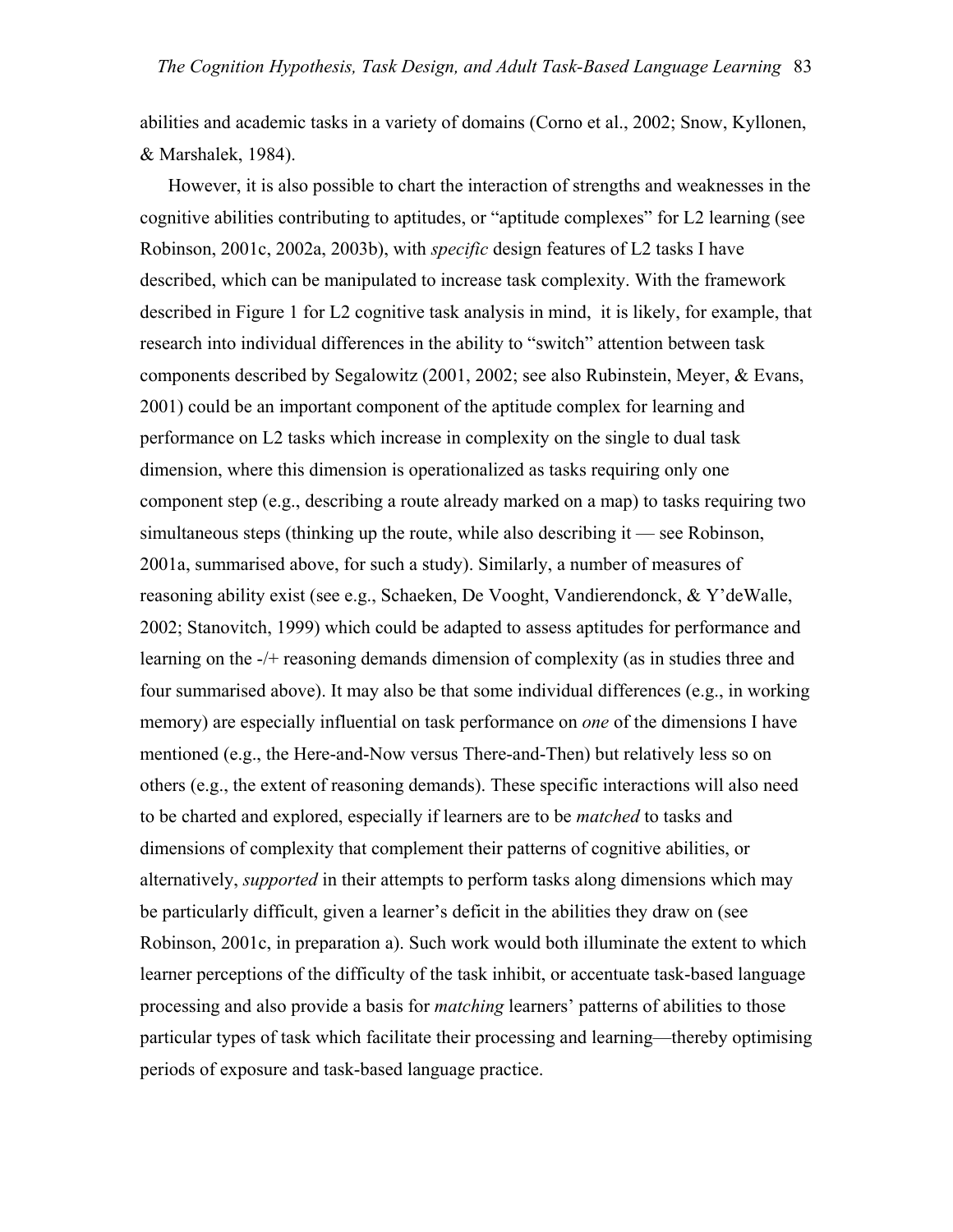abilities and academic tasks in a variety of domains (Corno et al., 2002; Snow, Kyllonen, & Marshalek, 1984).

However, it is also possible to chart the interaction of strengths and weaknesses in the cognitive abilities contributing to aptitudes, or "aptitude complexes" for L2 learning (see Robinson, 2001c, 2002a, 2003b), with *specific* design features of L2 tasks I have described, which can be manipulated to increase task complexity. With the framework described in Figure 1 for L2 cognitive task analysis in mind, it is likely, for example, that research into individual differences in the ability to "switch" attention between task components described by Segalowitz (2001, 2002; see also Rubinstein, Meyer, & Evans, 2001) could be an important component of the aptitude complex for learning and performance on L2 tasks which increase in complexity on the single to dual task dimension, where this dimension is operationalized as tasks requiring only one component step (e.g., describing a route already marked on a map) to tasks requiring two simultaneous steps (thinking up the route, while also describing it — see Robinson, 2001a, summarised above, for such a study). Similarly, a number of measures of reasoning ability exist (see e.g., Schaeken, De Vooght, Vandierendonck, & Y'deWalle, 2002; Stanovitch, 1999) which could be adapted to assess aptitudes for performance and learning on the -/+ reasoning demands dimension of complexity (as in studies three and four summarised above). It may also be that some individual differences (e.g., in working memory) are especially influential on task performance on *one* of the dimensions I have mentioned (e.g., the Here-and-Now versus There-and-Then) but relatively less so on others (e.g., the extent of reasoning demands). These specific interactions will also need to be charted and explored, especially if learners are to be *matched* to tasks and dimensions of complexity that complement their patterns of cognitive abilities, or alternatively, *supported* in their attempts to perform tasks along dimensions which may be particularly difficult, given a learner's deficit in the abilities they draw on (see Robinson, 2001c, in preparation a). Such work would both illuminate the extent to which learner perceptions of the difficulty of the task inhibit, or accentuate task-based language processing and also provide a basis for *matching* learners' patterns of abilities to those particular types of task which facilitate their processing and learning—thereby optimising periods of exposure and task-based language practice.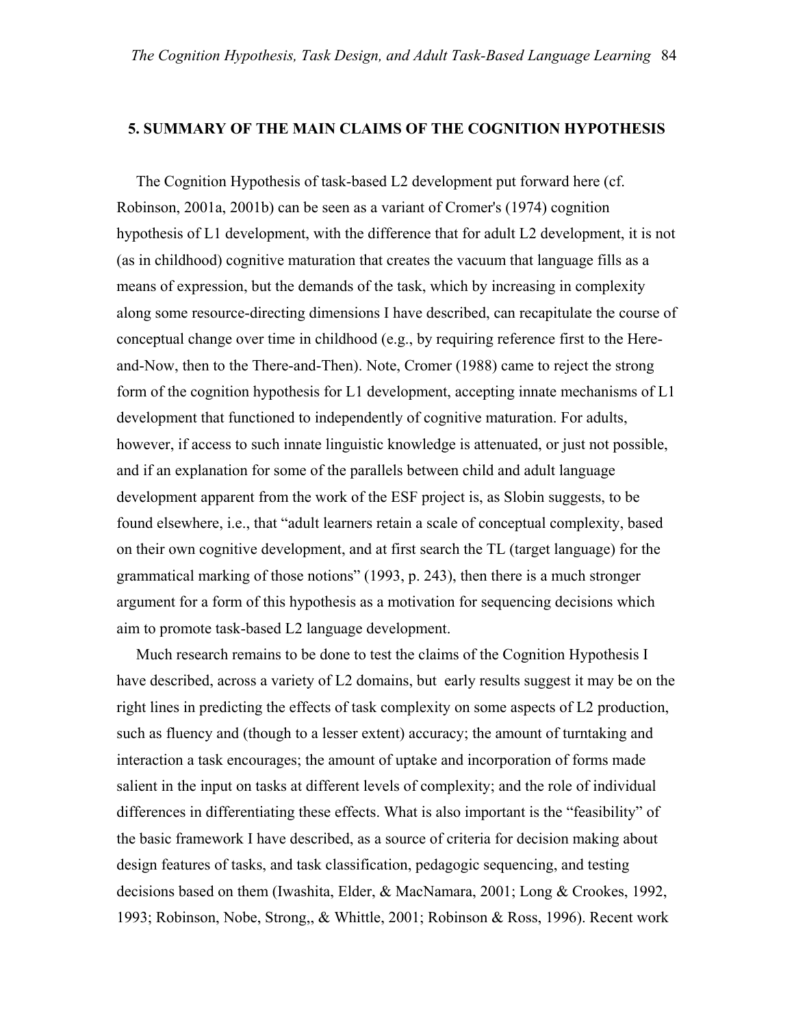## 5. SUMMARY OF THE MAIN CLAIMS OF THE COGNITION HYPOTHESIS

The Cognition Hypothesis of task-based L2 development put forward here (cf. Robinson, 2001a, 2001b) can be seen as a variant of Cromer's (1974) cognition hypothesis of L1 development, with the difference that for adult L2 development, it is not (as in childhood) cognitive maturation that creates the vacuum that language fills as a means of expression, but the demands of the task, which by increasing in complexity along some resource-directing dimensions I have described, can recapitulate the course of conceptual change over time in childhood (e.g., by requiring reference first to the Here-and-Now, then to the There-and-Then). Note, Cromer (1988) came to reject the strong form of the cognition hypothesis for L1 development, accepting innate mechanisms of L1 development that functioned to independently of cognitive maturation. For adults, however, if access to such innate linguistic knowledge is attenuated, or just not possible, and if an explanation for some of the parallels between child and adult language development apparent from the work of the ESF project is, as Slobin suggests, to be found elsewhere, i.e., that "adult learners retain a scale of conceptual complexity, based on their own cognitive development, and at first search the TL (target language) for the grammatical marking of those notions" (1993, p. 243), then there is a much stronger argument for a form of this hypothesis as a motivation for sequencing decisions which aim to promote task-based L2 language development.

Much research remains to be done to test the claims of the Cognition Hypothesis I have described, across a variety of L2 domains, but early results suggest it may be on the right lines in predicting the effects of task complexity on some aspects of L2 production, such as fluency and (though to a lesser extent) accuracy; the amount of turntaking and interaction a task encourages; the amount of uptake and incorporation of forms made salient in the input on tasks at different levels of complexity; and the role of individual differences in differentiating these effects. What is also important is the "feasibility" of the basic framework I have described, as a source of criteria for decision making about design features of tasks, and task classification, pedagogic sequencing, and testing decisions based on them (Iwashita, Elder, & MacNamara, 2001; Long & Crookes, 1992, 1993; Robinson, Nobe, Strong,, & Whittle, 2001; Robinson & Ross, 1996). Recent work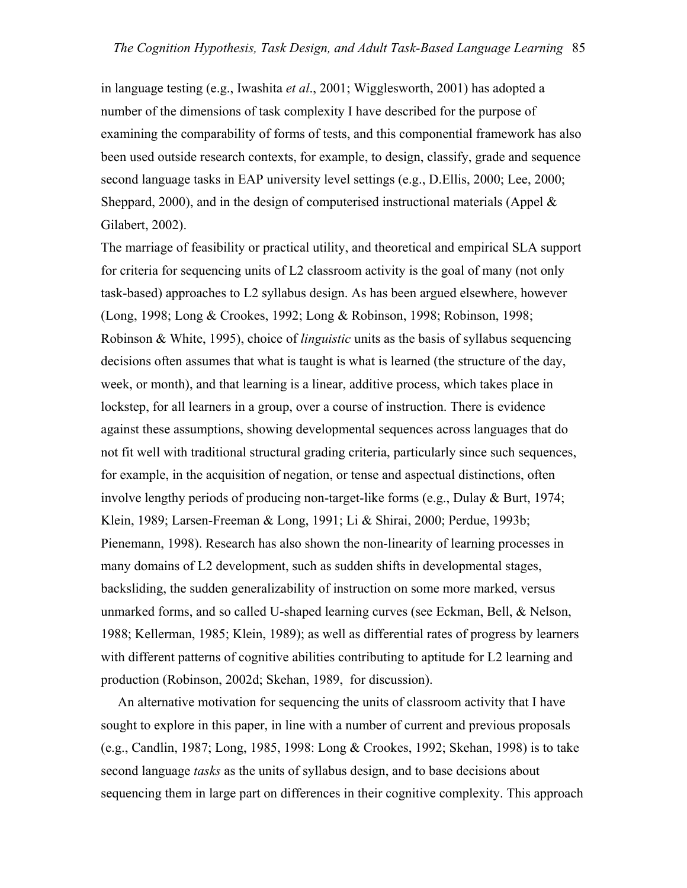in language testing (e.g., Iwashita *et al*., 2001; Wigglesworth, 2001) has adopted a number of the dimensions of task complexity I have described for the purpose of examining the comparability of forms of tests, and this componential framework has also been used outside research contexts, for example, to design, classify, grade and sequence second language tasks in EAP university level settings (e.g., D.Ellis, 2000; Lee, 2000; Sheppard, 2000), and in the design of computerised instructional materials (Appel & Gilabert, 2002).

The marriage of feasibility or practical utility, and theoretical and empirical SLA support for criteria for sequencing units of L2 classroom activity is the goal of many (not only task-based) approaches to L2 syllabus design. As has been argued elsewhere, however (Long, 1998; Long & Crookes, 1992; Long & Robinson, 1998; Robinson, 1998; Robinson & White, 1995), choice of *linguistic* units as the basis of syllabus sequencing decisions often assumes that what is taught is what is learned (the structure of the day, week, or month), and that learning is a linear, additive process, which takes place in lockstep, for all learners in a group, over a course of instruction. There is evidence against these assumptions, showing developmental sequences across languages that do not fit well with traditional structural grading criteria, particularly since such sequences, for example, in the acquisition of negation, or tense and aspectual distinctions, often involve lengthy periods of producing non-target-like forms (e.g., Dulay & Burt, 1974; Klein, 1989; Larsen-Freeman & Long, 1991; Li & Shirai, 2000; Perdue, 1993b; Pienemann, 1998). Research has also shown the non-linearity of learning processes in many domains of L2 development, such as sudden shifts in developmental stages, backsliding, the sudden generalizability of instruction on some more marked, versus unmarked forms, and so called U-shaped learning curves (see Eckman, Bell, & Nelson, 1988; Kellerman, 1985; Klein, 1989); as well as differential rates of progress by learners with different patterns of cognitive abilities contributing to aptitude for L2 learning and production (Robinson, 2002d; Skehan, 1989, for discussion).

An alternative motivation for sequencing the units of classroom activity that I have sought to explore in this paper, in line with a number of current and previous proposals (e.g., Candlin, 1987; Long, 1985, 1998: Long & Crookes, 1992; Skehan, 1998) is to take second language *tasks* as the units of syllabus design, and to base decisions about sequencing them in large part on differences in their cognitive complexity. This approach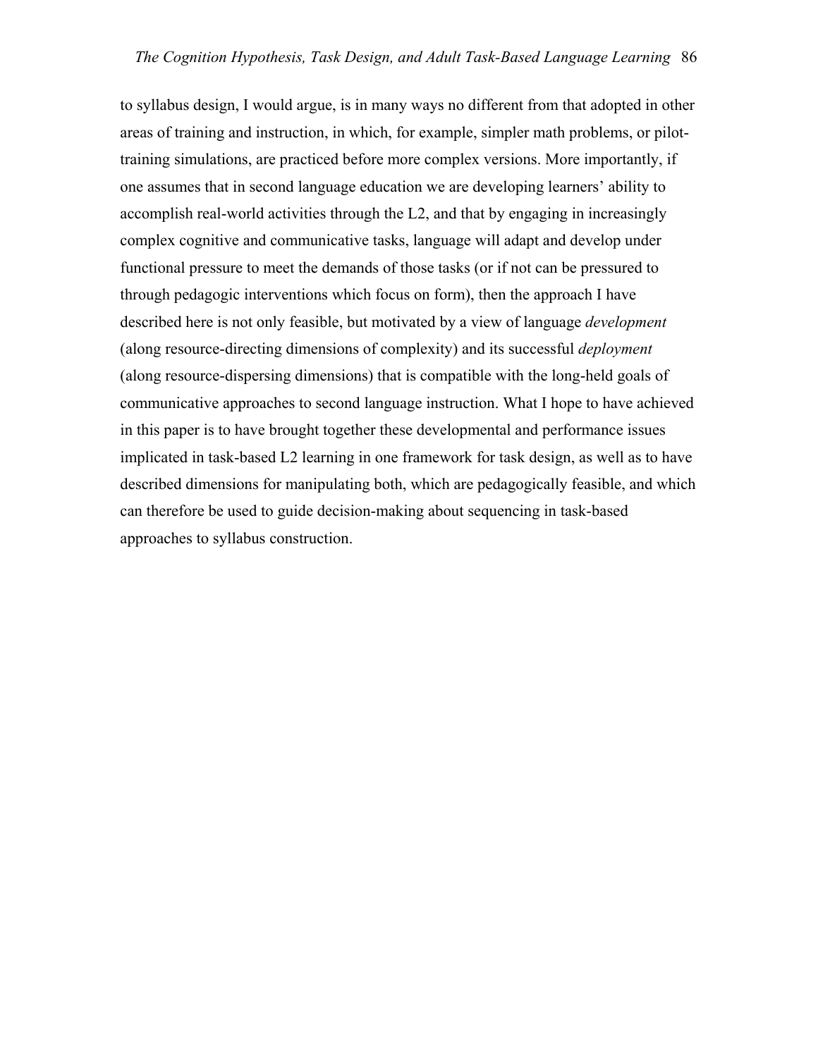to syllabus design, I would argue, is in many ways no different from that adopted in other areas of training and instruction, in which, for example, simpler math problems, or pilot-training simulations, are practiced before more complex versions. More importantly, if one assumes that in second language education we are developing learners' ability to accomplish real-world activities through the L2, and that by engaging in increasingly complex cognitive and communicative tasks, language will adapt and develop under functional pressure to meet the demands of those tasks (or if not can be pressured to through pedagogic interventions which focus on form), then the approach I have described here is not only feasible, but motivated by a view of language *development* (along resource-directing dimensions of complexity) and its successful *deployment* (along resource-dispersing dimensions) that is compatible with the long-held goals of communicative approaches to second language instruction. What I hope to have achieved in this paper is to have brought together these developmental and performance issues implicated in task-based L2 learning in one framework for task design, as well as to have described dimensions for manipulating both, which are pedagogically feasible, and which can therefore be used to guide decision-making about sequencing in task-based approaches to syllabus construction.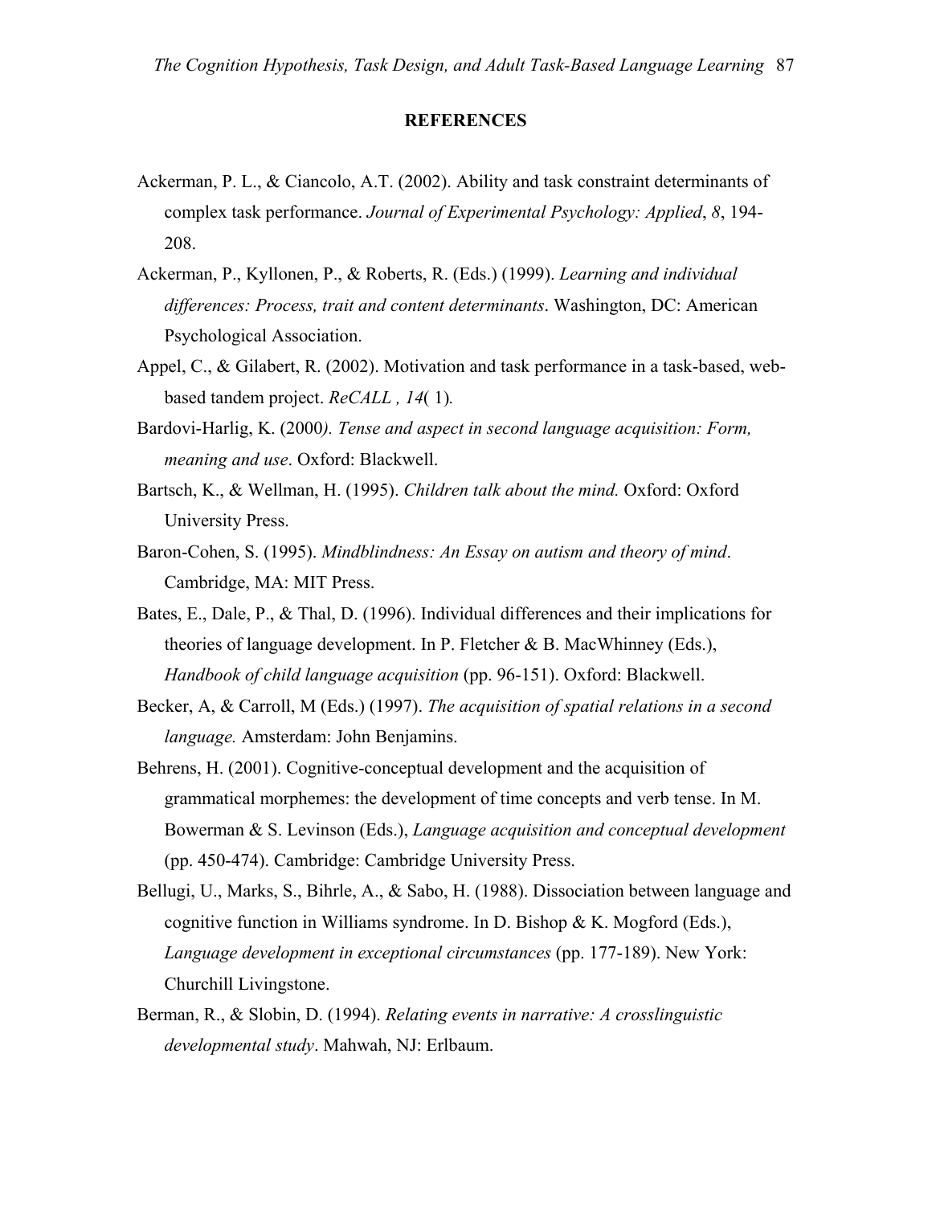## REFERENCES

Ackerman, P. L., & Ciancolo, A.T. (2002). Ability and task constraint determinants of complex task performance. *Journal of Experimental Psychology: Applied*, *8*, 194-208.

Ackerman, P., Kyllonen, P., & Roberts, R. (Eds.) (1999). *Learning and individual differences: Process, trait and content determinants*. Washington, DC: American Psychological Association.

Appel, C., & Gilabert, R. (2002). Motivation and task performance in a task-based, web-based tandem project. *ReCALL , 14*( 1)*.*

Bardovi-Harlig, K. (2000*). Tense and aspect in second language acquisition: Form, meaning and use*. Oxford: Blackwell.

Bartsch, K., & Wellman, H. (1995). *Children talk about the mind.* Oxford: Oxford University Press.

Baron-Cohen, S. (1995). *Mindblindness: An Essay on autism and theory of mind*. Cambridge, MA: MIT Press.

Bates, E., Dale, P., & Thal, D. (1996). Individual differences and their implications for theories of language development. In P. Fletcher & B. MacWhinney (Eds.), *Handbook of child language acquisition* (pp. 96-151). Oxford: Blackwell.

Becker, A, & Carroll, M (Eds.) (1997). *The acquisition of spatial relations in a second language.* Amsterdam: John Benjamins.

Behrens, H. (2001). Cognitive-conceptual development and the acquisition of grammatical morphemes: the development of time concepts and verb tense. In M. Bowerman & S. Levinson (Eds.), *Language acquisition and conceptual development* (pp. 450-474). Cambridge: Cambridge University Press.

Bellugi, U., Marks, S., Bihrle, A., & Sabo, H. (1988). Dissociation between language and cognitive function in Williams syndrome. In D. Bishop & K. Mogford (Eds.), *Language development in exceptional circumstances* (pp. 177-189). New York: Churchill Livingstone.

Berman, R., & Slobin, D. (1994). *Relating events in narrative: A crosslinguistic developmental study*. Mahwah, NJ: Erlbaum.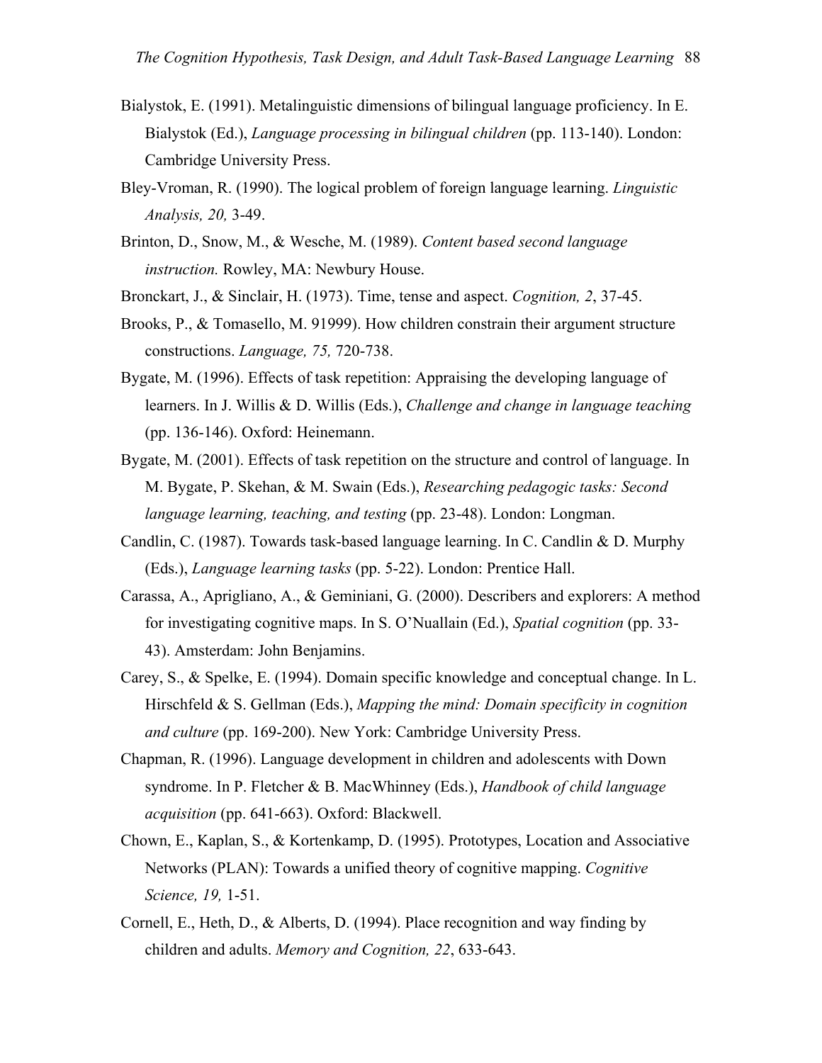Bialystok, E. (1991). Metalinguistic dimensions of bilingual language proficiency. In E. Bialystok (Ed.), *Language processing in bilingual children* (pp. 113-140). London: Cambridge University Press.

Bley-Vroman, R. (1990). The logical problem of foreign language learning. *Linguistic Analysis, 20,* 3-49.

Brinton, D., Snow, M., & Wesche, M. (1989). *Content based second language instruction.* Rowley, MA: Newbury House.

Bronckart, J., & Sinclair, H. (1973). Time, tense and aspect. *Cognition, 2*, 37-45.

Brooks, P., & Tomasello, M. 91999). How children constrain their argument structure constructions. *Language, 75,* 720-738.

Bygate, M. (1996). Effects of task repetition: Appraising the developing language of learners. In J. Willis & D. Willis (Eds.), *Challenge and change in language teaching* (pp. 136-146). Oxford: Heinemann.

Bygate, M. (2001). Effects of task repetition on the structure and control of language. In M. Bygate, P. Skehan, & M. Swain (Eds.), *Researching pedagogic tasks: Second language learning, teaching, and testing* (pp. 23-48). London: Longman.

Candlin, C. (1987). Towards task-based language learning. In C. Candlin & D. Murphy (Eds.), *Language learning tasks* (pp. 5-22). London: Prentice Hall.

Carassa, A., Aprigliano, A., & Geminiani, G. (2000). Describers and explorers: A method for investigating cognitive maps. In S. O'Nuallain (Ed.), *Spatial cognition* (pp. 33-43). Amsterdam: John Benjamins.

Carey, S., & Spelke, E. (1994). Domain specific knowledge and conceptual change. In L. Hirschfeld & S. Gellman (Eds.), *Mapping the mind: Domain specificity in cognition and culture* (pp. 169-200). New York: Cambridge University Press.

Chapman, R. (1996). Language development in children and adolescents with Down syndrome. In P. Fletcher & B. MacWhinney (Eds.), *Handbook of child language acquisition* (pp. 641-663). Oxford: Blackwell.

Chown, E., Kaplan, S., & Kortenkamp, D. (1995). Prototypes, Location and Associative Networks (PLAN): Towards a unified theory of cognitive mapping. *Cognitive Science, 19,* 1-51.

Cornell, E., Heth, D., & Alberts, D. (1994). Place recognition and way finding by children and adults. *Memory and Cognition, 22*, 633-643.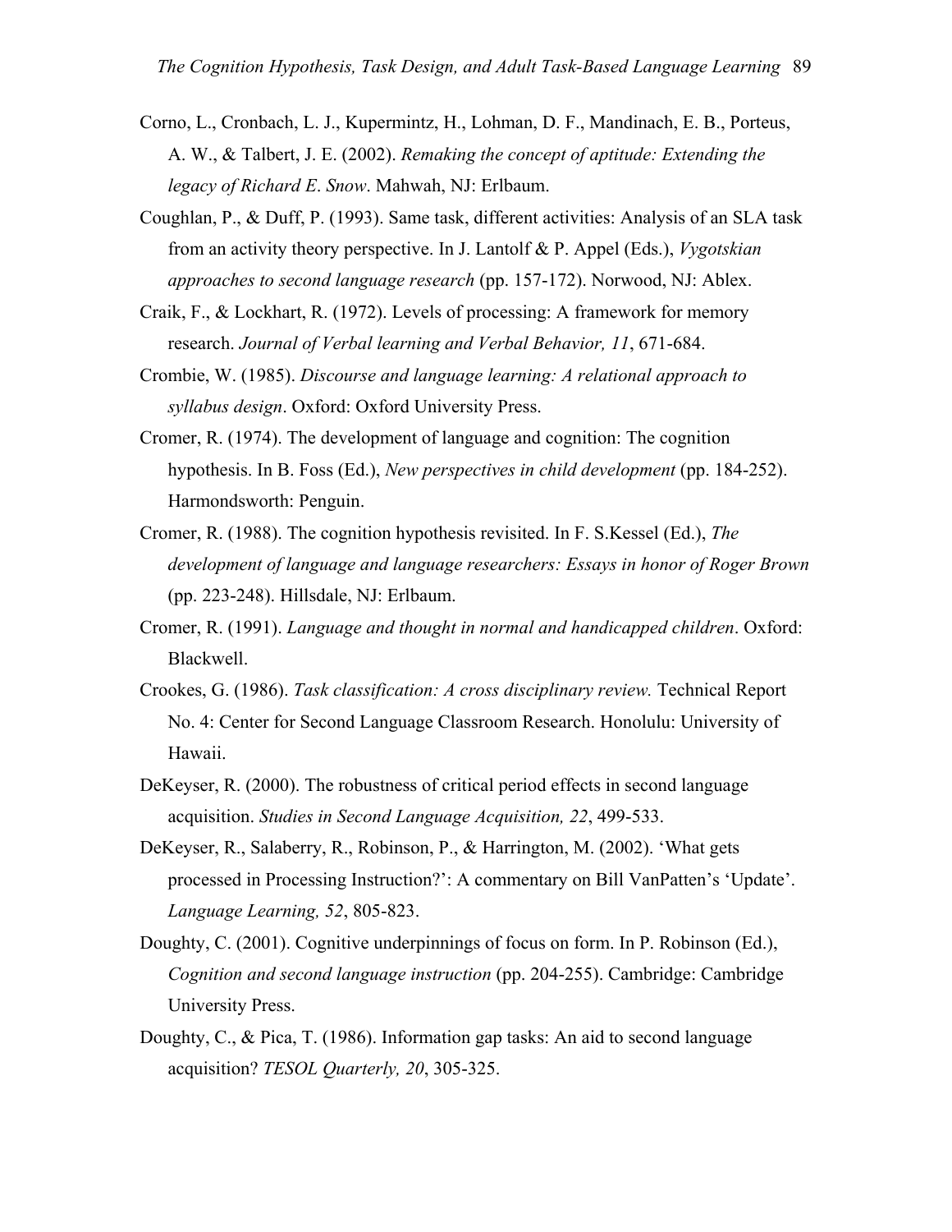Corno, L., Cronbach, L. J., Kupermintz, H., Lohman, D. F., Mandinach, E. B., Porteus, A. W., & Talbert, J. E. (2002). *Remaking the concept of aptitude: Extending the legacy of Richard E. Snow*. Mahwah, NJ: Erlbaum.

Coughlan, P., & Duff, P. (1993). Same task, different activities: Analysis of an SLA task from an activity theory perspective. In J. Lantolf & P. Appel (Eds.), *Vygotskian approaches to second language research* (pp. 157-172). Norwood, NJ: Ablex.

Craik, F., & Lockhart, R. (1972). Levels of processing: A framework for memory research. *Journal of Verbal learning and Verbal Behavior, 11*, 671-684.

Crombie, W. (1985). *Discourse and language learning: A relational approach to syllabus design*. Oxford: Oxford University Press.

Cromer, R. (1974). The development of language and cognition: The cognition hypothesis. In B. Foss (Ed.), *New perspectives in child development* (pp. 184-252). Harmondsworth: Penguin.

Cromer, R. (1988). The cognition hypothesis revisited. In F. S.Kessel (Ed.), *The development of language and language researchers: Essays in honor of Roger Brown* (pp. 223-248). Hillsdale, NJ: Erlbaum.

Cromer, R. (1991). *Language and thought in normal and handicapped children*. Oxford: Blackwell.

Crookes, G. (1986). *Task classification: A cross disciplinary review.* Technical Report No. 4: Center for Second Language Classroom Research. Honolulu: University of Hawaii.

DeKeyser, R. (2000). The robustness of critical period effects in second language acquisition. *Studies in Second Language Acquisition, 22*, 499-533.

DeKeyser, R., Salaberry, R., Robinson, P., & Harrington, M. (2002). 'What gets processed in Processing Instruction?': A commentary on Bill VanPatten's 'Update'. *Language Learning, 52*, 805-823.

Doughty, C. (2001). Cognitive underpinnings of focus on form. In P. Robinson (Ed.), *Cognition and second language instruction* (pp. 204-255). Cambridge: Cambridge University Press.

Doughty, C., & Pica, T. (1986). Information gap tasks: An aid to second language acquisition? *TESOL Quarterly, 20*, 305-325.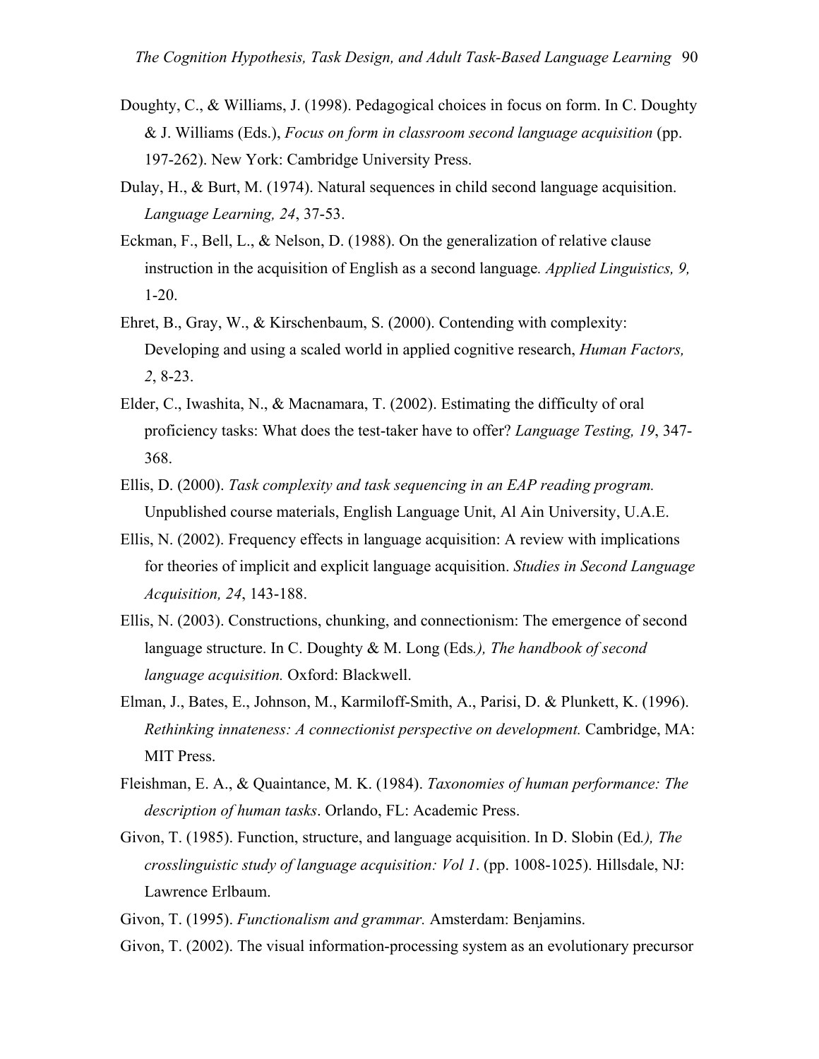Doughty, C., & Williams, J. (1998). Pedagogical choices in focus on form. In C. Doughty & J. Williams (Eds.), *Focus on form in classroom second language acquisition* (pp. 197-262). New York: Cambridge University Press.

Dulay, H., & Burt, M. (1974). Natural sequences in child second language acquisition. *Language Learning, 24*, 37-53.

Eckman, F., Bell, L., & Nelson, D. (1988). On the generalization of relative clause instruction in the acquisition of English as a second language*. Applied Linguistics, 9,* 1-20.

Ehret, B., Gray, W., & Kirschenbaum, S. (2000). Contending with complexity: Developing and using a scaled world in applied cognitive research, *Human Factors, 2*, 8-23.

Elder, C., Iwashita, N., & Macnamara, T. (2002). Estimating the difficulty of oral proficiency tasks: What does the test-taker have to offer? *Language Testing, 19*, 347-368.

Ellis, D. (2000). *Task complexity and task sequencing in an EAP reading program.* Unpublished course materials, English Language Unit, Al Ain University, U.A.E.

Ellis, N. (2002). Frequency effects in language acquisition: A review with implications for theories of implicit and explicit language acquisition. *Studies in Second Language Acquisition, 24*, 143-188.

Ellis, N. (2003). Constructions, chunking, and connectionism: The emergence of second language structure. In C. Doughty & M. Long (Eds*.), The handbook of second language acquisition.* Oxford: Blackwell.

Elman, J., Bates, E., Johnson, M., Karmiloff-Smith, A., Parisi, D. & Plunkett, K. (1996). *Rethinking innateness: A connectionist perspective on development.* Cambridge, MA: MIT Press.

Fleishman, E. A., & Quaintance, M. K. (1984). *Taxonomies of human performance: The description of human tasks*. Orlando, FL: Academic Press.

Givon, T. (1985). Function, structure, and language acquisition. In D. Slobin (Ed*.), The crosslinguistic study of language acquisition: Vol 1*. (pp. 1008-1025). Hillsdale, NJ: Lawrence Erlbaum.

Givon, T. (1995). *Functionalism and grammar.* Amsterdam: Benjamins.

Givon, T. (2002). The visual information-processing system as an evolutionary precursor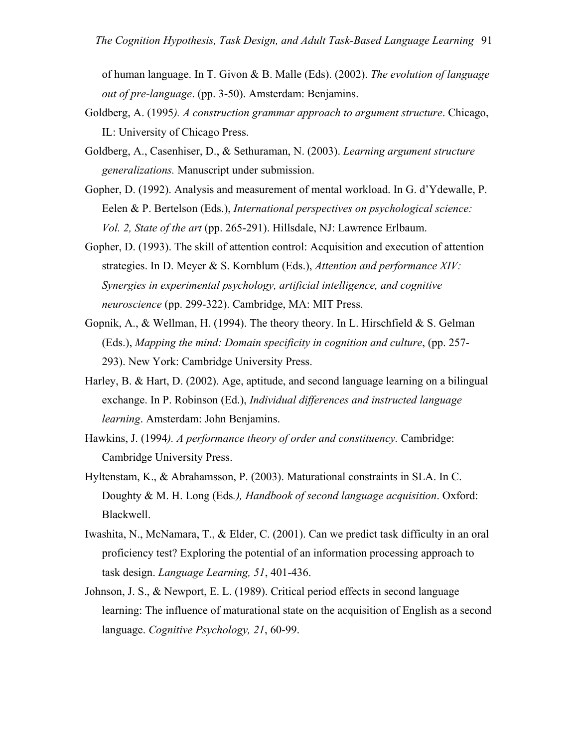of human language. In T. Givon & B. Malle (Eds). (2002). *The evolution of language out of pre-language*. (pp. 3-50). Amsterdam: Benjamins.

Goldberg, A. (1995*). A construction grammar approach to argument structure*. Chicago, IL: University of Chicago Press.

Goldberg, A., Casenhiser, D., & Sethuraman, N. (2003). *Learning argument structure generalizations.* Manuscript under submission.

Gopher, D. (1992). Analysis and measurement of mental workload. In G. d'Ydewalle, P. Eelen & P. Bertelson (Eds.), *International perspectives on psychological science: Vol. 2, State of the art* (pp. 265-291). Hillsdale, NJ: Lawrence Erlbaum.

Gopher, D. (1993). The skill of attention control: Acquisition and execution of attention strategies. In D. Meyer & S. Kornblum (Eds.), *Attention and performance XIV: Synergies in experimental psychology, artificial intelligence, and cognitive neuroscience* (pp. 299-322). Cambridge, MA: MIT Press.

Gopnik, A., & Wellman, H. (1994). The theory theory. In L. Hirschfield & S. Gelman (Eds.), *Mapping the mind: Domain specificity in cognition and culture*, (pp. 257-293). New York: Cambridge University Press.

Harley, B. & Hart, D. (2002). Age, aptitude, and second language learning on a bilingual exchange. In P. Robinson (Ed.), *Individual differences and instructed language learning*. Amsterdam: John Benjamins.

Hawkins, J. (1994*). A performance theory of order and constituency.* Cambridge: Cambridge University Press.

Hyltenstam, K., & Abrahamsson, P. (2003). Maturational constraints in SLA. In C. Doughty & M. H. Long (Eds*.), Handbook of second language acquisition*. Oxford: Blackwell.

Iwashita, N., McNamara, T., & Elder, C. (2001). Can we predict task difficulty in an oral proficiency test? Exploring the potential of an information processing approach to task design. *Language Learning, 51*, 401-436.

Johnson, J. S., & Newport, E. L. (1989). Critical period effects in second language learning: The influence of maturational state on the acquisition of English as a second language. *Cognitive Psychology, 21*, 60-99.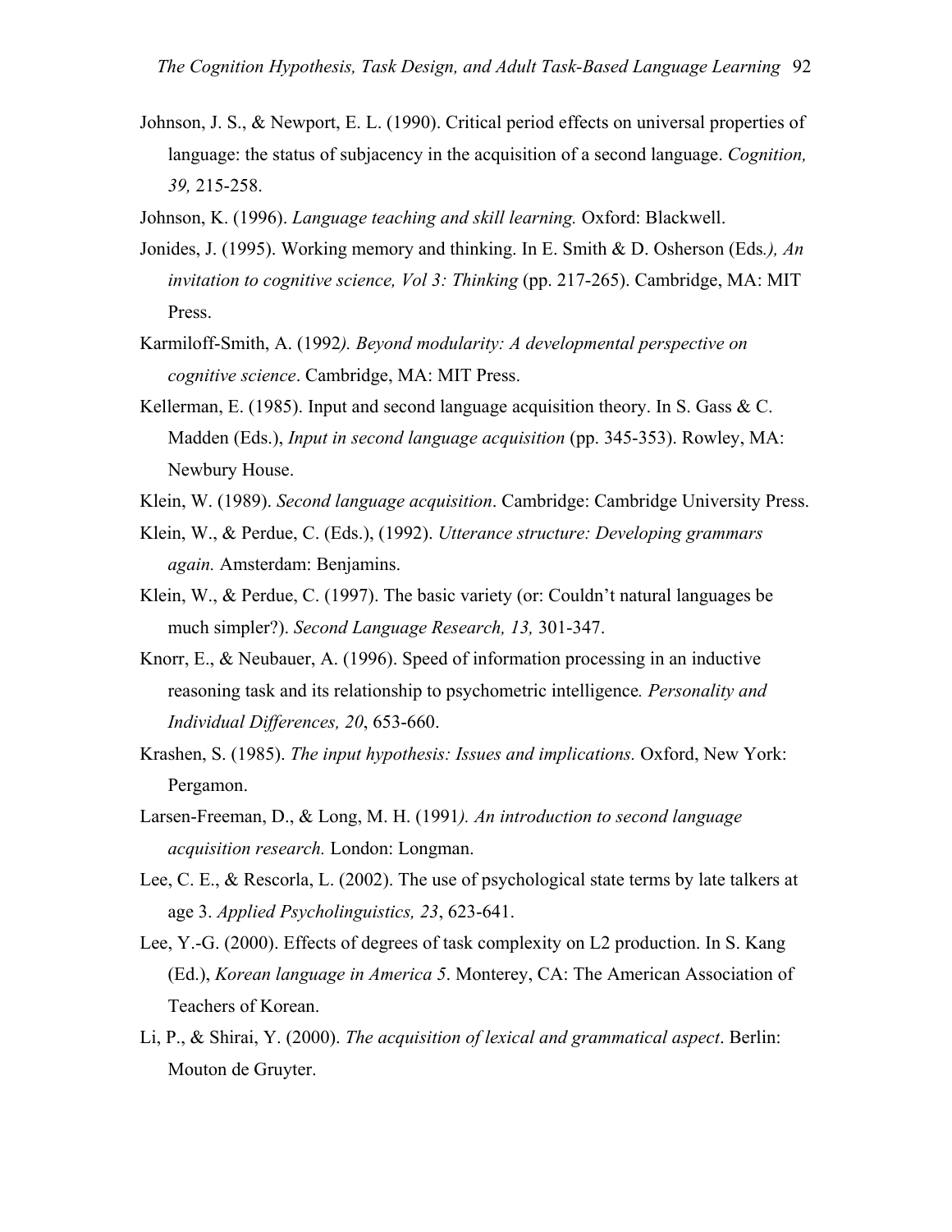Johnson, J. S., & Newport, E. L. (1990). Critical period effects on universal properties of language: the status of subjacency in the acquisition of a second language. *Cognition, 39,* 215-258.

Johnson, K. (1996). *Language teaching and skill learning.* Oxford: Blackwell.

Jonides, J. (1995). Working memory and thinking. In E. Smith & D. Osherson (Eds*.), An invitation to cognitive science, Vol 3: Thinking* (pp. 217-265). Cambridge, MA: MIT Press.

Karmiloff-Smith, A. (1992*). Beyond modularity: A developmental perspective on cognitive science*. Cambridge, MA: MIT Press.

Kellerman, E. (1985). Input and second language acquisition theory. In S. Gass & C. Madden (Eds.), *Input in second language acquisition* (pp. 345-353). Rowley, MA: Newbury House.

Klein, W. (1989). *Second language acquisition*. Cambridge: Cambridge University Press.

Klein, W., & Perdue, C. (Eds.), (1992). *Utterance structure: Developing grammars again.* Amsterdam: Benjamins.

Klein, W., & Perdue, C. (1997). The basic variety (or: Couldn't natural languages be much simpler?). *Second Language Research, 13,* 301-347.

Knorr, E., & Neubauer, A. (1996). Speed of information processing in an inductive reasoning task and its relationship to psychometric intelligence*. Personality and Individual Differences, 20*, 653-660.

Krashen, S. (1985). *The input hypothesis: Issues and implications.* Oxford, New York: Pergamon.

Larsen-Freeman, D., & Long, M. H. (1991*). An introduction to second language acquisition research.* London: Longman.

Lee, C. E., & Rescorla, L. (2002). The use of psychological state terms by late talkers at age 3. *Applied Psycholinguistics, 23*, 623-641.

Lee, Y.-G. (2000). Effects of degrees of task complexity on L2 production. In S. Kang (Ed.), *Korean language in America 5*. Monterey, CA: The American Association of Teachers of Korean.

Li, P., & Shirai, Y. (2000). *The acquisition of lexical and grammatical aspect*. Berlin: Mouton de Gruyter.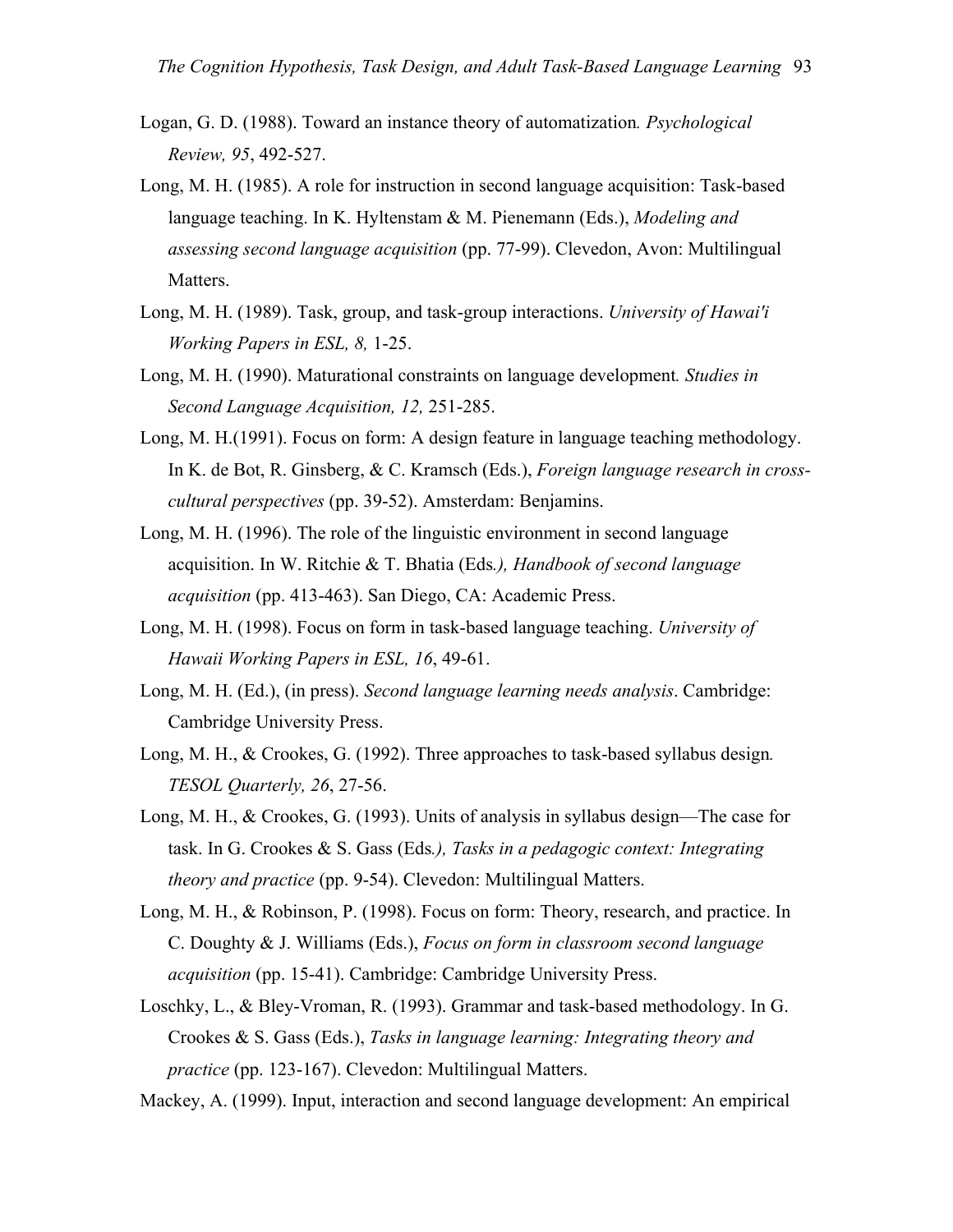Logan, G. D. (1988). Toward an instance theory of automatization*. Psychological Review, 95*, 492-527.

Long, M. H. (1985). A role for instruction in second language acquisition: Task-based language teaching. In K. Hyltenstam & M. Pienemann (Eds.), *Modeling and assessing second language acquisition* (pp. 77-99). Clevedon, Avon: Multilingual Matters.

Long, M. H. (1989). Task, group, and task-group interactions. *University of Hawai'i Working Papers in ESL, 8,* 1-25.

Long, M. H. (1990). Maturational constraints on language development*. Studies in Second Language Acquisition, 12,* 251-285.

Long, M. H.(1991). Focus on form: A design feature in language teaching methodology. In K. de Bot, R. Ginsberg, & C. Kramsch (Eds.), *Foreign language research in cross-cultural perspectives* (pp. 39-52). Amsterdam: Benjamins.

Long, M. H. (1996). The role of the linguistic environment in second language acquisition. In W. Ritchie & T. Bhatia (Eds*.), Handbook of second language acquisition* (pp. 413-463). San Diego, CA: Academic Press.

Long, M. H. (1998). Focus on form in task-based language teaching. *University of Hawaii Working Papers in ESL, 16*, 49-61.

Long, M. H. (Ed.), (in press). *Second language learning needs analysis*. Cambridge: Cambridge University Press.

Long, M. H., & Crookes, G. (1992). Three approaches to task-based syllabus design*. TESOL Quarterly, 26*, 27-56.

Long, M. H., & Crookes, G. (1993). Units of analysis in syllabus design—The case for task. In G. Crookes & S. Gass (Eds*.), Tasks in a pedagogic context: Integrating theory and practice* (pp. 9-54). Clevedon: Multilingual Matters.

Long, M. H., & Robinson, P. (1998). Focus on form: Theory, research, and practice. In C. Doughty & J. Williams (Eds.), *Focus on form in classroom second language acquisition* (pp. 15-41). Cambridge: Cambridge University Press.

Loschky, L., & Bley-Vroman, R. (1993). Grammar and task-based methodology. In G. Crookes & S. Gass (Eds.), *Tasks in language learning: Integrating theory and practice* (pp. 123-167). Clevedon: Multilingual Matters.

Mackey, A. (1999). Input, interaction and second language development: An empirical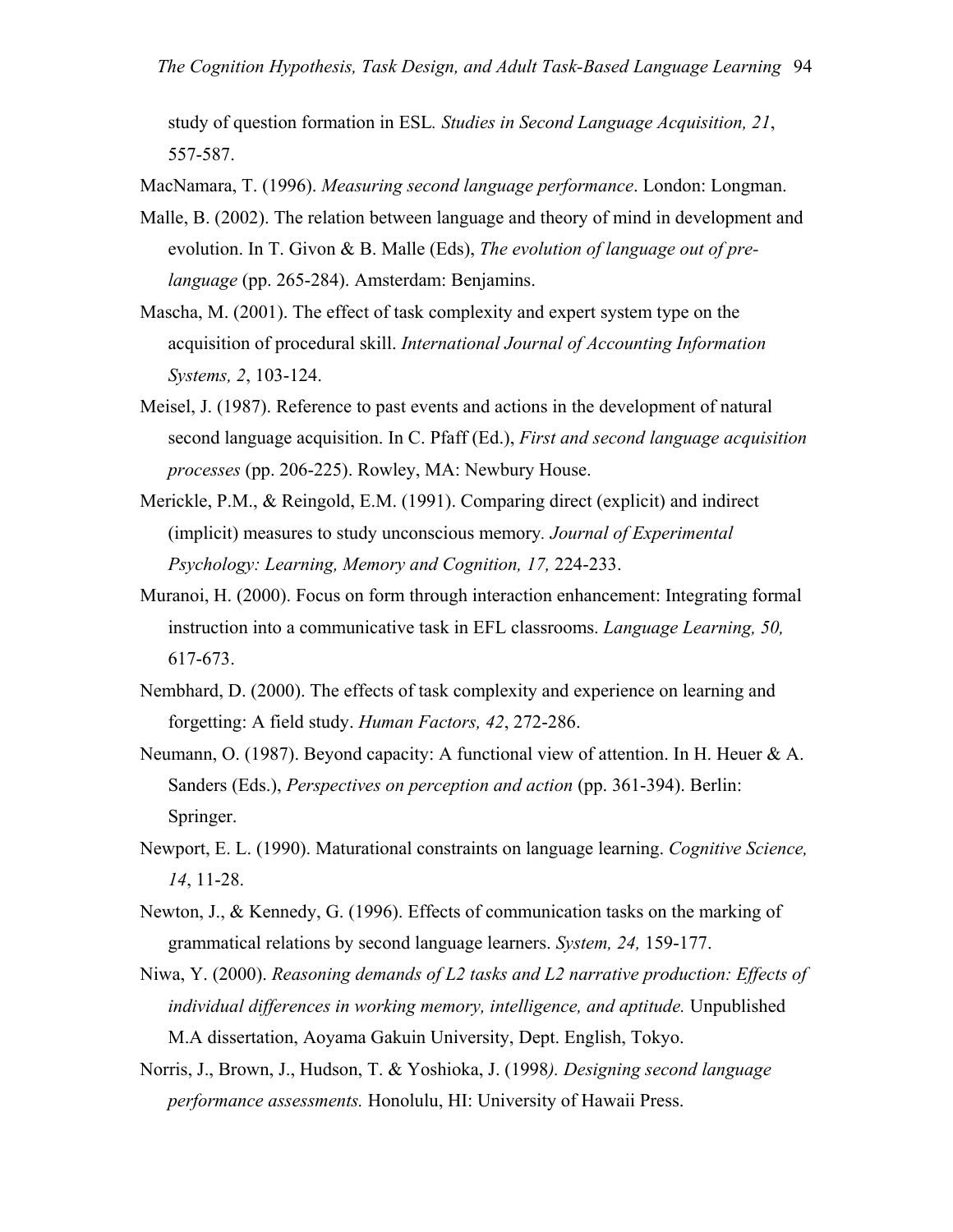study of question formation in ESL. *Studies in Second Language Acquisition, 21*, 557-587.

MacNamara, T. (1996). *Measuring second language performance*. London: Longman.

Malle, B. (2002). The relation between language and theory of mind in development and evolution. In T. Givon & B. Malle (Eds), *The evolution of language out of pre-language* (pp. 265-284). Amsterdam: Benjamins.

Mascha, M. (2001). The effect of task complexity and expert system type on the acquisition of procedural skill. *International Journal of Accounting Information Systems, 2*, 103-124.

Meisel, J. (1987). Reference to past events and actions in the development of natural second language acquisition. In C. Pfaff (Ed.), *First and second language acquisition processes* (pp. 206-225). Rowley, MA: Newbury House.

Merickle, P.M., & Reingold, E.M. (1991). Comparing direct (explicit) and indirect (implicit) measures to study unconscious memory. *Journal of Experimental Psychology: Learning, Memory and Cognition, 17,* 224-233.

Muranoi, H. (2000). Focus on form through interaction enhancement: Integrating formal instruction into a communicative task in EFL classrooms. *Language Learning, 50,* 617-673.

Nembhard, D. (2000). The effects of task complexity and experience on learning and forgetting: A field study. *Human Factors, 42*, 272-286.

Neumann, O. (1987). Beyond capacity: A functional view of attention. In H. Heuer & A. Sanders (Eds.), *Perspectives on perception and action* (pp. 361-394). Berlin: Springer.

Newport, E. L. (1990). Maturational constraints on language learning. *Cognitive Science, 14*, 11-28.

Newton, J., & Kennedy, G. (1996). Effects of communication tasks on the marking of grammatical relations by second language learners. *System, 24,* 159-177.

Niwa, Y. (2000). *Reasoning demands of L2 tasks and L2 narrative production: Effects of individual differences in working memory, intelligence, and aptitude.* Unpublished M.A dissertation, Aoyama Gakuin University, Dept. English, Tokyo.

Norris, J., Brown, J., Hudson, T. & Yoshioka, J. (1998*). Designing second language performance assessments.* Honolulu, HI: University of Hawaii Press.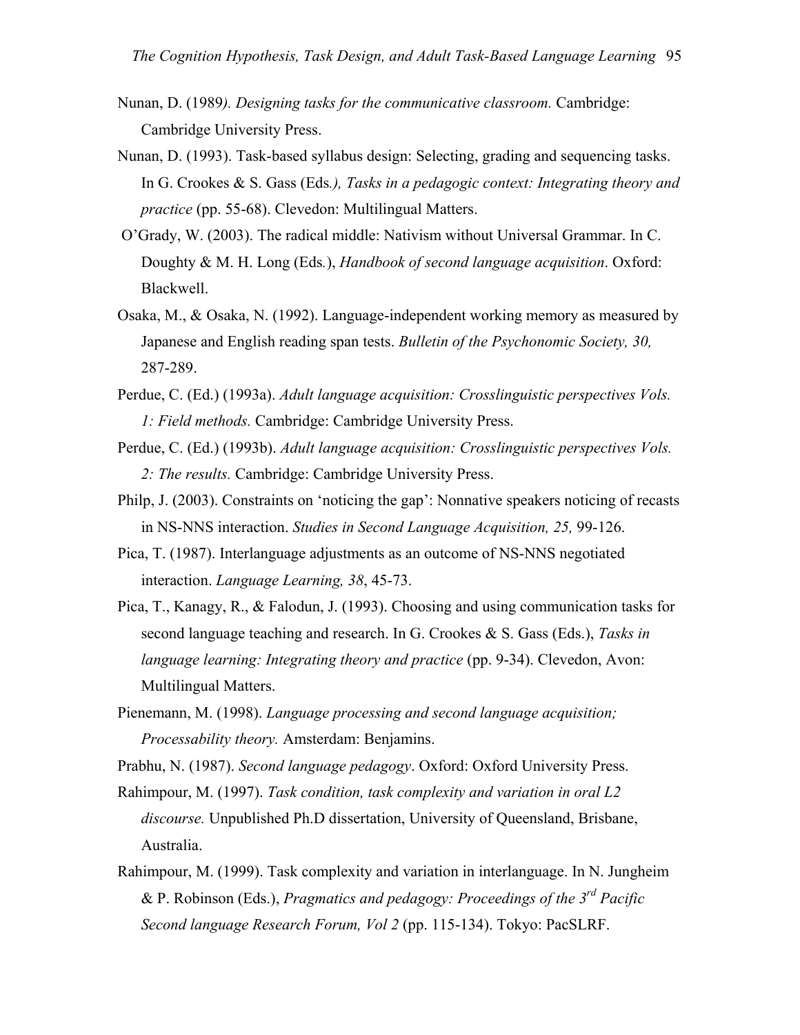Nunan, D. (1989*). Designing tasks for the communicative classroom.* Cambridge: Cambridge University Press.

Nunan, D. (1993). Task-based syllabus design: Selecting, grading and sequencing tasks. In G. Crookes & S. Gass (Eds*.), Tasks in a pedagogic context: Integrating theory and practice* (pp. 55-68). Clevedon: Multilingual Matters.

O'Grady, W. (2003). The radical middle: Nativism without Universal Grammar. In C. Doughty & M. H. Long (Eds*.*), *Handbook of second language acquisition*. Oxford: Blackwell.

Osaka, M., & Osaka, N. (1992). Language-independent working memory as measured by Japanese and English reading span tests. *Bulletin of the Psychonomic Society, 30,* 287-289.

Perdue, C. (Ed.) (1993a). *Adult language acquisition: Crosslinguistic perspectives Vols. 1: Field methods.* Cambridge: Cambridge University Press.

Perdue, C. (Ed.) (1993b). *Adult language acquisition: Crosslinguistic perspectives Vols. 2: The results.* Cambridge: Cambridge University Press.

Philp, J. (2003). Constraints on 'noticing the gap': Nonnative speakers noticing of recasts in NS-NNS interaction. *Studies in Second Language Acquisition, 25,* 99-126.

Pica, T. (1987). Interlanguage adjustments as an outcome of NS-NNS negotiated interaction. *Language Learning, 38*, 45-73.

Pica, T., Kanagy, R., & Falodun, J. (1993). Choosing and using communication tasks for second language teaching and research. In G. Crookes & S. Gass (Eds.), *Tasks in language learning: Integrating theory and practice* (pp. 9-34). Clevedon, Avon: Multilingual Matters.

Pienemann, M. (1998). *Language processing and second language acquisition; Processability theory.* Amsterdam: Benjamins.

Prabhu, N. (1987). *Second language pedagogy*. Oxford: Oxford University Press.

Rahimpour, M. (1997). *Task condition, task complexity and variation in oral L2 discourse.* Unpublished Ph.D dissertation, University of Queensland, Brisbane, Australia.

Rahimpour, M. (1999). Task complexity and variation in interlanguage. In N. Jungheim & P. Robinson (Eds.), *Pragmatics and pedagogy: Proceedings of the 3rd Pacific Second language Research Forum, Vol 2* (pp. 115-134). Tokyo: PacSLRF.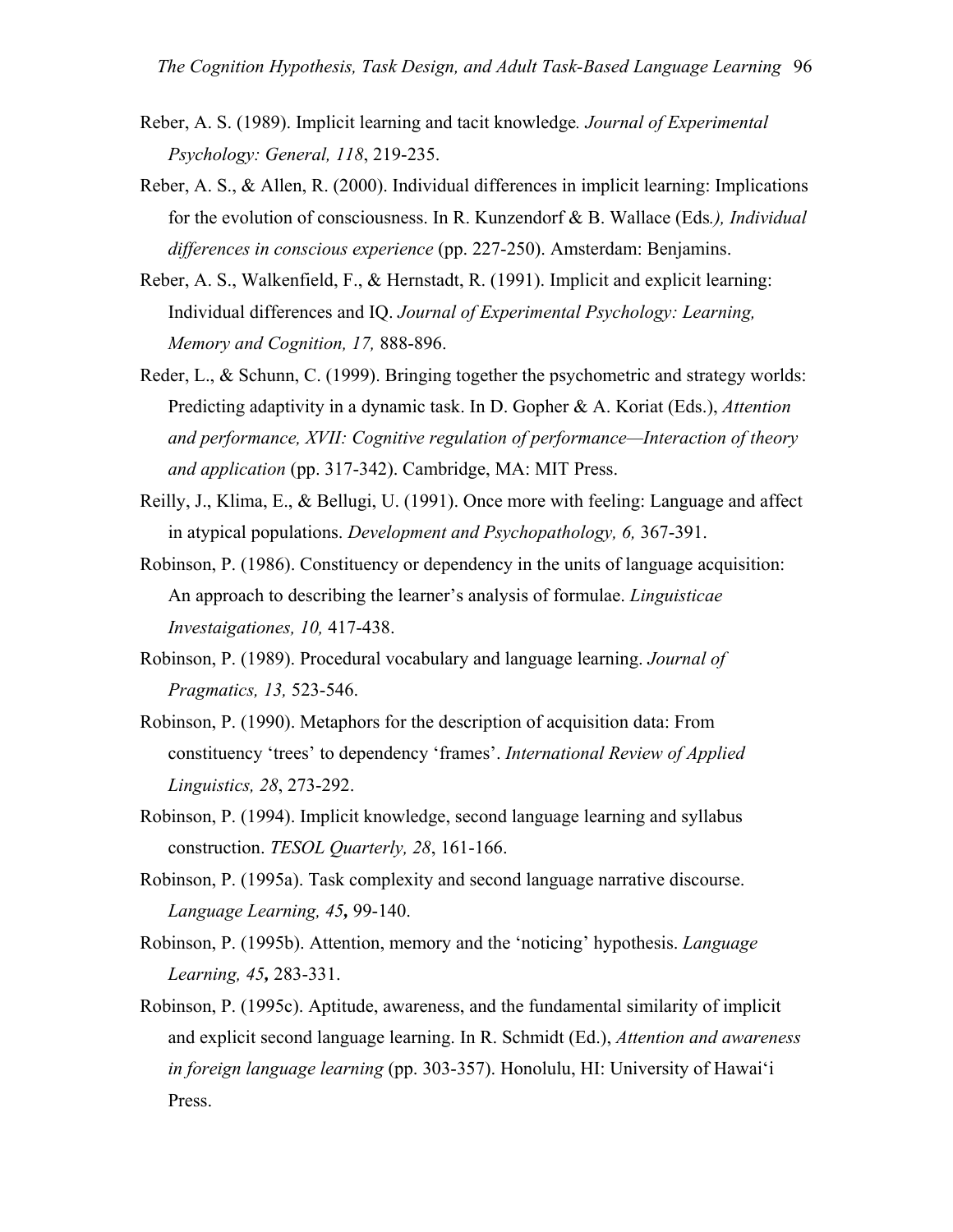Reber, A. S. (1989). Implicit learning and tacit knowledge. *Journal of Experimental Psychology: General, 118*, 219-235.

Reber, A. S., & Allen, R. (2000). Individual differences in implicit learning: Implications for the evolution of consciousness. In R. Kunzendorf & B. Wallace (Eds*.), Individual differences in conscious experience* (pp. 227-250). Amsterdam: Benjamins.

Reber, A. S., Walkenfield, F., & Hernstadt, R. (1991). Implicit and explicit learning: Individual differences and IQ. *Journal of Experimental Psychology: Learning, Memory and Cognition, 17,* 888-896.

Reder, L., & Schunn, C. (1999). Bringing together the psychometric and strategy worlds: Predicting adaptivity in a dynamic task. In D. Gopher & A. Koriat (Eds.), *Attention and performance, XVII: Cognitive regulation of performance—Interaction of theory and application* (pp. 317-342). Cambridge, MA: MIT Press.

Reilly, J., Klima, E., & Bellugi, U. (1991). Once more with feeling: Language and affect in atypical populations. *Development and Psychopathology, 6,* 367-391.

Robinson, P. (1986). Constituency or dependency in the units of language acquisition: An approach to describing the learner's analysis of formulae. *Linguisticae Investaigationes, 10,* 417-438.

Robinson, P. (1989). Procedural vocabulary and language learning. *Journal of Pragmatics, 13,* 523-546.

Robinson, P. (1990). Metaphors for the description of acquisition data: From constituency 'trees' to dependency 'frames'. *International Review of Applied Linguistics, 28*, 273-292.

Robinson, P. (1994). Implicit knowledge, second language learning and syllabus construction. *TESOL Quarterly, 28*, 161-166.

Robinson, P. (1995a). Task complexity and second language narrative discourse. *Language Learning, 45***,** 99-140.

Robinson, P. (1995b). Attention, memory and the 'noticing' hypothesis. *Language Learning, 45***,** 283-331.

Robinson, P. (1995c). Aptitude, awareness, and the fundamental similarity of implicit and explicit second language learning. In R. Schmidt (Ed.), *Attention and awareness in foreign language learning* (pp. 303-357). Honolulu, HI: University of Hawai'i Press.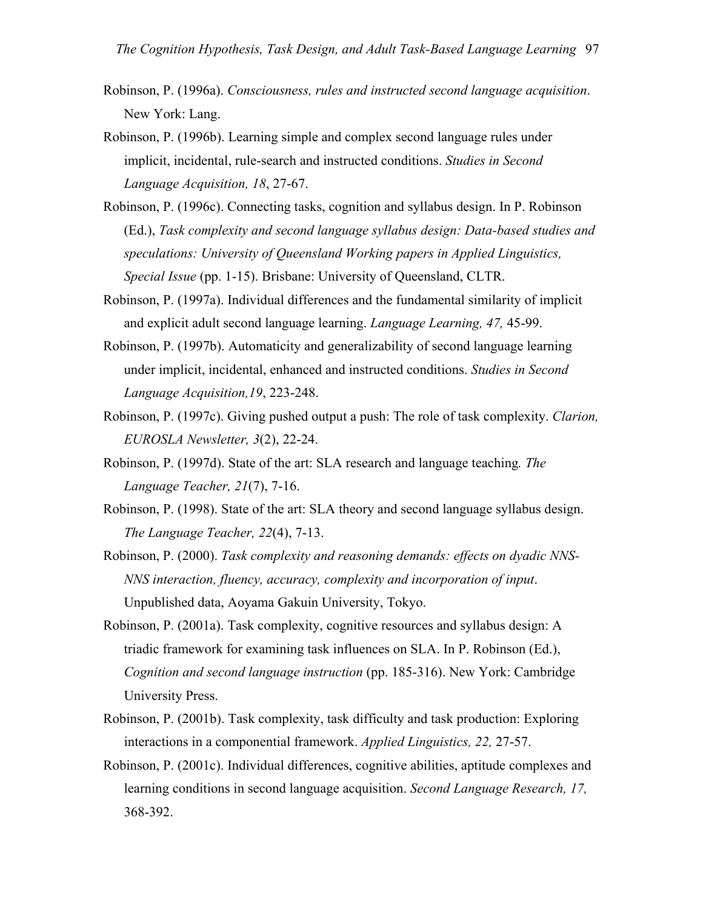Robinson, P. (1996a). *Consciousness, rules and instructed second language acquisition*. New York: Lang.

Robinson, P. (1996b). Learning simple and complex second language rules under implicit, incidental, rule-search and instructed conditions. *Studies in Second Language Acquisition, 18*, 27-67.

Robinson, P. (1996c). Connecting tasks, cognition and syllabus design. In P. Robinson (Ed.), *Task complexity and second language syllabus design: Data-based studies and speculations: University of Queensland Working papers in Applied Linguistics, Special Issue* (pp. 1-15). Brisbane: University of Queensland, CLTR.

Robinson, P. (1997a). Individual differences and the fundamental similarity of implicit and explicit adult second language learning. *Language Learning, 47,* 45-99.

Robinson, P. (1997b). Automaticity and generalizability of second language learning under implicit, incidental, enhanced and instructed conditions. *Studies in Second Language Acquisition,19*, 223-248.

Robinson, P. (1997c). Giving pushed output a push: The role of task complexity. *Clarion, EUROSLA Newsletter, 3*(2), 22-24.

Robinson, P. (1997d). State of the art: SLA research and language teaching*. The Language Teacher, 21*(7), 7-16.

Robinson, P. (1998). State of the art: SLA theory and second language syllabus design. *The Language Teacher, 22*(4), 7-13.

Robinson, P. (2000). *Task complexity and reasoning demands: effects on dyadic NNS-NNS interaction, fluency, accuracy, complexity and incorporation of input*. Unpublished data, Aoyama Gakuin University, Tokyo.

Robinson, P. (2001a). Task complexity, cognitive resources and syllabus design: A triadic framework for examining task influences on SLA. In P. Robinson (Ed.), *Cognition and second language instruction* (pp. 185-316). New York: Cambridge University Press.

Robinson, P. (2001b). Task complexity, task difficulty and task production: Exploring interactions in a componential framework. *Applied Linguistics, 22,* 27-57.

Robinson, P. (2001c). Individual differences, cognitive abilities, aptitude complexes and learning conditions in second language acquisition. *Second Language Research, 17,* 368-392.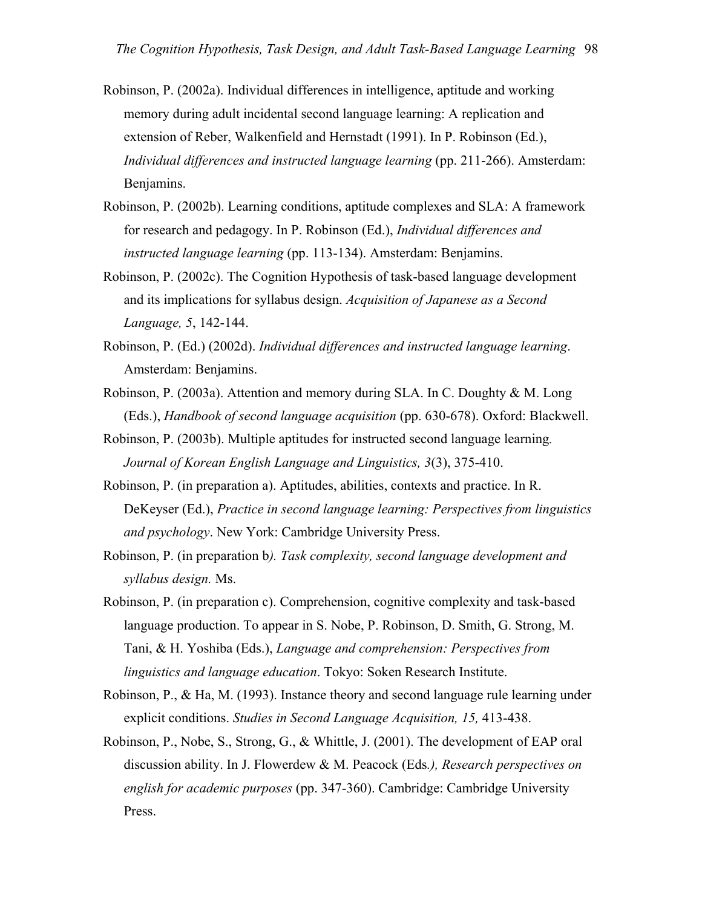Robinson, P. (2002a). Individual differences in intelligence, aptitude and working memory during adult incidental second language learning: A replication and extension of Reber, Walkenfield and Hernstadt (1991). In P. Robinson (Ed.), *Individual differences and instructed language learning* (pp. 211-266). Amsterdam: Benjamins.

Robinson, P. (2002b). Learning conditions, aptitude complexes and SLA: A framework for research and pedagogy. In P. Robinson (Ed.), *Individual differences and instructed language learning* (pp. 113-134). Amsterdam: Benjamins.

Robinson, P. (2002c). The Cognition Hypothesis of task-based language development and its implications for syllabus design. *Acquisition of Japanese as a Second Language, 5*, 142-144.

Robinson, P. (Ed.) (2002d). *Individual differences and instructed language learning*. Amsterdam: Benjamins.

Robinson, P. (2003a). Attention and memory during SLA. In C. Doughty & M. Long (Eds.), *Handbook of second language acquisition* (pp. 630-678). Oxford: Blackwell.

Robinson, P. (2003b). Multiple aptitudes for instructed second language learning. *Journal of Korean English Language and Linguistics, 3*(3), 375-410.

Robinson, P. (in preparation a). Aptitudes, abilities, contexts and practice. In R. DeKeyser (Ed.), *Practice in second language learning: Perspectives from linguistics and psychology*. New York: Cambridge University Press.

Robinson, P. (in preparation b*). Task complexity, second language development and syllabus design.* Ms.

Robinson, P. (in preparation c). Comprehension, cognitive complexity and task-based language production. To appear in S. Nobe, P. Robinson, D. Smith, G. Strong, M. Tani, & H. Yoshiba (Eds.), *Language and comprehension: Perspectives from linguistics and language education*. Tokyo: Soken Research Institute.

Robinson, P., & Ha, M. (1993). Instance theory and second language rule learning under explicit conditions. *Studies in Second Language Acquisition, 15,* 413-438.

Robinson, P., Nobe, S., Strong, G., & Whittle, J. (2001). The development of EAP oral discussion ability. In J. Flowerdew & M. Peacock (Eds*.), Research perspectives on english for academic purposes* (pp. 347-360). Cambridge: Cambridge University Press.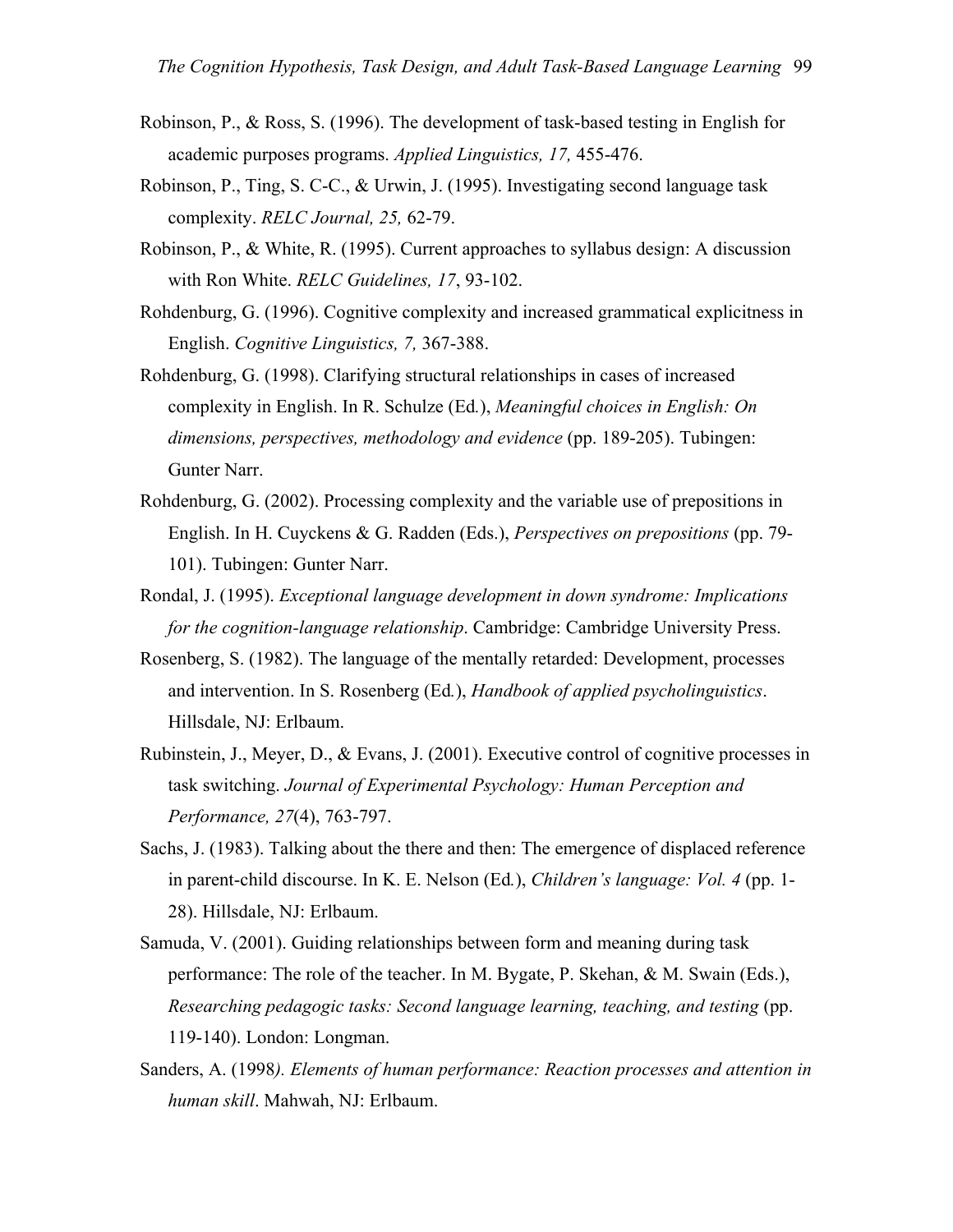Robinson, P., & Ross, S. (1996). The development of task-based testing in English for academic purposes programs. *Applied Linguistics, 17,* 455-476.

Robinson, P., Ting, S. C-C., & Urwin, J. (1995). Investigating second language task complexity. *RELC Journal, 25,* 62-79.

Robinson, P., & White, R. (1995). Current approaches to syllabus design: A discussion with Ron White. *RELC Guidelines, 17*, 93-102.

Rohdenburg, G. (1996). Cognitive complexity and increased grammatical explicitness in English. *Cognitive Linguistics, 7,* 367-388.

Rohdenburg, G. (1998). Clarifying structural relationships in cases of increased complexity in English. In R. Schulze (Ed.), *Meaningful choices in English: On dimensions, perspectives, methodology and evidence* (pp. 189-205). Tubingen: Gunter Narr.

Rohdenburg, G. (2002). Processing complexity and the variable use of prepositions in English. In H. Cuyckens & G. Radden (Eds.), *Perspectives on prepositions* (pp. 79-101). Tubingen: Gunter Narr.

Rondal, J. (1995). *Exceptional language development in down syndrome: Implications for the cognition-language relationship*. Cambridge: Cambridge University Press.

Rosenberg, S. (1982). The language of the mentally retarded: Development, processes and intervention. In S. Rosenberg (Ed.), *Handbook of applied psycholinguistics*. Hillsdale, NJ: Erlbaum.

Rubinstein, J., Meyer, D., & Evans, J. (2001). Executive control of cognitive processes in task switching. *Journal of Experimental Psychology: Human Perception and Performance, 27*(4), 763-797.

Sachs, J. (1983). Talking about the there and then: The emergence of displaced reference in parent-child discourse. In K. E. Nelson (Ed.), *Children's language: Vol. 4* (pp. 1-28). Hillsdale, NJ: Erlbaum.

Samuda, V. (2001). Guiding relationships between form and meaning during task performance: The role of the teacher. In M. Bygate, P. Skehan, & M. Swain (Eds.), *Researching pedagogic tasks: Second language learning, teaching, and testing* (pp. 119-140). London: Longman.

Sanders, A. (1998*). Elements of human performance: Reaction processes and attention in human skill*. Mahwah, NJ: Erlbaum.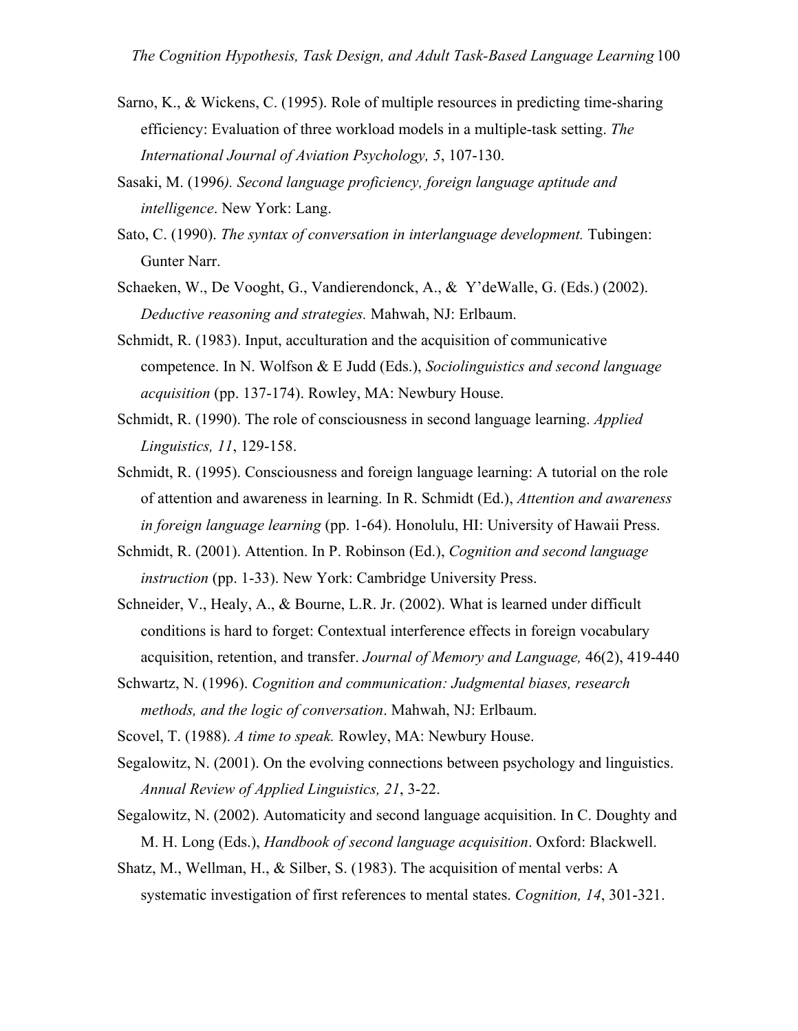Sarno, K., & Wickens, C. (1995). Role of multiple resources in predicting time-sharing efficiency: Evaluation of three workload models in a multiple-task setting. *The International Journal of Aviation Psychology, 5*, 107-130.

Sasaki, M. (1996*). Second language proficiency, foreign language aptitude and intelligence*. New York: Lang.

Sato, C. (1990). *The syntax of conversation in interlanguage development.* Tubingen: Gunter Narr.

Schaeken, W., De Vooght, G., Vandierendonck, A., & Y'deWalle, G. (Eds.) (2002). *Deductive reasoning and strategies.* Mahwah, NJ: Erlbaum.

Schmidt, R. (1983). Input, acculturation and the acquisition of communicative competence. In N. Wolfson & E Judd (Eds.), *Sociolinguistics and second language acquisition* (pp. 137-174). Rowley, MA: Newbury House.

Schmidt, R. (1990). The role of consciousness in second language learning. *Applied Linguistics, 11*, 129-158.

Schmidt, R. (1995). Consciousness and foreign language learning: A tutorial on the role of attention and awareness in learning. In R. Schmidt (Ed.), *Attention and awareness in foreign language learning* (pp. 1-64). Honolulu, HI: University of Hawaii Press.

Schmidt, R. (2001). Attention. In P. Robinson (Ed.), *Cognition and second language instruction* (pp. 1-33). New York: Cambridge University Press.

Schneider, V., Healy, A., & Bourne, L.R. Jr. (2002). What is learned under difficult conditions is hard to forget: Contextual interference effects in foreign vocabulary acquisition, retention, and transfer. *Journal of Memory and Language,* 46(2), 419-440

Schwartz, N. (1996). *Cognition and communication: Judgmental biases, research methods, and the logic of conversation*. Mahwah, NJ: Erlbaum.

Scovel, T. (1988). *A time to speak.* Rowley, MA: Newbury House.

Segalowitz, N. (2001). On the evolving connections between psychology and linguistics. *Annual Review of Applied Linguistics, 21*, 3-22.

Segalowitz, N. (2002). Automaticity and second language acquisition. In C. Doughty and M. H. Long (Eds.), *Handbook of second language acquisition*. Oxford: Blackwell.

Shatz, M., Wellman, H., & Silber, S. (1983). The acquisition of mental verbs: A systematic investigation of first references to mental states. *Cognition, 14*, 301-321.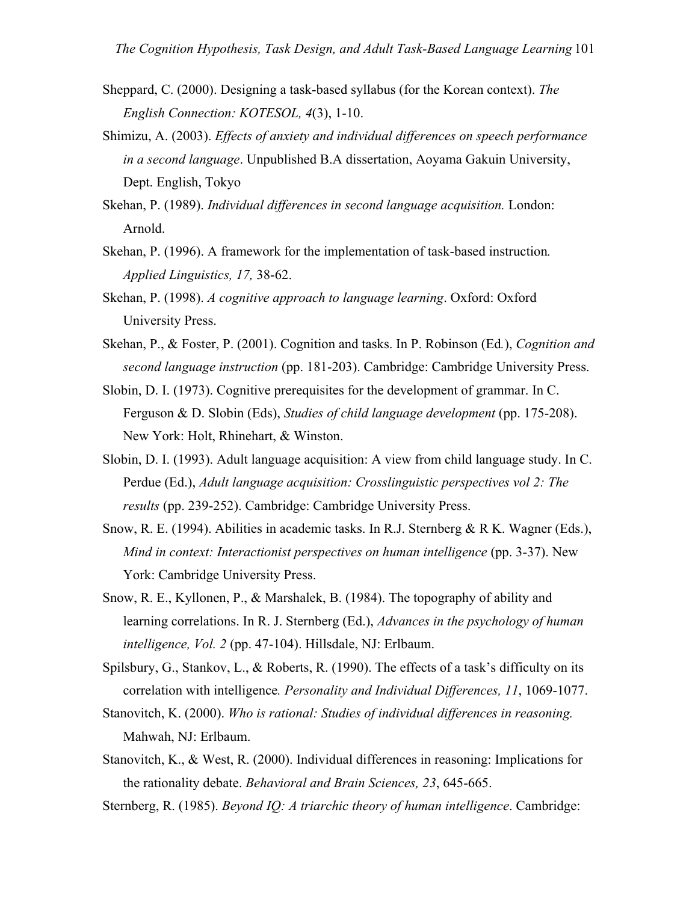Sheppard, C. (2000). Designing a task-based syllabus (for the Korean context). *The English Connection: KOTESOL, 4*(3), 1-10.

Shimizu, A. (2003). *Effects of anxiety and individual differences on speech performance in a second language*. Unpublished B.A dissertation, Aoyama Gakuin University, Dept. English, Tokyo

Skehan, P. (1989). *Individual differences in second language acquisition.* London: Arnold.

Skehan, P. (1996). A framework for the implementation of task-based instruction*. Applied Linguistics, 17,* 38-62.

Skehan, P. (1998). *A cognitive approach to language learning*. Oxford: Oxford University Press.

Skehan, P., & Foster, P. (2001). Cognition and tasks. In P. Robinson (Ed.), *Cognition and second language instruction* (pp. 181-203). Cambridge: Cambridge University Press.

Slobin, D. I. (1973). Cognitive prerequisites for the development of grammar. In C. Ferguson & D. Slobin (Eds), *Studies of child language development* (pp. 175-208). New York: Holt, Rhinehart, & Winston.

Slobin, D. I. (1993). Adult language acquisition: A view from child language study. In C. Perdue (Ed.), *Adult language acquisition: Crosslinguistic perspectives vol 2: The results* (pp. 239-252). Cambridge: Cambridge University Press.

Snow, R. E. (1994). Abilities in academic tasks. In R.J. Sternberg & R K. Wagner (Eds.), *Mind in context: Interactionist perspectives on human intelligence* (pp. 3-37). New York: Cambridge University Press.

Snow, R. E., Kyllonen, P., & Marshalek, B. (1984). The topography of ability and learning correlations. In R. J. Sternberg (Ed.), *Advances in the psychology of human intelligence, Vol. 2* (pp. 47-104). Hillsdale, NJ: Erlbaum.

Spilsbury, G., Stankov, L., & Roberts, R. (1990). The effects of a task's difficulty on its correlation with intelligence*. Personality and Individual Differences, 11*, 1069-1077.

Stanovitch, K. (2000). *Who is rational: Studies of individual differences in reasoning.* Mahwah, NJ: Erlbaum.

Stanovitch, K., & West, R. (2000). Individual differences in reasoning: Implications for the rationality debate. *Behavioral and Brain Sciences, 23*, 645-665.

Sternberg, R. (1985). *Beyond IQ: A triarchic theory of human intelligence*. Cambridge: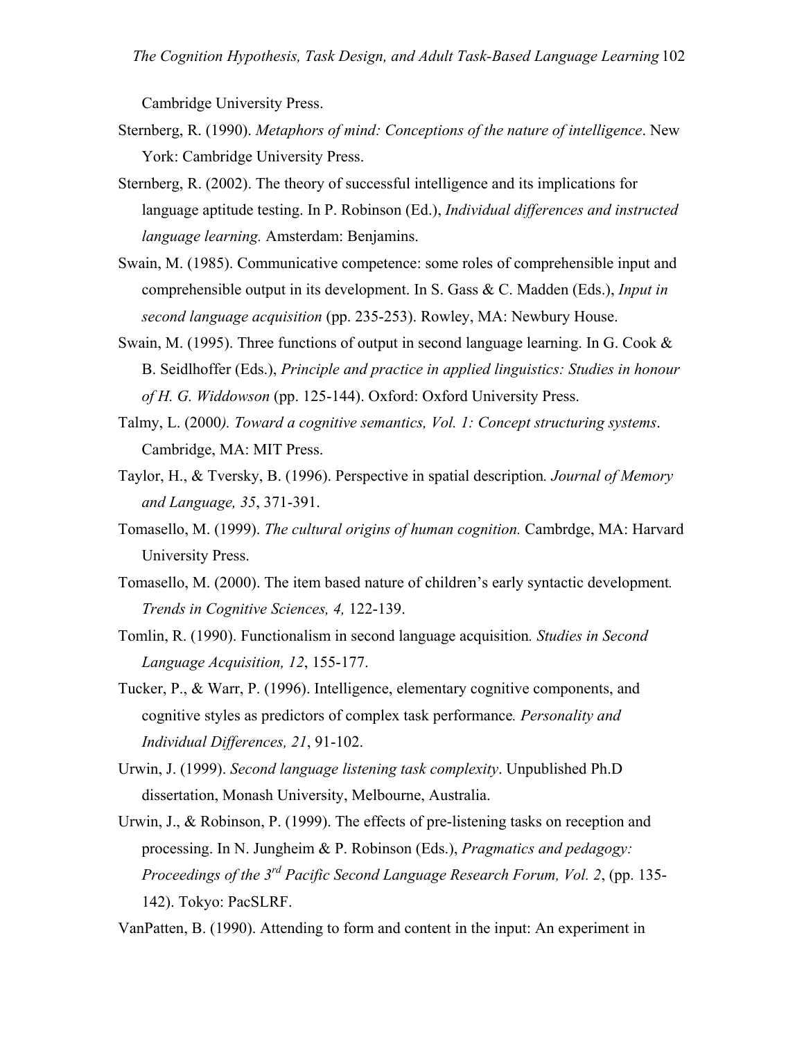Cambridge University Press.

Sternberg, R. (1990). *Metaphors of mind: Conceptions of the nature of intelligence*. New York: Cambridge University Press.

Sternberg, R. (2002). The theory of successful intelligence and its implications for language aptitude testing. In P. Robinson (Ed.), *Individual differences and instructed language learning.* Amsterdam: Benjamins.

Swain, M. (1985). Communicative competence: some roles of comprehensible input and comprehensible output in its development. In S. Gass & C. Madden (Eds.), *Input in second language acquisition* (pp. 235-253). Rowley, MA: Newbury House.

Swain, M. (1995). Three functions of output in second language learning. In G. Cook & B. Seidlhoffer (Eds.), *Principle and practice in applied linguistics: Studies in honour of H. G. Widdowson* (pp. 125-144). Oxford: Oxford University Press.

Talmy, L. (2000*). Toward a cognitive semantics, Vol. 1: Concept structuring systems*. Cambridge, MA: MIT Press.

Taylor, H., & Tversky, B. (1996). Perspective in spatial description*. Journal of Memory and Language, 35*, 371-391.

Tomasello, M. (1999). *The cultural origins of human cognition.* Cambrdge, MA: Harvard University Press.

Tomasello, M. (2000). The item based nature of children's early syntactic development*. Trends in Cognitive Sciences, 4,* 122-139.

Tomlin, R. (1990). Functionalism in second language acquisition*. Studies in Second Language Acquisition, 12*, 155-177.

Tucker, P., & Warr, P. (1996). Intelligence, elementary cognitive components, and cognitive styles as predictors of complex task performance*. Personality and Individual Differences, 21*, 91-102.

Urwin, J. (1999). *Second language listening task complexity*. Unpublished Ph.D dissertation, Monash University, Melbourne, Australia.

Urwin, J., & Robinson, P. (1999). The effects of pre-listening tasks on reception and processing. In N. Jungheim & P. Robinson (Eds.), *Pragmatics and pedagogy: Proceedings of the 3rd Pacific Second Language Research Forum, Vol. 2*, (pp. 135-142). Tokyo: PacSLRF.

VanPatten, B. (1990). Attending to form and content in the input: An experiment in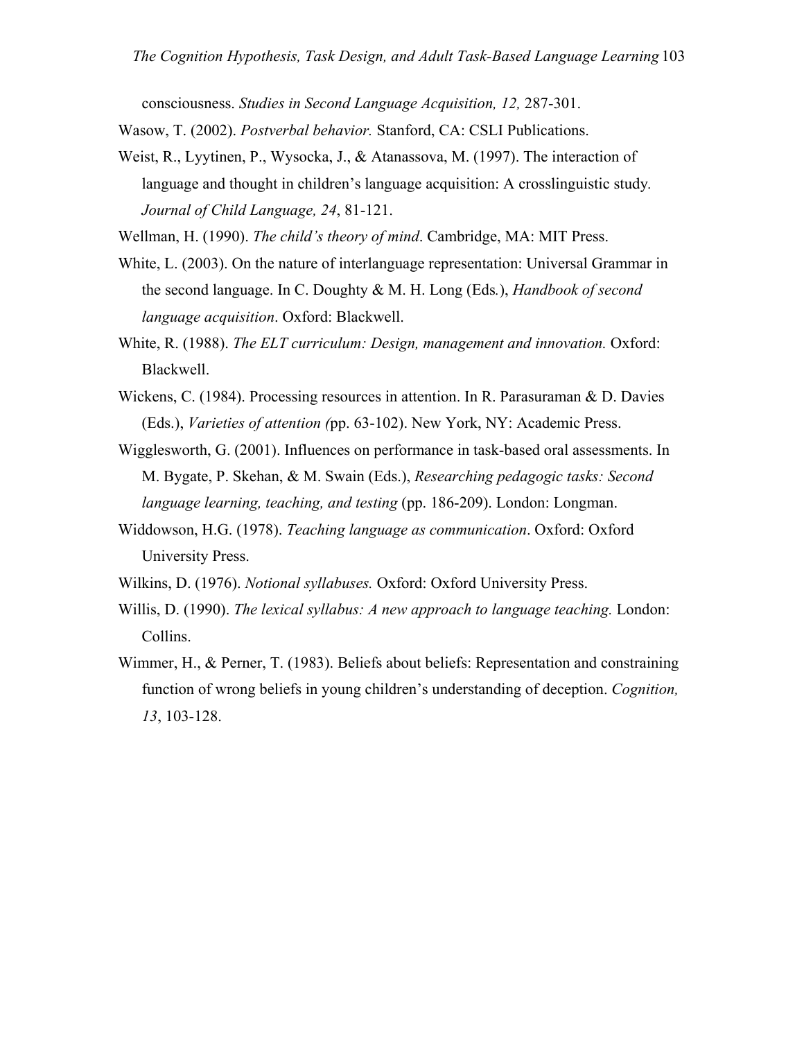consciousness. *Studies in Second Language Acquisition, 12,* 287-301.

Wasow, T. (2002). *Postverbal behavior.* Stanford, CA: CSLI Publications.

Weist, R., Lyytinen, P., Wysocka, J., & Atanassova, M. (1997). The interaction of language and thought in children's language acquisition: A crosslinguistic study. *Journal of Child Language, 24*, 81-121.

Wellman, H. (1990). *The child's theory of mind*. Cambridge, MA: MIT Press.

White, L. (2003). On the nature of interlanguage representation: Universal Grammar in the second language. In C. Doughty & M. H. Long (Eds.), *Handbook of second language acquisition*. Oxford: Blackwell.

White, R. (1988). *The ELT curriculum: Design, management and innovation.* Oxford: Blackwell.

Wickens, C. (1984). Processing resources in attention. In R. Parasuraman & D. Davies (Eds.), *Varieties of attention (*pp. 63-102). New York, NY: Academic Press.

Wigglesworth, G. (2001). Influences on performance in task-based oral assessments. In M. Bygate, P. Skehan, & M. Swain (Eds.), *Researching pedagogic tasks: Second language learning, teaching, and testing* (pp. 186-209). London: Longman.

Widdowson, H.G. (1978). *Teaching language as communication*. Oxford: Oxford University Press.

Wilkins, D. (1976). *Notional syllabuses.* Oxford: Oxford University Press.

Willis, D. (1990). *The lexical syllabus: A new approach to language teaching.* London: Collins.

Wimmer, H., & Perner, T. (1983). Beliefs about beliefs: Representation and constraining function of wrong beliefs in young children's understanding of deception. *Cognition, 13*, 103-128.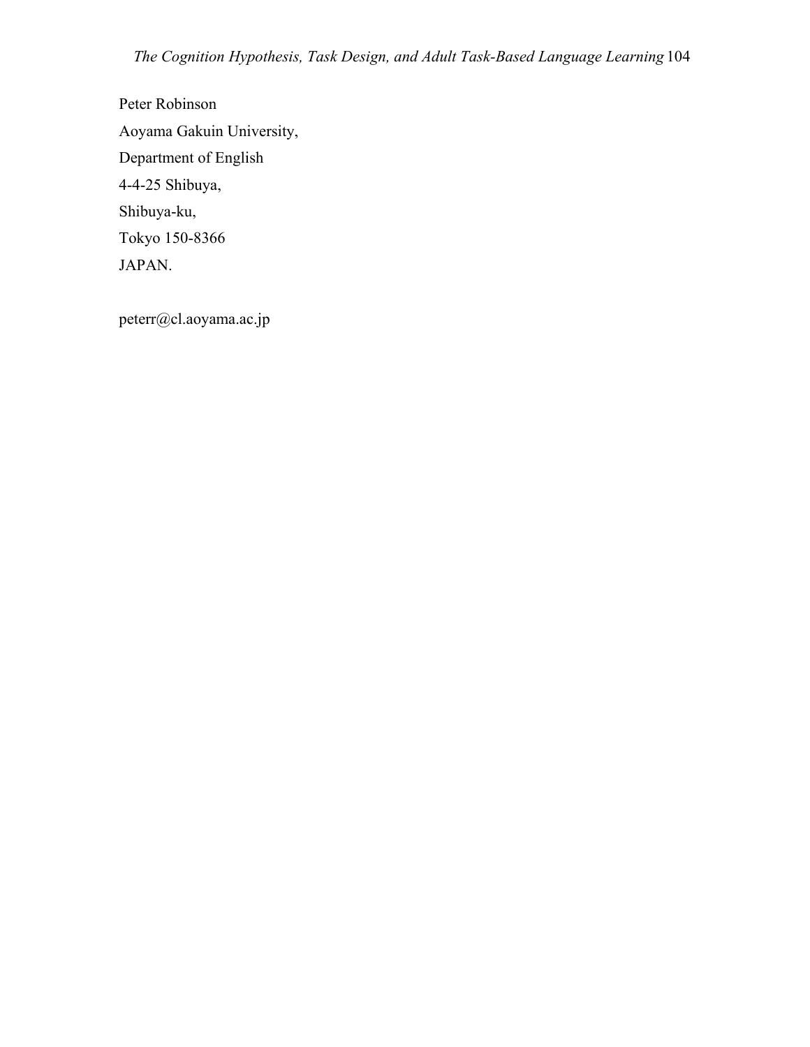Peter Robinson

Aoyama Gakuin University,

Department of English

4-4-25 Shibuya,

Shibuya-ku,

Tokyo 150-8366

JAPAN.

peterr@cl.aoyama.ac.jp